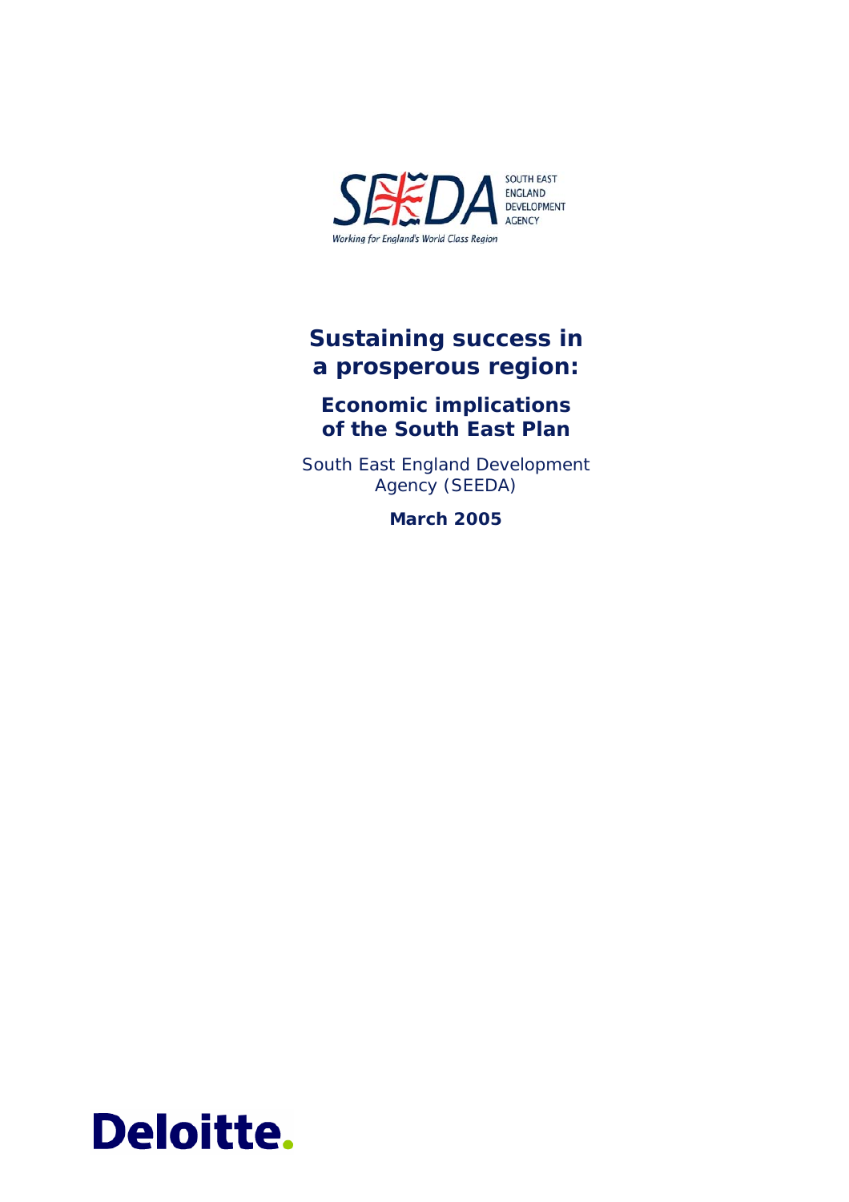SEEDA SOUTH EAST ENGLAND DEVELOPMENT AGENCY

*Working for England's World Class Region*

# Sustaining success in a prosperous region:

## Economic implications of the South East Plan

South East England Development Agency (SEEDA)

**March 2005**

Deloitte.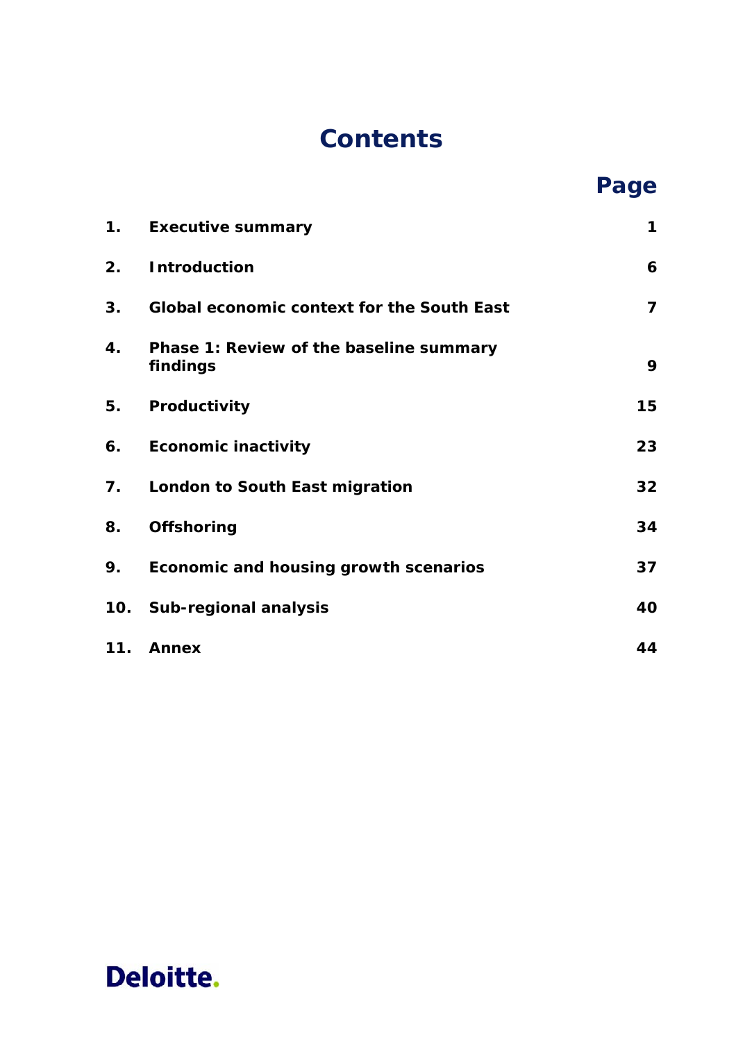# Contents

| | | Page |
|---|---|---|
| 1. | **Executive summary** | **1** |
| 2. | **Introduction** | **6** |
| 3. | **Global economic context for the South East** | **7** |
| 4. | **Phase 1: Review of the baseline summary findings** | **9** |
| 5. | **Productivity** | **15** |
| 6. | **Economic inactivity** | **23** |
| 7. | **London to South East migration** | **32** |
| 8. | **Offshoring** | **34** |
| 9. | **Economic and housing growth scenarios** | **37** |
| 10. | **Sub-regional analysis** | **40** |
| 11. | **Annex** | **44** |

Deloitte.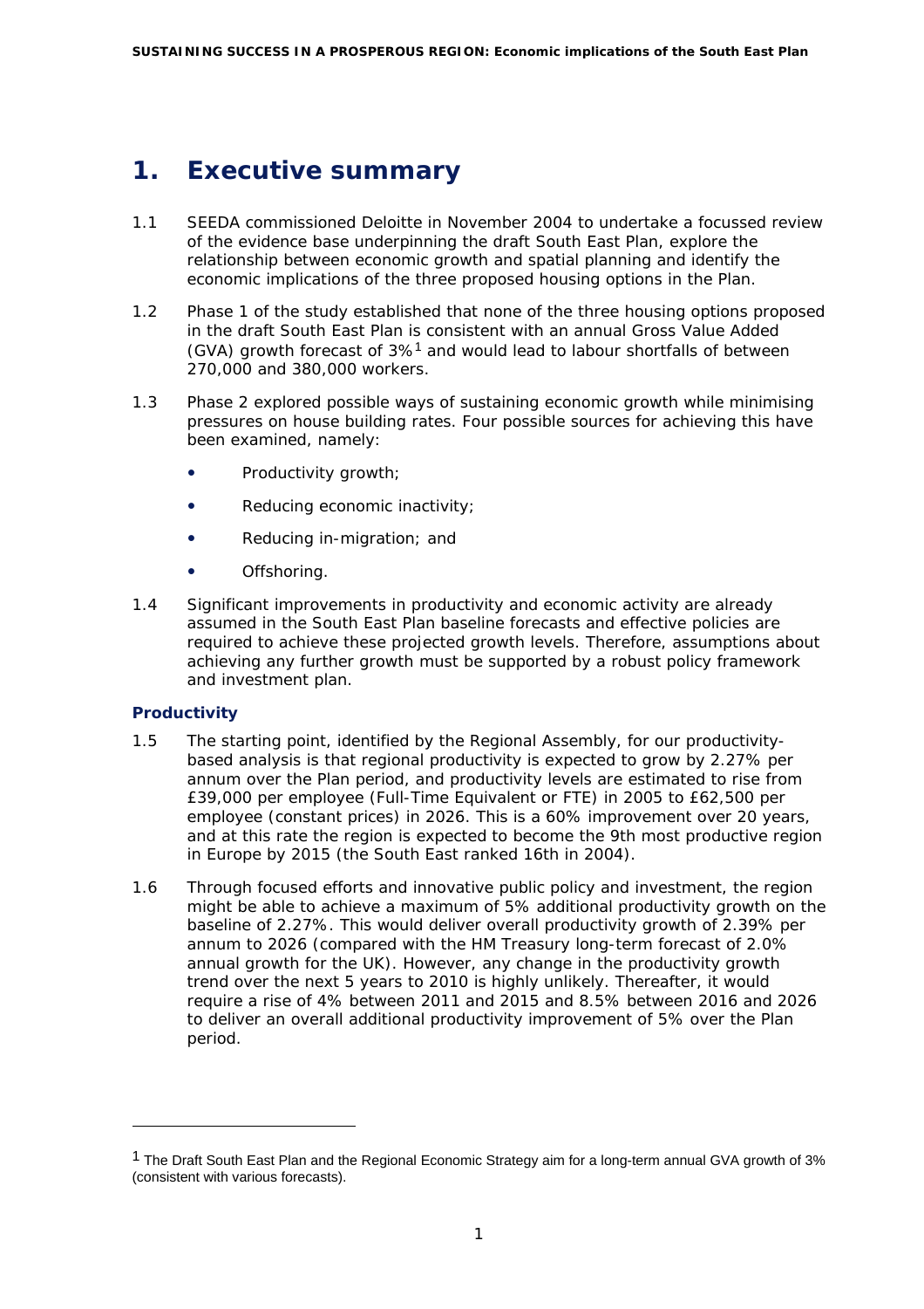# 1. Executive summary

1.1 SEEDA commissioned Deloitte in November 2004 to undertake a focussed review of the evidence base underpinning the draft South East Plan, explore the relationship between economic growth and spatial planning and identify the economic implications of the three proposed housing options in the Plan.

1.2 Phase 1 of the study established that none of the three housing options proposed in the draft South East Plan is consistent with an annual Gross Value Added (GVA) growth forecast of 3%[1] and would lead to labour shortfalls of between 270,000 and 380,000 workers.

1.3 Phase 2 explored possible ways of sustaining economic growth while minimising pressures on house building rates. Four possible sources for achieving this have been examined, namely:

- Productivity growth;
- Reducing economic inactivity;
- Reducing in-migration; and
- Offshoring.

1.4 Significant improvements in productivity and economic activity are already assumed in the South East Plan baseline forecasts and effective policies are required to achieve these projected growth levels. Therefore, assumptions about achieving any further growth must be supported by a robust policy framework and investment plan.

### Productivity

1.5 The starting point, identified by the Regional Assembly, for our productivity-based analysis is that regional productivity is expected to grow by 2.27% per annum over the Plan period, and productivity levels are estimated to rise from £39,000 per employee (Full-Time Equivalent or FTE) in 2005 to £62,500 per employee (constant prices) in 2026. This is a 60% improvement over 20 years, and at this rate the region is expected to become the 9th most productive region in Europe by 2015 (the South East ranked 16th in 2004).

1.6 Through focused efforts and innovative public policy and investment, the region might be able to achieve a maximum of 5% additional productivity growth on the baseline of 2.27%. This would deliver overall productivity growth of 2.39% per annum to 2026 (compared with the HM Treasury long-term forecast of 2.0% annual growth for the UK). However, any change in the productivity growth trend over the next 5 years to 2010 is highly unlikely. Thereafter, it would require a rise of 4% between 2011 and 2015 and 8.5% between 2016 and 2026 to deliver an overall additional productivity improvement of 5% over the Plan period.

---

[1] The Draft South East Plan and the Regional Economic Strategy aim for a long-term annual GVA growth of 3% (consistent with various forecasts).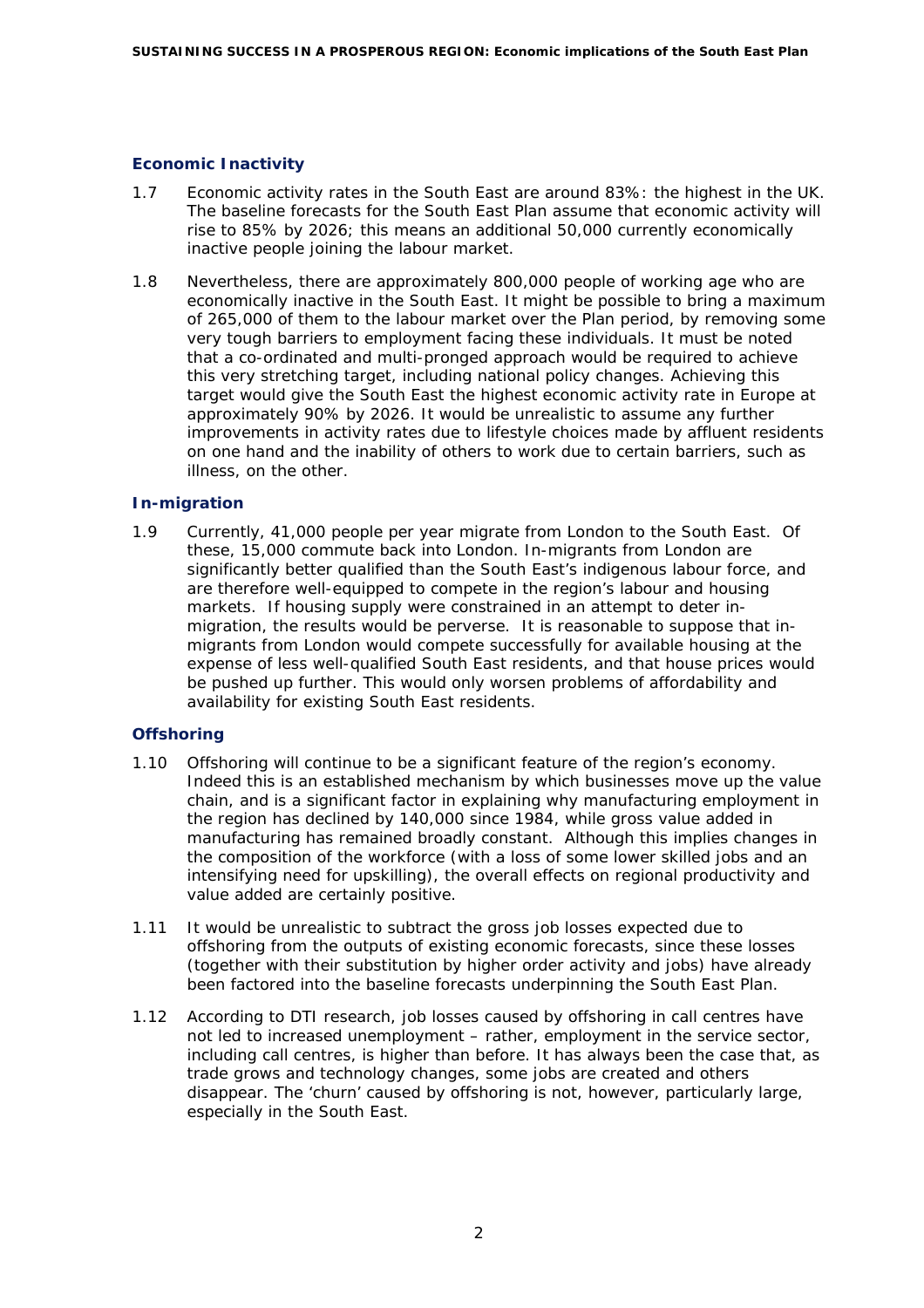### Economic Inactivity

1.7 Economic activity rates in the South East are around 83%: the highest in the UK. The baseline forecasts for the South East Plan assume that economic activity will rise to 85% by 2026; this means an additional 50,000 currently economically inactive people joining the labour market.

1.8 Nevertheless, there are approximately 800,000 people of working age who are economically inactive in the South East. It might be possible to bring a maximum of 265,000 of them to the labour market over the Plan period, by removing some very tough barriers to employment facing these individuals. It must be noted that a co-ordinated and multi-pronged approach would be required to achieve this very stretching target, including national policy changes. Achieving this target would give the South East the highest economic activity rate in Europe at approximately 90% by 2026. It would be unrealistic to assume any further improvements in activity rates due to lifestyle choices made by affluent residents on one hand and the inability of others to work due to certain barriers, such as illness, on the other.

### In-migration

1.9 Currently, 41,000 people per year migrate from London to the South East. Of these, 15,000 commute back into London. In-migrants from London are significantly better qualified than the South East's indigenous labour force, and are therefore well-equipped to compete in the region's labour and housing markets. If housing supply were constrained in an attempt to deter in-migration, the results would be perverse. It is reasonable to suppose that in-migrants from London would compete successfully for available housing at the expense of less well-qualified South East residents, and that house prices would be pushed up further. This would only worsen problems of affordability and availability for existing South East residents.

### Offshoring

1.10 Offshoring will continue to be a significant feature of the region's economy. Indeed this is an established mechanism by which businesses move up the value chain, and is a significant factor in explaining why manufacturing employment in the region has declined by 140,000 since 1984, while gross value added in manufacturing has remained broadly constant. Although this implies changes in the composition of the workforce (with a loss of some lower skilled jobs and an intensifying need for upskilling), the overall effects on regional productivity and value added are certainly positive.

1.11 It would be unrealistic to subtract the gross job losses expected due to offshoring from the outputs of existing economic forecasts, since these losses (together with their substitution by higher order activity and jobs) have already been factored into the baseline forecasts underpinning the South East Plan.

1.12 According to DTI research, job losses caused by offshoring in call centres have not led to increased unemployment – rather, employment in the service sector, including call centres, is higher than before. It has always been the case that, as trade grows and technology changes, some jobs are created and others disappear. The 'churn' caused by offshoring is not, however, particularly large, especially in the South East.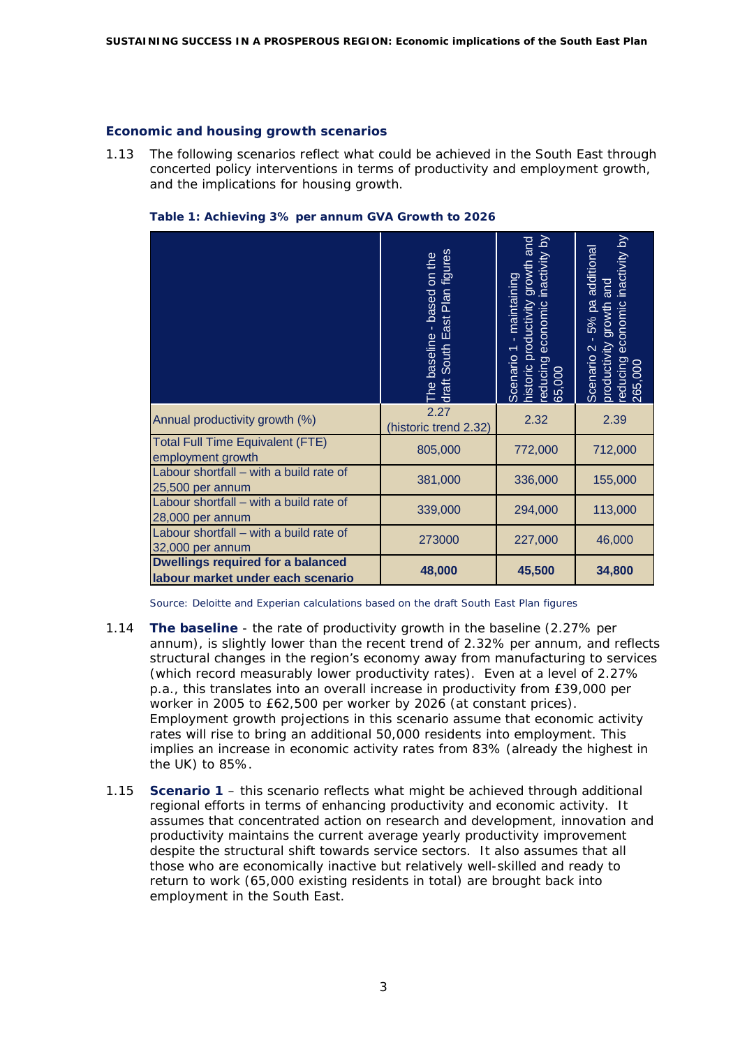### Economic and housing growth scenarios

1.13 The following scenarios reflect what could be achieved in the South East through concerted policy interventions in terms of productivity and employment growth, and the implications for housing growth.

**Table 1: Achieving 3% per annum GVA Growth to 2026**

| | The baseline - based on the draft South East Plan figures | Scenario 1 - maintaining historic productivity growth and reducing economic inactivity by 65,000 | Scenario 2 - 5% pa additional productivity growth and reducing economic inactivity by 265,000 |
|---|---|---|---|
| Annual productivity growth (%) | 2.27 (historic trend 2.32) | 2.32 | 2.39 |
| Total Full Time Equivalent (FTE) employment growth | 805,000 | 772,000 | 712,000 |
| Labour shortfall – with a build rate of 25,500 per annum | 381,000 | 336,000 | 155,000 |
| Labour shortfall – with a build rate of 28,000 per annum | 339,000 | 294,000 | 113,000 |
| Labour shortfall – with a build rate of 32,000 per annum | 273000 | 227,000 | 46,000 |
| **Dwellings required for a balanced labour market under each scenario** | **48,000** | **45,500** | **34,800** |

Source: Deloitte and Experian calculations based on the draft South East Plan figures

1.14 **The baseline** - the rate of productivity growth in the baseline (2.27% per annum), is slightly lower than the recent trend of 2.32% per annum, and reflects structural changes in the region's economy away from manufacturing to services (which record measurably lower productivity rates). Even at a level of 2.27% p.a., this translates into an overall increase in productivity from £39,000 per worker in 2005 to £62,500 per worker by 2026 (at constant prices). Employment growth projections in this scenario assume that economic activity rates will rise to bring an additional 50,000 residents into employment. This implies an increase in economic activity rates from 83% (already the highest in the UK) to 85%.

1.15 **Scenario 1** – this scenario reflects what might be achieved through additional regional efforts in terms of enhancing productivity and economic activity. It assumes that concentrated action on research and development, innovation and productivity maintains the current average yearly productivity improvement despite the structural shift towards service sectors. It also assumes that all those who are economically inactive but relatively well-skilled and ready to return to work (65,000 existing residents in total) are brought back into employment in the South East.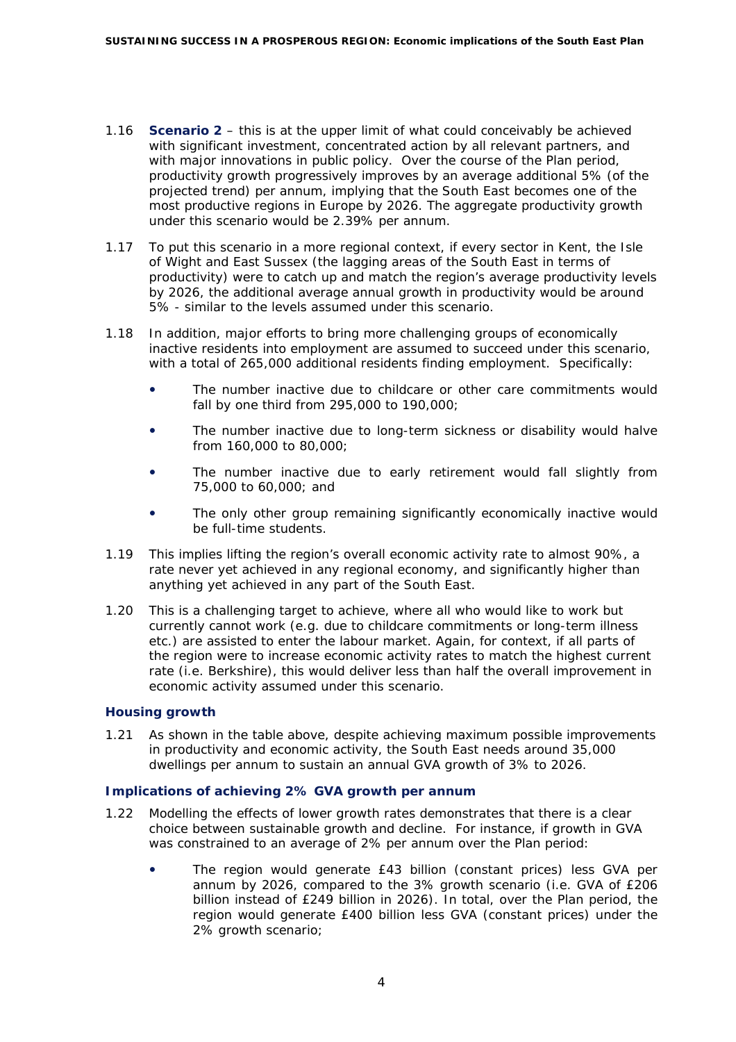1.16 **Scenario 2** – this is at the upper limit of what could conceivably be achieved with significant investment, concentrated action by all relevant partners, and with major innovations in public policy. Over the course of the Plan period, productivity growth progressively improves by an average additional 5% (of the projected trend) per annum, implying that the South East becomes one of the most productive regions in Europe by 2026. The aggregate productivity growth under this scenario would be 2.39% per annum.

1.17 To put this scenario in a more regional context, if every sector in Kent, the Isle of Wight and East Sussex (the lagging areas of the South East in terms of productivity) were to catch up and match the region's average productivity levels by 2026, the additional average annual growth in productivity would be around 5% - similar to the levels assumed under this scenario.

1.18 In addition, major efforts to bring more challenging groups of economically inactive residents into employment are assumed to succeed under this scenario, with a total of 265,000 additional residents finding employment. Specifically:

- The number inactive due to childcare or other care commitments would fall by one third from 295,000 to 190,000;
- The number inactive due to long-term sickness or disability would halve from 160,000 to 80,000;
- The number inactive due to early retirement would fall slightly from 75,000 to 60,000; and
- The only other group remaining significantly economically inactive would be full-time students.

1.19 This implies lifting the region's overall economic activity rate to almost 90%, a rate never yet achieved in any regional economy, and significantly higher than anything yet achieved in any part of the South East.

1.20 This is a challenging target to achieve, where all who would like to work but currently cannot work (e.g. due to childcare commitments or long-term illness etc.) are assisted to enter the labour market. Again, for context, if all parts of the region were to increase economic activity rates to match the highest current rate (i.e. Berkshire), this would deliver less than half the overall improvement in economic activity assumed under this scenario.

### Housing growth

1.21 As shown in the table above, despite achieving maximum possible improvements in productivity and economic activity, the South East needs around 35,000 dwellings per annum to sustain an annual GVA growth of 3% to 2026.

### Implications of achieving 2% GVA growth per annum

1.22 Modelling the effects of lower growth rates demonstrates that there is a clear choice between sustainable growth and decline. For instance, if growth in GVA was constrained to an average of 2% per annum over the Plan period:

- The region would generate £43 billion (constant prices) less GVA per annum by 2026, compared to the 3% growth scenario (i.e. GVA of £206 billion instead of £249 billion in 2026). In total, over the Plan period, the region would generate £400 billion less GVA (constant prices) under the 2% growth scenario;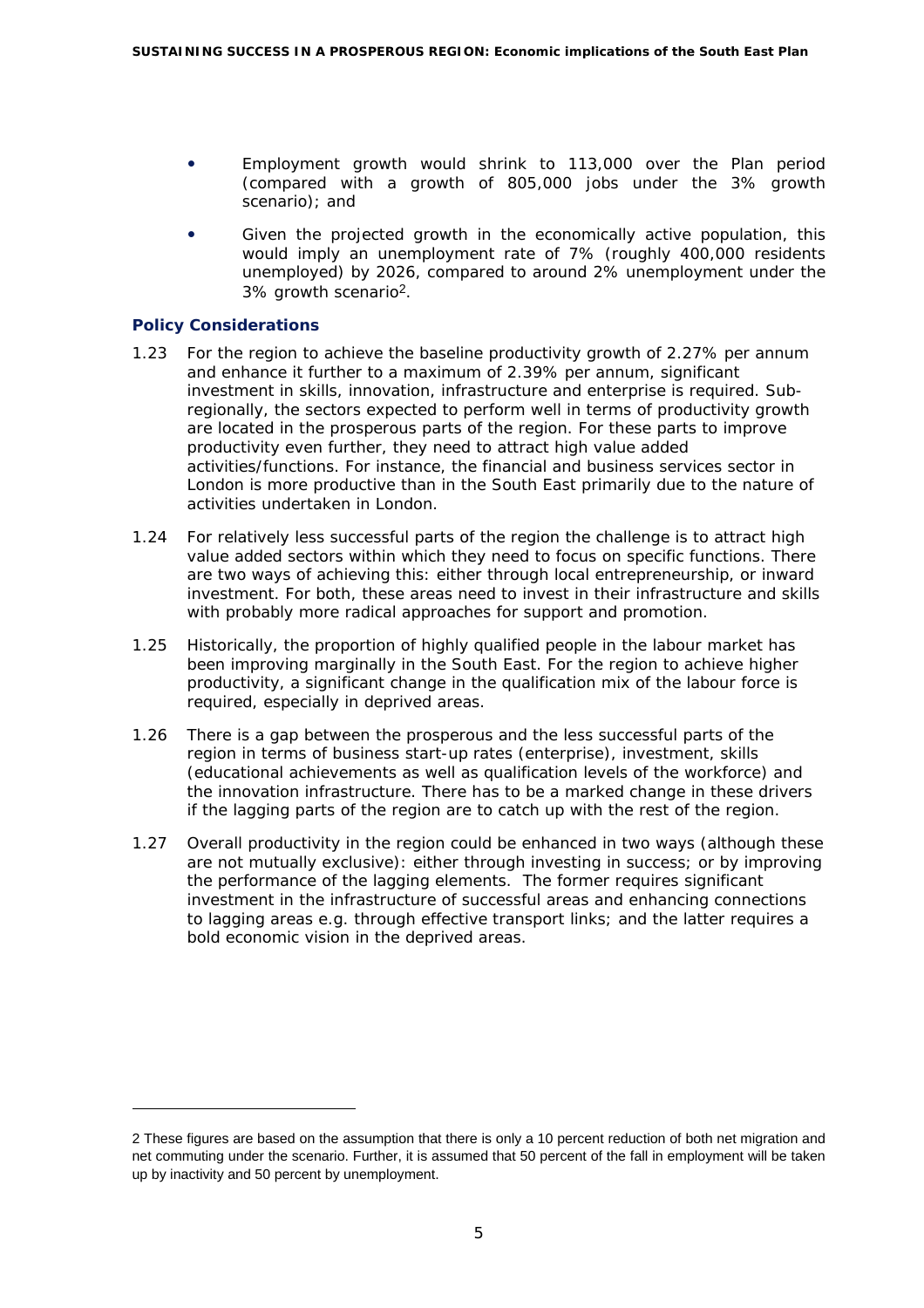- Employment growth would shrink to 113,000 over the Plan period (compared with a growth of 805,000 jobs under the 3% growth scenario); and
- Given the projected growth in the economically active population, this would imply an unemployment rate of 7% (roughly 400,000 residents unemployed) by 2026, compared to around 2% unemployment under the 3% growth scenario[2].

### Policy Considerations

1.23 For the region to achieve the baseline productivity growth of 2.27% per annum and enhance it further to a maximum of 2.39% per annum, significant investment in skills, innovation, infrastructure and enterprise is required. Sub-regionally, the sectors expected to perform well in terms of productivity growth are located in the prosperous parts of the region. For these parts to improve productivity even further, they need to attract high value added activities/functions. For instance, the financial and business services sector in London is more productive than in the South East primarily due to the nature of activities undertaken in London.

1.24 For relatively less successful parts of the region the challenge is to attract high value added sectors within which they need to focus on specific functions. There are two ways of achieving this: either through local entrepreneurship, or inward investment. For both, these areas need to invest in their infrastructure and skills with probably more radical approaches for support and promotion.

1.25 Historically, the proportion of highly qualified people in the labour market has been improving marginally in the South East. For the region to achieve higher productivity, a significant change in the qualification mix of the labour force is required, especially in deprived areas.

1.26 There is a gap between the prosperous and the less successful parts of the region in terms of business start-up rates (enterprise), investment, skills (educational achievements as well as qualification levels of the workforce) and the innovation infrastructure. There has to be a marked change in these drivers if the lagging parts of the region are to catch up with the rest of the region.

1.27 Overall productivity in the region could be enhanced in two ways (although these are not mutually exclusive): either through investing in success; or by improving the performance of the lagging elements. The former requires significant investment in the infrastructure of successful areas and enhancing connections to lagging areas e.g. through effective transport links; and the latter requires a bold economic vision in the deprived areas.

---

2 These figures are based on the assumption that there is only a 10 percent reduction of both net migration and net commuting under the scenario. Further, it is assumed that 50 percent of the fall in employment will be taken up by inactivity and 50 percent by unemployment.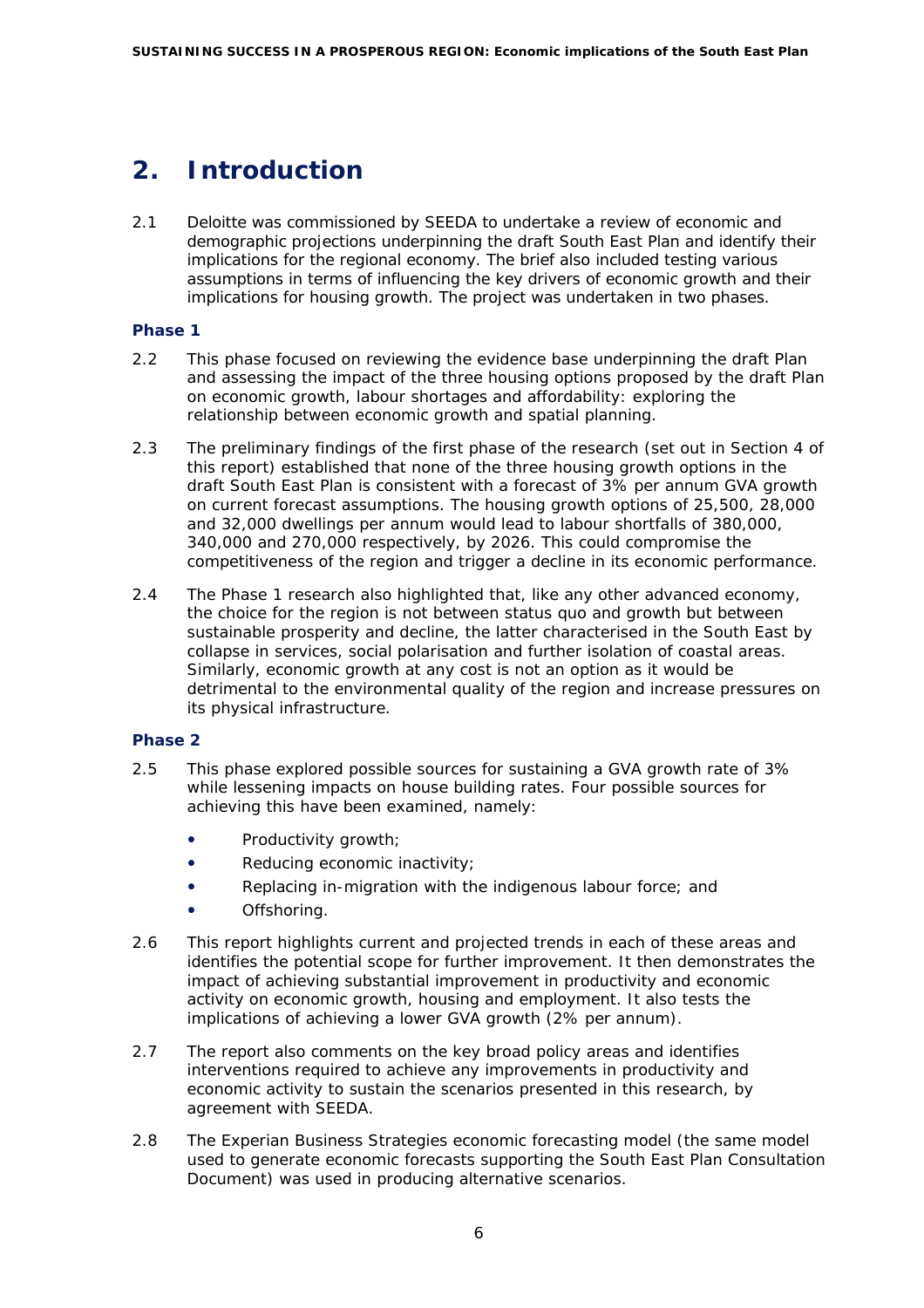## 2. Introduction

2.1 Deloitte was commissioned by SEEDA to undertake a review of economic and demographic projections underpinning the draft South East Plan and identify their implications for the regional economy. The brief also included testing various assumptions in terms of influencing the key drivers of economic growth and their implications for housing growth. The project was undertaken in two phases.

### Phase 1

2.2 This phase focused on reviewing the evidence base underpinning the draft Plan and assessing the impact of the three housing options proposed by the draft Plan on economic growth, labour shortages and affordability: exploring the relationship between economic growth and spatial planning.

2.3 The preliminary findings of the first phase of the research (set out in Section 4 of this report) established that none of the three housing growth options in the draft South East Plan is consistent with a forecast of 3% per annum GVA growth on current forecast assumptions. The housing growth options of 25,500, 28,000 and 32,000 dwellings per annum would lead to labour shortfalls of 380,000, 340,000 and 270,000 respectively, by 2026. This could compromise the competitiveness of the region and trigger a decline in its economic performance.

2.4 The Phase 1 research also highlighted that, like any other advanced economy, the choice for the region is not between status quo and growth but between sustainable prosperity and decline, the latter characterised in the South East by collapse in services, social polarisation and further isolation of coastal areas. Similarly, economic growth at any cost is not an option as it would be detrimental to the environmental quality of the region and increase pressures on its physical infrastructure.

### Phase 2

2.5 This phase explored possible sources for sustaining a GVA growth rate of 3% while lessening impacts on house building rates. Four possible sources for achieving this have been examined, namely:

- Productivity growth;
- Reducing economic inactivity;
- Replacing in-migration with the indigenous labour force; and
- Offshoring.

2.6 This report highlights current and projected trends in each of these areas and identifies the potential scope for further improvement. It then demonstrates the impact of achieving substantial improvement in productivity and economic activity on economic growth, housing and employment. It also tests the implications of achieving a lower GVA growth (2% per annum).

2.7 The report also comments on the key broad policy areas and identifies interventions required to achieve any improvements in productivity and economic activity to sustain the scenarios presented in this research, by agreement with SEEDA.

2.8 The Experian Business Strategies economic forecasting model (the same model used to generate economic forecasts supporting the South East Plan Consultation Document) was used in producing alternative scenarios.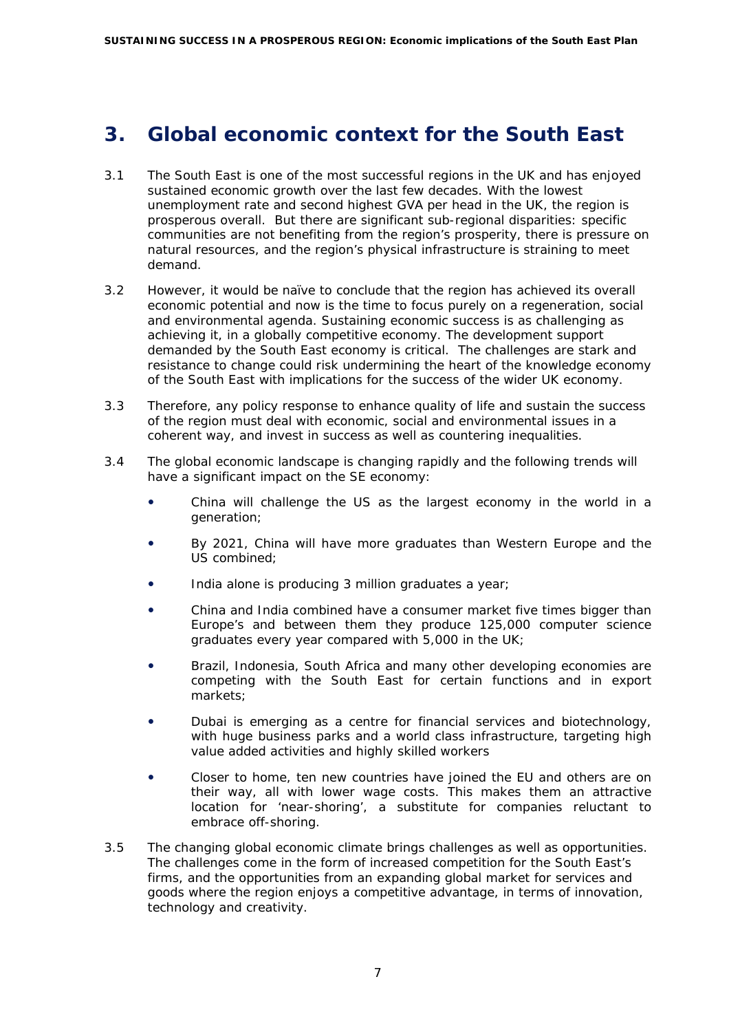## 3. Global economic context for the South East

3.1 The South East is one of the most successful regions in the UK and has enjoyed sustained economic growth over the last few decades. With the lowest unemployment rate and second highest GVA per head in the UK, the region is prosperous overall. But there are significant sub-regional disparities: specific communities are not benefiting from the region's prosperity, there is pressure on natural resources, and the region's physical infrastructure is straining to meet demand.

3.2 However, it would be naïve to conclude that the region has achieved its overall economic potential and now is the time to focus purely on a regeneration, social and environmental agenda. Sustaining economic success is as challenging as achieving it, in a globally competitive economy. The development support demanded by the South East economy is critical. The challenges are stark and resistance to change could risk undermining the heart of the knowledge economy of the South East with implications for the success of the wider UK economy.

3.3 Therefore, any policy response to enhance quality of life and sustain the success of the region must deal with economic, social and environmental issues in a coherent way, and invest in success as well as countering inequalities.

3.4 The global economic landscape is changing rapidly and the following trends will have a significant impact on the SE economy:

- China will challenge the US as the largest economy in the world in a generation;
- By 2021, China will have more graduates than Western Europe and the US combined;
- India alone is producing 3 million graduates a year;
- China and India combined have a consumer market five times bigger than Europe's and between them they produce 125,000 computer science graduates every year compared with 5,000 in the UK;
- Brazil, Indonesia, South Africa and many other developing economies are competing with the South East for certain functions and in export markets;
- Dubai is emerging as a centre for financial services and biotechnology, with huge business parks and a world class infrastructure, targeting high value added activities and highly skilled workers
- Closer to home, ten new countries have joined the EU and others are on their way, all with lower wage costs. This makes them an attractive location for 'near-shoring', a substitute for companies reluctant to embrace off-shoring.

3.5 The changing global economic climate brings challenges as well as opportunities. The challenges come in the form of increased competition for the South East's firms, and the opportunities from an expanding global market for services and goods where the region enjoys a competitive advantage, in terms of innovation, technology and creativity.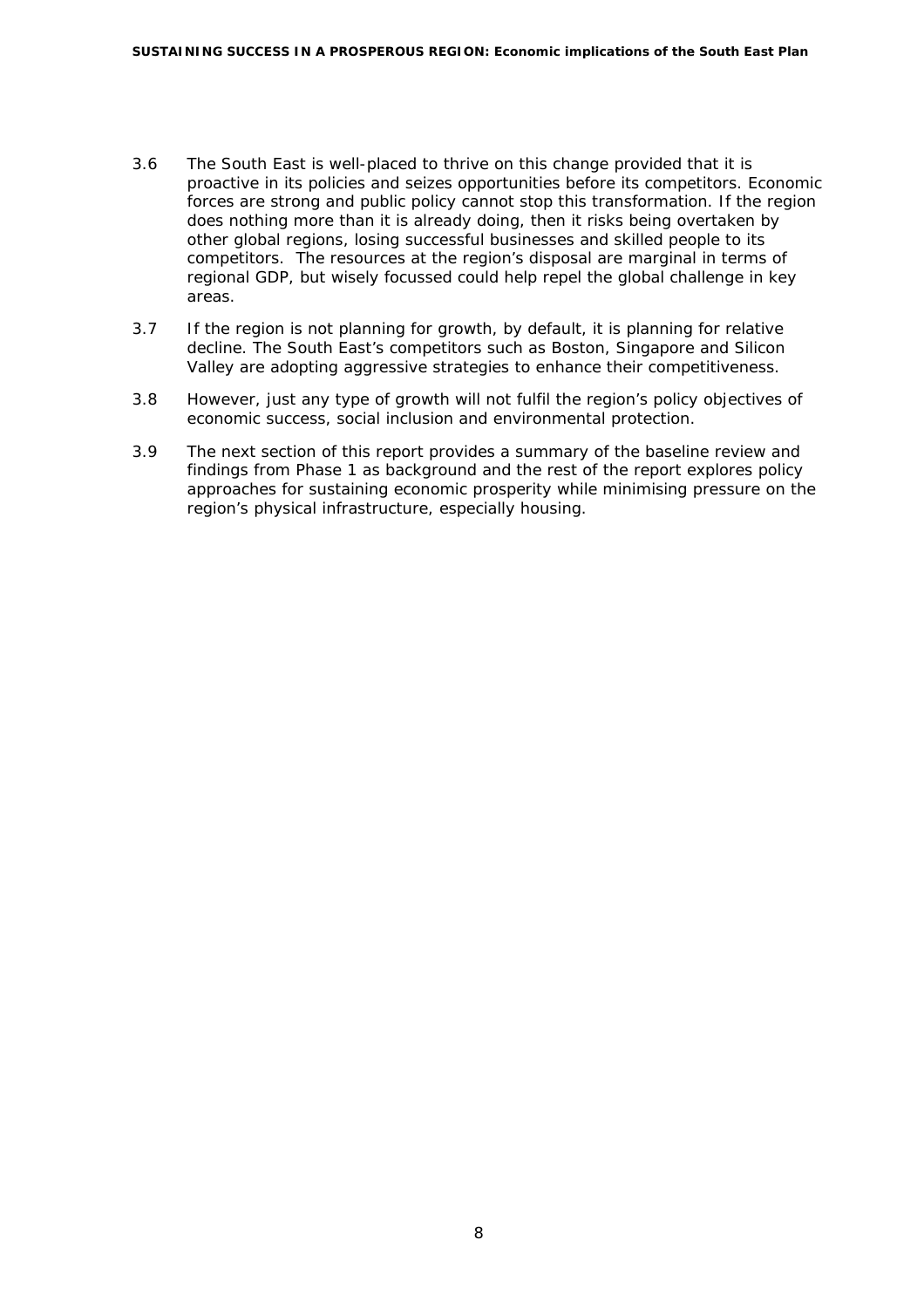3.6 The South East is well-placed to thrive on this change provided that it is proactive in its policies and seizes opportunities before its competitors. Economic forces are strong and public policy cannot stop this transformation. If the region does nothing more than it is already doing, then it risks being overtaken by other global regions, losing successful businesses and skilled people to its competitors. The resources at the region's disposal are marginal in terms of regional GDP, but wisely focussed could help repel the global challenge in key areas.

3.7 If the region is not planning for growth, by default, it is planning for relative decline. The South East's competitors such as Boston, Singapore and Silicon Valley are adopting aggressive strategies to enhance their competitiveness.

3.8 However, just any type of growth will not fulfil the region's policy objectives of economic success, social inclusion and environmental protection.

3.9 The next section of this report provides a summary of the baseline review and findings from Phase 1 as background and the rest of the report explores policy approaches for sustaining economic prosperity while minimising pressure on the region's physical infrastructure, especially housing.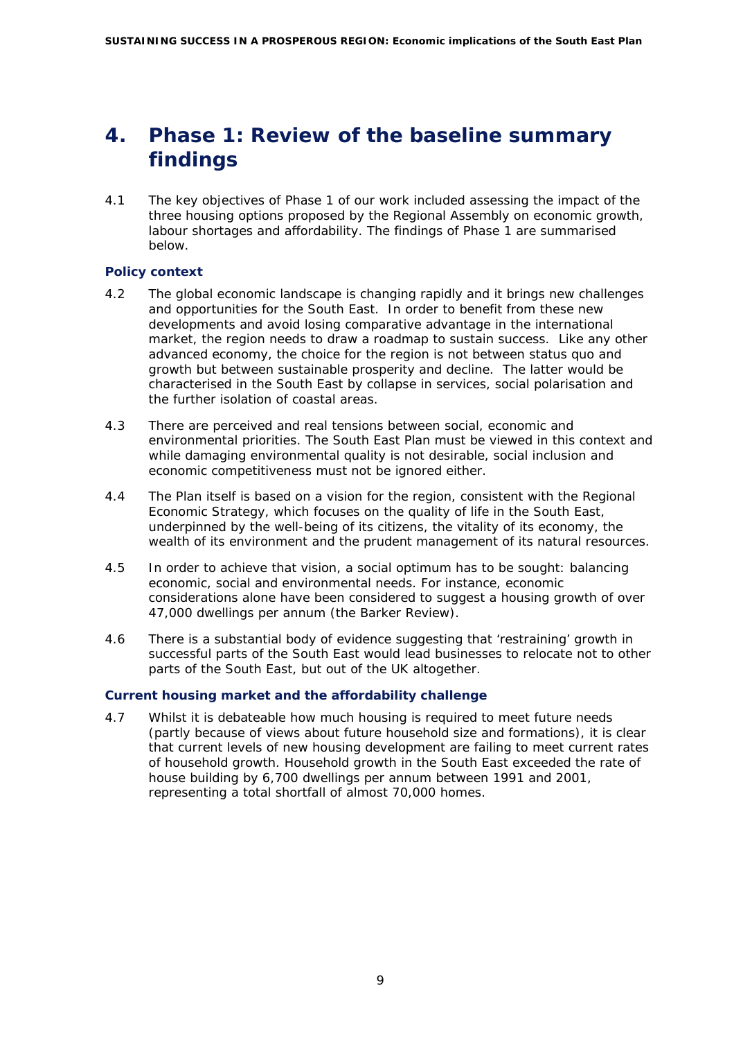# 4. Phase 1: Review of the baseline summary findings

4.1 The key objectives of Phase 1 of our work included assessing the impact of the three housing options proposed by the Regional Assembly on economic growth, labour shortages and affordability. The findings of Phase 1 are summarised below.

### Policy context

4.2 The global economic landscape is changing rapidly and it brings new challenges and opportunities for the South East. In order to benefit from these new developments and avoid losing comparative advantage in the international market, the region needs to draw a roadmap to sustain success. Like any other advanced economy, the choice for the region is not between status quo and growth but between sustainable prosperity and decline. The latter would be characterised in the South East by collapse in services, social polarisation and the further isolation of coastal areas.

4.3 There are perceived and real tensions between social, economic and environmental priorities. The South East Plan must be viewed in this context and while damaging environmental quality is not desirable, social inclusion and economic competitiveness must not be ignored either.

4.4 The Plan itself is based on a vision for the region, consistent with the Regional Economic Strategy, which focuses on the quality of life in the South East, underpinned by the well-being of its citizens, the vitality of its economy, the wealth of its environment and the prudent management of its natural resources.

4.5 In order to achieve that vision, a social optimum has to be sought: balancing economic, social and environmental needs. For instance, economic considerations alone have been considered to suggest a housing growth of over 47,000 dwellings per annum (the Barker Review).

4.6 There is a substantial body of evidence suggesting that 'restraining' growth in successful parts of the South East would lead businesses to relocate not to other parts of the South East, but out of the UK altogether.

### Current housing market and the affordability challenge

4.7 Whilst it is debateable how much housing is required to meet future needs (partly because of views about future household size and formations), it is clear that current levels of new housing development are failing to meet current rates of household growth. Household growth in the South East exceeded the rate of house building by 6,700 dwellings per annum between 1991 and 2001, representing a total shortfall of almost 70,000 homes.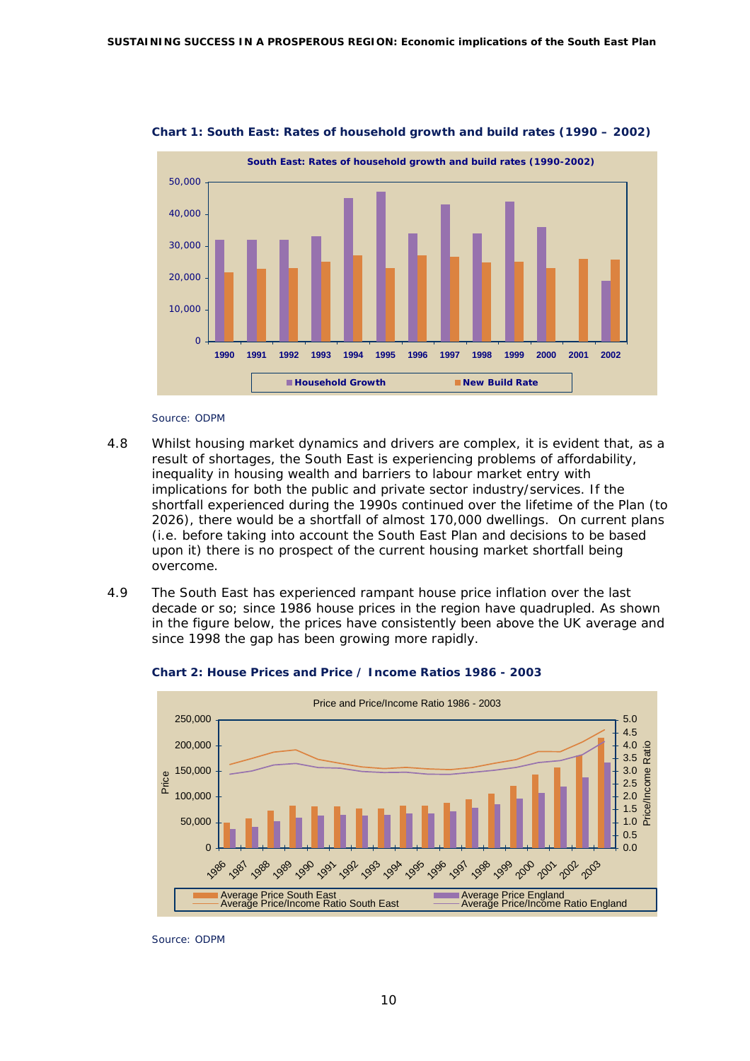**Chart 1: South East: Rates of household growth and build rates (1990 – 2002)**

Source: ODPM

4.8 Whilst housing market dynamics and drivers are complex, it is evident that, as a result of shortages, the South East is experiencing problems of affordability, inequality in housing wealth and barriers to labour market entry with implications for both the public and private sector industry/services. If the shortfall experienced during the 1990s continued over the lifetime of the Plan (to 2026), there would be a shortfall of almost 170,000 dwellings. On current plans (i.e. before taking into account the South East Plan and decisions to be based upon it) there is no prospect of the current housing market shortfall being overcome.

4.9 The South East has experienced rampant house price inflation over the last decade or so; since 1986 house prices in the region have quadrupled. As shown in the figure below, the prices have consistently been above the UK average and since 1998 the gap has been growing more rapidly.

**Chart 2: House Prices and Price / Income Ratios 1986 - 2003**

Source: ODPM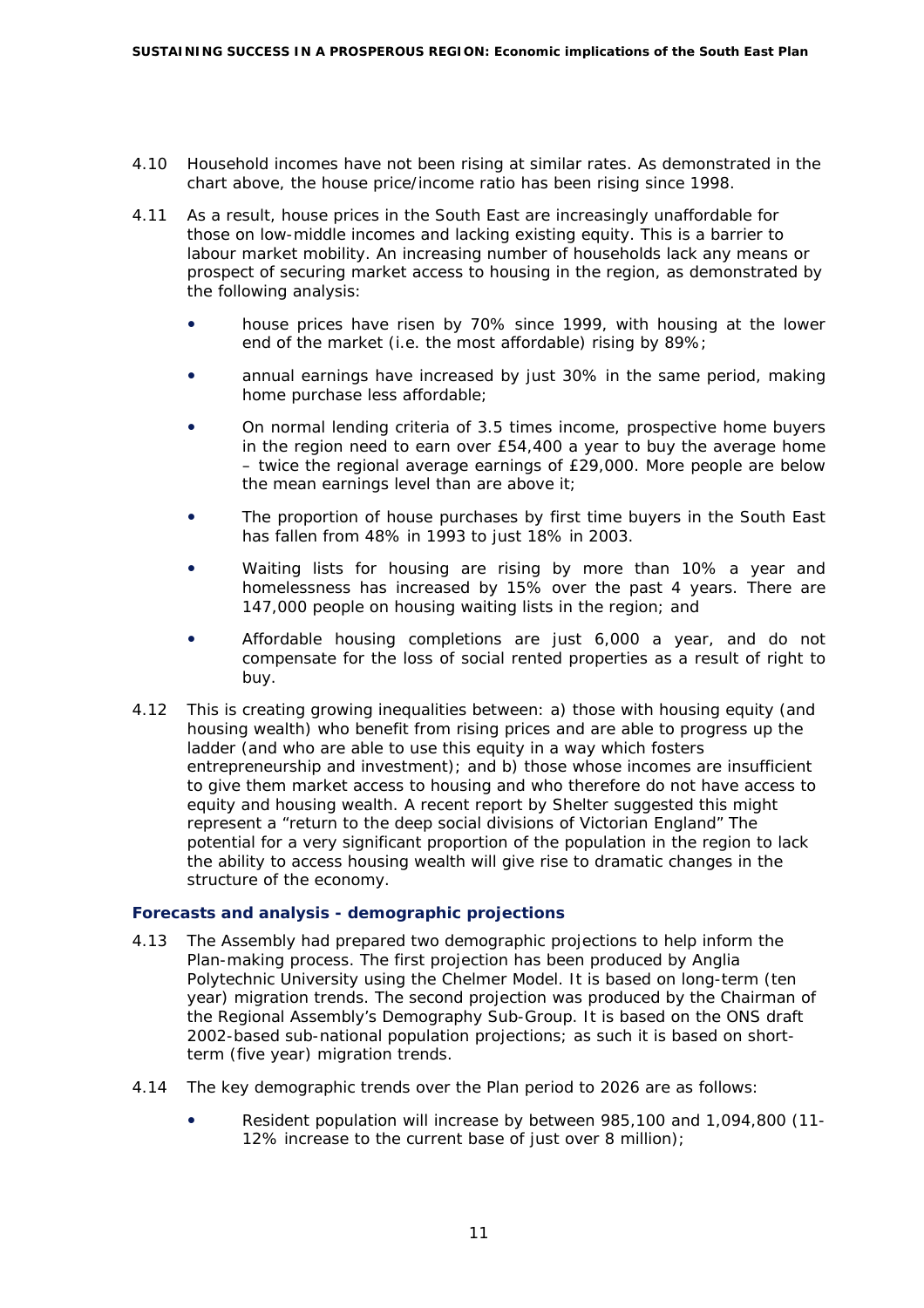4.10 Household incomes have not been rising at similar rates. As demonstrated in the chart above, the house price/income ratio has been rising since 1998.

4.11 As a result, house prices in the South East are increasingly unaffordable for those on low-middle incomes and lacking existing equity. This is a barrier to labour market mobility. An increasing number of households lack any means or prospect of securing market access to housing in the region, as demonstrated by the following analysis:

- house prices have risen by 70% since 1999, with housing at the lower end of the market (i.e. the most affordable) rising by 89%;
- annual earnings have increased by just 30% in the same period, making home purchase less affordable;
- On normal lending criteria of 3.5 times income, prospective home buyers in the region need to earn over £54,400 a year to buy the average home – twice the regional average earnings of £29,000. More people are below the mean earnings level than are above it;
- The proportion of house purchases by first time buyers in the South East has fallen from 48% in 1993 to just 18% in 2003.
- Waiting lists for housing are rising by more than 10% a year and homelessness has increased by 15% over the past 4 years. There are 147,000 people on housing waiting lists in the region; and
- Affordable housing completions are just 6,000 a year, and do not compensate for the loss of social rented properties as a result of right to buy.

4.12 This is creating growing inequalities between: a) those with housing equity (and housing wealth) who benefit from rising prices and are able to progress up the ladder (and who are able to use this equity in a way which fosters entrepreneurship and investment); and b) those whose incomes are insufficient to give them market access to housing and who therefore do not have access to equity and housing wealth. A recent report by Shelter suggested this might represent a "return to the deep social divisions of Victorian England" The potential for a very significant proportion of the population in the region to lack the ability to access housing wealth will give rise to dramatic changes in the structure of the economy.

### Forecasts and analysis - demographic projections

4.13 The Assembly had prepared two demographic projections to help inform the Plan-making process. The first projection has been produced by Anglia Polytechnic University using the Chelmer Model. It is based on long-term (ten year) migration trends. The second projection was produced by the Chairman of the Regional Assembly's Demography Sub-Group. It is based on the ONS draft 2002-based sub-national population projections; as such it is based on short-term (five year) migration trends.

4.14 The key demographic trends over the Plan period to 2026 are as follows:

- Resident population will increase by between 985,100 and 1,094,800 (11-12% increase to the current base of just over 8 million);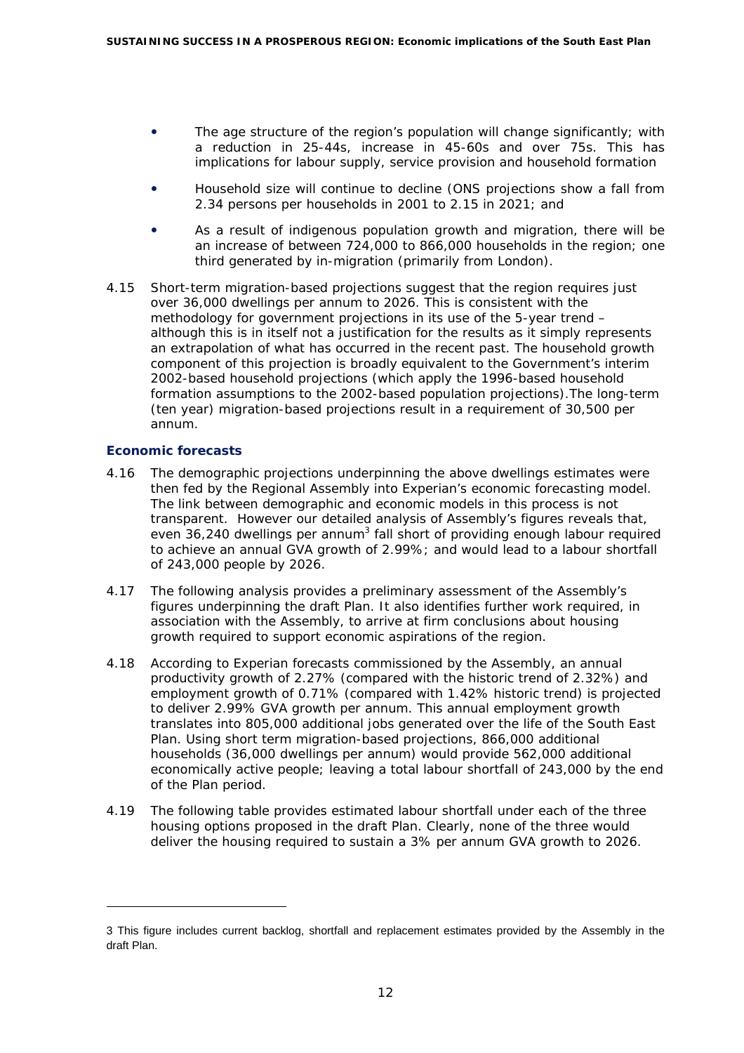- The age structure of the region's population will change significantly; with a reduction in 25-44s, increase in 45-60s and over 75s. This has implications for labour supply, service provision and household formation
- Household size will continue to decline (ONS projections show a fall from 2.34 persons per households in 2001 to 2.15 in 2021; and
- As a result of indigenous population growth and migration, there will be an increase of between 724,000 to 866,000 households in the region; one third generated by in-migration (primarily from London).

4.15 Short-term migration-based projections suggest that the region requires just over 36,000 dwellings per annum to 2026. This is consistent with the methodology for government projections in its use of the 5-year trend – although this is in itself not a justification for the results as it simply represents an extrapolation of what has occurred in the recent past. The household growth component of this projection is broadly equivalent to the Government's interim 2002-based household projections (which apply the 1996-based household formation assumptions to the 2002-based population projections).The long-term (ten year) migration-based projections result in a requirement of 30,500 per annum.

### Economic forecasts

4.16 The demographic projections underpinning the above dwellings estimates were then fed by the Regional Assembly into Experian's economic forecasting model. The link between demographic and economic models in this process is not transparent. However our detailed analysis of Assembly's figures reveals that, even 36,240 dwellings per annum[3] fall short of providing enough labour required to achieve an annual GVA growth of 2.99%; and would lead to a labour shortfall of 243,000 people by 2026.

4.17 The following analysis provides a preliminary assessment of the Assembly's figures underpinning the draft Plan. It also identifies further work required, in association with the Assembly, to arrive at firm conclusions about housing growth required to support economic aspirations of the region.

4.18 According to Experian forecasts commissioned by the Assembly, an annual productivity growth of 2.27% (compared with the historic trend of 2.32%) and employment growth of 0.71% (compared with 1.42% historic trend) is projected to deliver 2.99% GVA growth per annum. This annual employment growth translates into 805,000 additional jobs generated over the life of the South East Plan. Using short term migration-based projections, 866,000 additional households (36,000 dwellings per annum) would provide 562,000 additional economically active people; leaving a total labour shortfall of 243,000 by the end of the Plan period.

4.19 The following table provides estimated labour shortfall under each of the three housing options proposed in the draft Plan. Clearly, none of the three would deliver the housing required to sustain a 3% per annum GVA growth to 2026.

---

3 This figure includes current backlog, shortfall and replacement estimates provided by the Assembly in the draft Plan.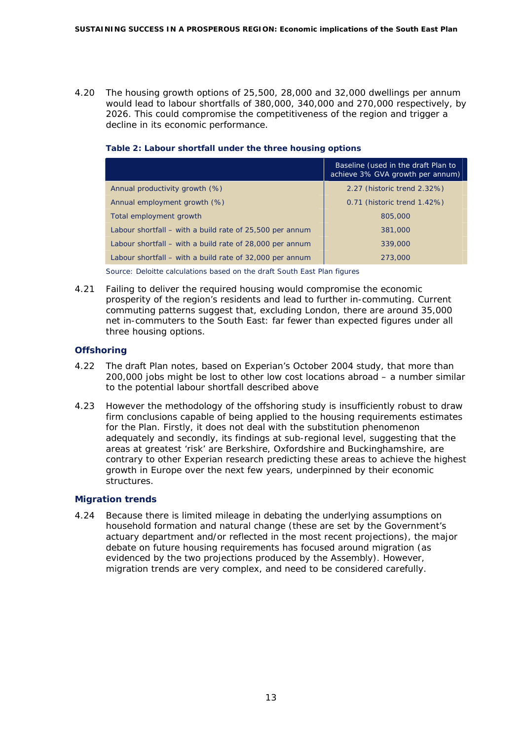4.20 The housing growth options of 25,500, 28,000 and 32,000 dwellings per annum would lead to labour shortfalls of 380,000, 340,000 and 270,000 respectively, by 2026. This could compromise the competitiveness of the region and trigger a decline in its economic performance.

**Table 2: Labour shortfall under the three housing options**

| | Baseline (used in the draft Plan to achieve 3% GVA growth per annum) |
|---|---|
| Annual productivity growth (%) | 2.27 (historic trend 2.32%) |
| Annual employment growth (%) | 0.71 (historic trend 1.42%) |
| Total employment growth | 805,000 |
| Labour shortfall – with a build rate of 25,500 per annum | 381,000 |
| Labour shortfall – with a build rate of 28,000 per annum | 339,000 |
| Labour shortfall – with a build rate of 32,000 per annum | 273,000 |

Source: Deloitte calculations based on the draft South East Plan figures

4.21 Failing to deliver the required housing would compromise the economic prosperity of the region's residents and lead to further in-commuting. Current commuting patterns suggest that, excluding London, there are around 35,000 net in-commuters to the South East: far fewer than expected figures under all three housing options.

### Offshoring

4.22 The draft Plan notes, based on Experian's October 2004 study, that more than 200,000 jobs might be lost to other low cost locations abroad – a number similar to the potential labour shortfall described above

4.23 However the methodology of the offshoring study is insufficiently robust to draw firm conclusions capable of being applied to the housing requirements estimates for the Plan. Firstly, it does not deal with the substitution phenomenon adequately and secondly, its findings at sub-regional level, suggesting that the areas at greatest 'risk' are Berkshire, Oxfordshire and Buckinghamshire, are contrary to other Experian research predicting these areas to achieve the highest growth in Europe over the next few years, underpinned by their economic structures.

### Migration trends

4.24 Because there is limited mileage in debating the underlying assumptions on household formation and natural change (these are set by the Government's actuary department and/or reflected in the most recent projections), the major debate on future housing requirements has focused around migration (as evidenced by the two projections produced by the Assembly). However, migration trends are very complex, and need to be considered carefully.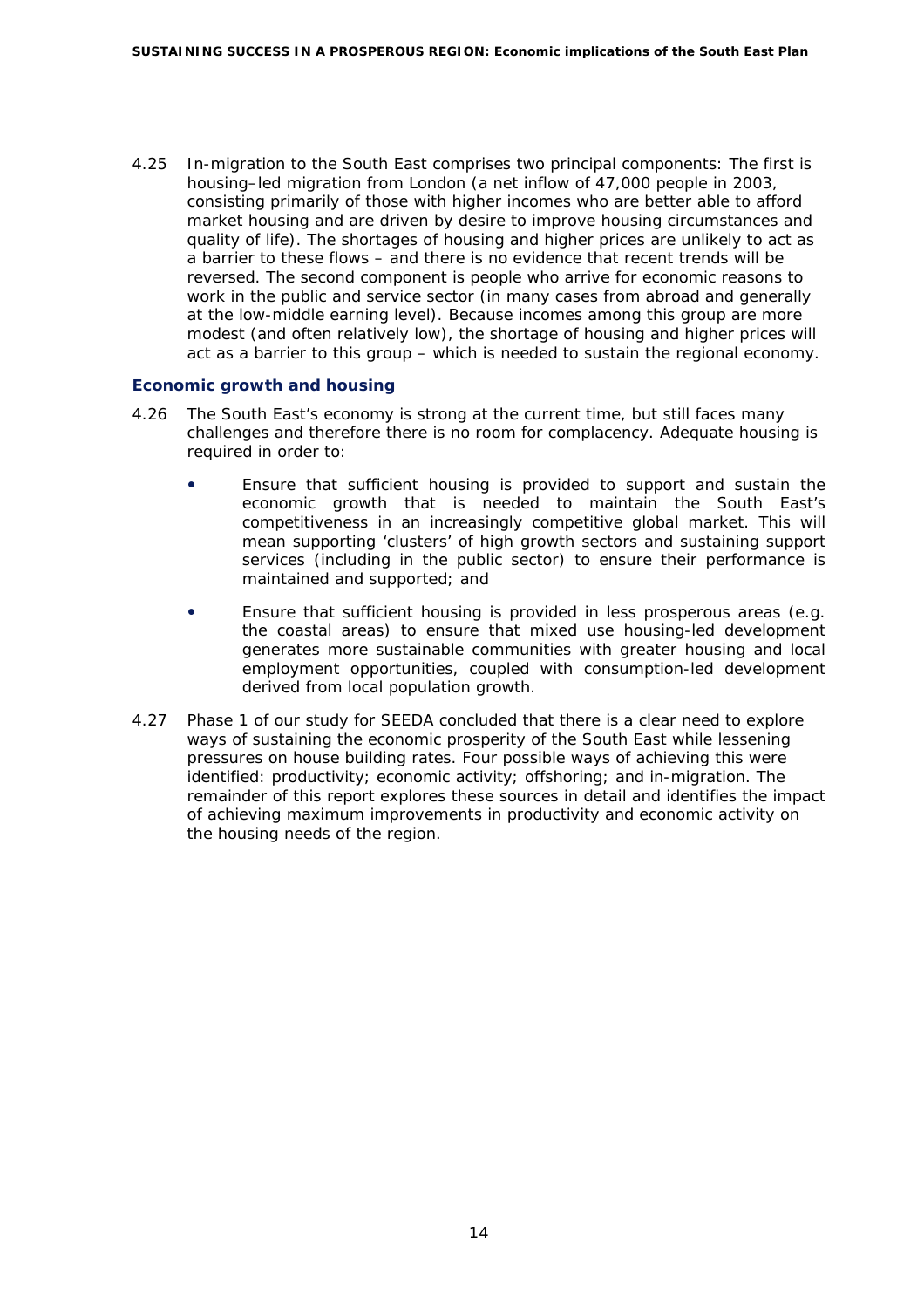4.25 In-migration to the South East comprises two principal components: The first is housing–led migration from London (a net inflow of 47,000 people in 2003, consisting primarily of those with higher incomes who are better able to afford market housing and are driven by desire to improve housing circumstances and quality of life). The shortages of housing and higher prices are unlikely to act as a barrier to these flows – and there is no evidence that recent trends will be reversed. The second component is people who arrive for economic reasons to work in the public and service sector (in many cases from abroad and generally at the low-middle earning level). Because incomes among this group are more modest (and often relatively low), the shortage of housing and higher prices will act as a barrier to this group – which is needed to sustain the regional economy.

### Economic growth and housing

4.26 The South East's economy is strong at the current time, but still faces many challenges and therefore there is no room for complacency. Adequate housing is required in order to:

- Ensure that sufficient housing is provided to support and sustain the economic growth that is needed to maintain the South East's competitiveness in an increasingly competitive global market. This will mean supporting 'clusters' of high growth sectors and sustaining support services (including in the public sector) to ensure their performance is maintained and supported; and
- Ensure that sufficient housing is provided in less prosperous areas (e.g. the coastal areas) to ensure that mixed use housing-led development generates more sustainable communities with greater housing and local employment opportunities, coupled with consumption-led development derived from local population growth.

4.27 Phase 1 of our study for SEEDA concluded that there is a clear need to explore ways of sustaining the economic prosperity of the South East while lessening pressures on house building rates. Four possible ways of achieving this were identified: productivity; economic activity; offshoring; and in-migration. The remainder of this report explores these sources in detail and identifies the impact of achieving maximum improvements in productivity and economic activity on the housing needs of the region.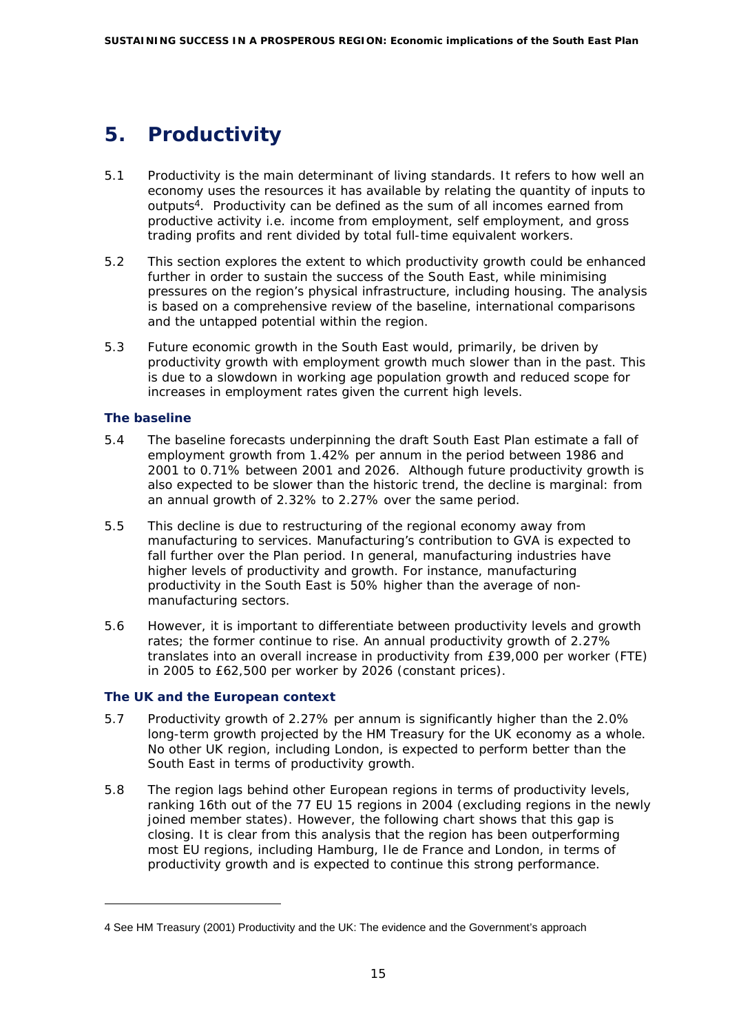# 5. Productivity

5.1 Productivity is the main determinant of living standards. It refers to how well an economy uses the resources it has available by relating the quantity of inputs to outputs[4]. Productivity can be defined as the sum of all incomes earned from productive activity i.e. income from employment, self employment, and gross trading profits and rent divided by total full-time equivalent workers.

5.2 This section explores the extent to which productivity growth could be enhanced further in order to sustain the success of the South East, while minimising pressures on the region's physical infrastructure, including housing. The analysis is based on a comprehensive review of the baseline, international comparisons and the untapped potential within the region.

5.3 Future economic growth in the South East would, primarily, be driven by productivity growth with employment growth much slower than in the past. This is due to a slowdown in working age population growth and reduced scope for increases in employment rates given the current high levels.

### The baseline

5.4 The baseline forecasts underpinning the draft South East Plan estimate a fall of employment growth from 1.42% per annum in the period between 1986 and 2001 to 0.71% between 2001 and 2026. Although future productivity growth is also expected to be slower than the historic trend, the decline is marginal: from an annual growth of 2.32% to 2.27% over the same period.

5.5 This decline is due to restructuring of the regional economy away from manufacturing to services. Manufacturing's contribution to GVA is expected to fall further over the Plan period. In general, manufacturing industries have higher levels of productivity and growth. For instance, manufacturing productivity in the South East is 50% higher than the average of non-manufacturing sectors.

5.6 However, it is important to differentiate between productivity levels and growth rates; the former continue to rise. An annual productivity growth of 2.27% translates into an overall increase in productivity from £39,000 per worker (FTE) in 2005 to £62,500 per worker by 2026 (constant prices).

### The UK and the European context

5.7 Productivity growth of 2.27% per annum is significantly higher than the 2.0% long-term growth projected by the HM Treasury for the UK economy as a whole. No other UK region, including London, is expected to perform better than the South East in terms of productivity growth.

5.8 The region lags behind other European regions in terms of productivity levels, ranking 16th out of the 77 EU 15 regions in 2004 (excluding regions in the newly joined member states). However, the following chart shows that this gap is closing. It is clear from this analysis that the region has been outperforming most EU regions, including Hamburg, Ile de France and London, in terms of productivity growth and is expected to continue this strong performance.

---

4 See HM Treasury (2001) Productivity and the UK: The evidence and the Government's approach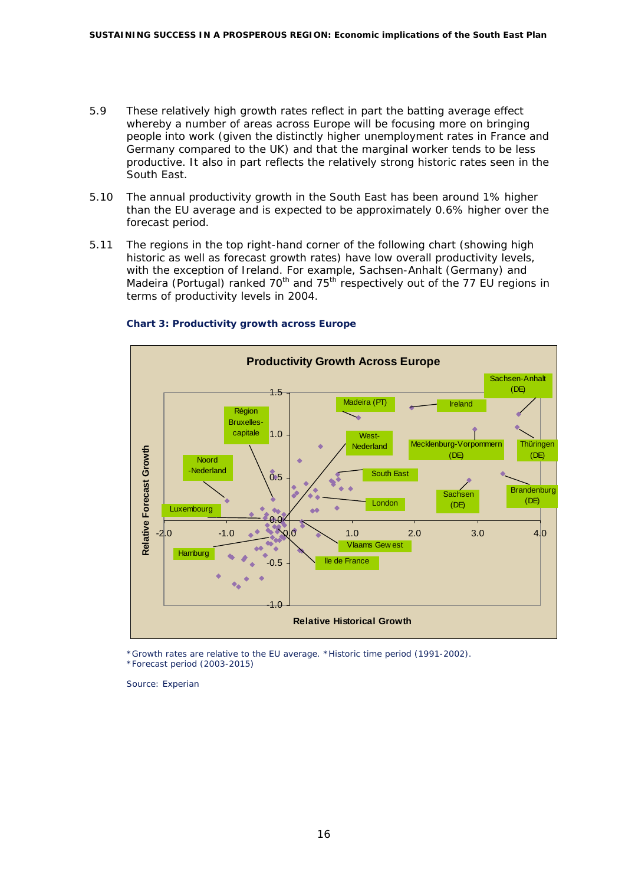5.9 These relatively high growth rates reflect in part the batting average effect whereby a number of areas across Europe will be focusing more on bringing people into work (given the distinctly higher unemployment rates in France and Germany compared to the UK) and that the marginal worker tends to be less productive. It also in part reflects the relatively strong historic rates seen in the South East.

5.10 The annual productivity growth in the South East has been around 1% higher than the EU average and is expected to be approximately 0.6% higher over the forecast period.

5.11 The regions in the top right-hand corner of the following chart (showing high historic as well as forecast growth rates) have low overall productivity levels, with the exception of Ireland. For example, Sachsen-Anhalt (Germany) and Madeira (Portugal) ranked 70th and 75th respectively out of the 77 EU regions in terms of productivity levels in 2004.

**Chart 3: Productivity growth across Europe**

*Growth rates are relative to the EU average. *Historic time period (1991-2002).
*Forecast period (2003-2015)

Source: Experian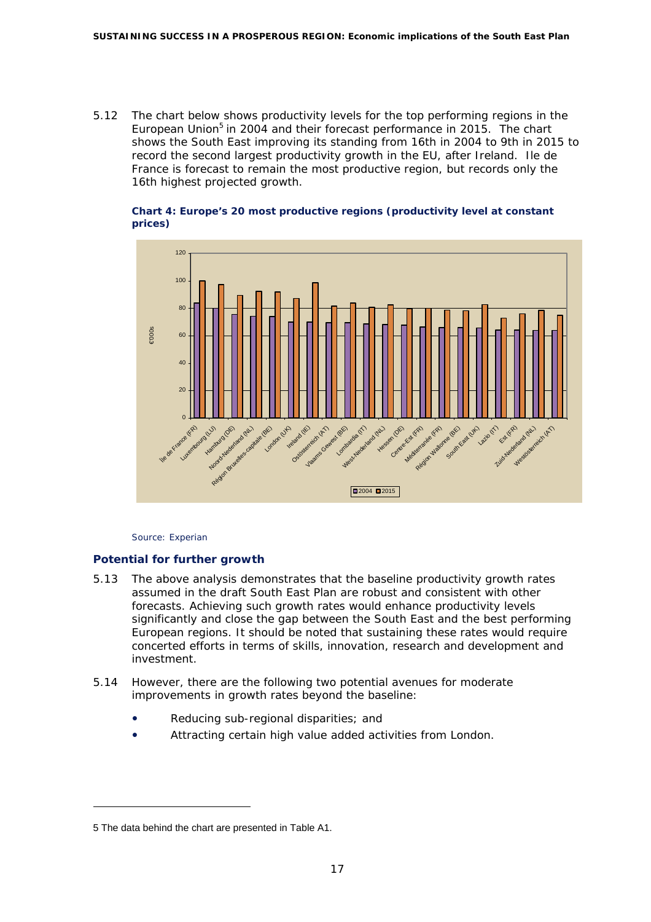5.12 The chart below shows productivity levels for the top performing regions in the European Union[5] in 2004 and their forecast performance in 2015. The chart shows the South East improving its standing from 16th in 2004 to 9th in 2015 to record the second largest productivity growth in the EU, after Ireland. Ile de France is forecast to remain the most productive region, but records only the 16th highest projected growth.

**Chart 4: Europe's 20 most productive regions (productivity level at constant prices)**

Source: Experian

### Potential for further growth

5.13 The above analysis demonstrates that the baseline productivity growth rates assumed in the draft South East Plan are robust and consistent with other forecasts. Achieving such growth rates would enhance productivity levels significantly and close the gap between the South East and the best performing European regions. It should be noted that sustaining these rates would require concerted efforts in terms of skills, innovation, research and development and investment.

5.14 However, there are the following two potential avenues for moderate improvements in growth rates beyond the baseline:

- Reducing sub-regional disparities; and
- Attracting certain high value added activities from London.

5 The data behind the chart are presented in Table A1.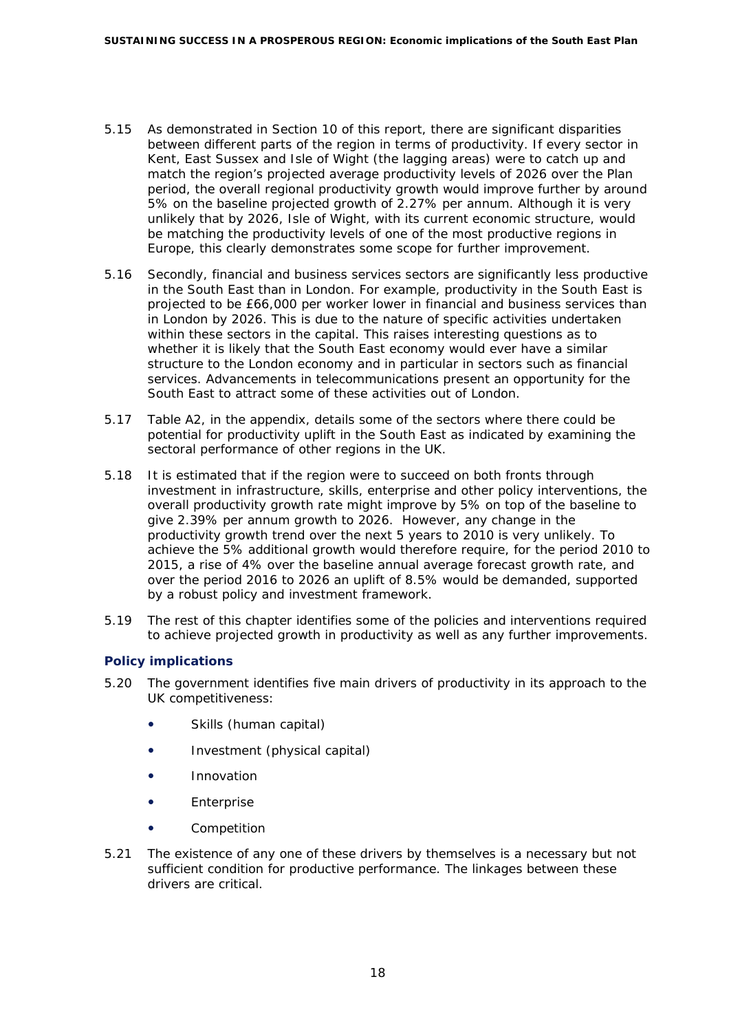5.15 As demonstrated in Section 10 of this report, there are significant disparities between different parts of the region in terms of productivity. If every sector in Kent, East Sussex and Isle of Wight (the lagging areas) were to catch up and match the region's projected average productivity levels of 2026 over the Plan period, the overall regional productivity growth would improve further by around 5% on the baseline projected growth of 2.27% per annum. Although it is very unlikely that by 2026, Isle of Wight, with its current economic structure, would be matching the productivity levels of one of the most productive regions in Europe, this clearly demonstrates some scope for further improvement.

5.16 Secondly, financial and business services sectors are significantly less productive in the South East than in London. For example, productivity in the South East is projected to be £66,000 per worker lower in financial and business services than in London by 2026. This is due to the nature of specific activities undertaken within these sectors in the capital. This raises interesting questions as to whether it is likely that the South East economy would ever have a similar structure to the London economy and in particular in sectors such as financial services. Advancements in telecommunications present an opportunity for the South East to attract some of these activities out of London.

5.17 Table A2, in the appendix, details some of the sectors where there could be potential for productivity uplift in the South East as indicated by examining the sectoral performance of other regions in the UK.

5.18 It is estimated that if the region were to succeed on both fronts through investment in infrastructure, skills, enterprise and other policy interventions, the overall productivity growth rate might improve by 5% on top of the baseline to give 2.39% per annum growth to 2026. However, any change in the productivity growth trend over the next 5 years to 2010 is very unlikely. To achieve the 5% additional growth would therefore require, for the period 2010 to 2015, a rise of 4% over the baseline annual average forecast growth rate, and over the period 2016 to 2026 an uplift of 8.5% would be demanded, supported by a robust policy and investment framework.

5.19 The rest of this chapter identifies some of the policies and interventions required to achieve projected growth in productivity as well as any further improvements.

### Policy implications

5.20 The government identifies five main drivers of productivity in its approach to the UK competitiveness:

- Skills (human capital)
- Investment (physical capital)
- Innovation
- Enterprise
- Competition

5.21 The existence of any one of these drivers by themselves is a necessary but not sufficient condition for productive performance. The linkages between these drivers are critical.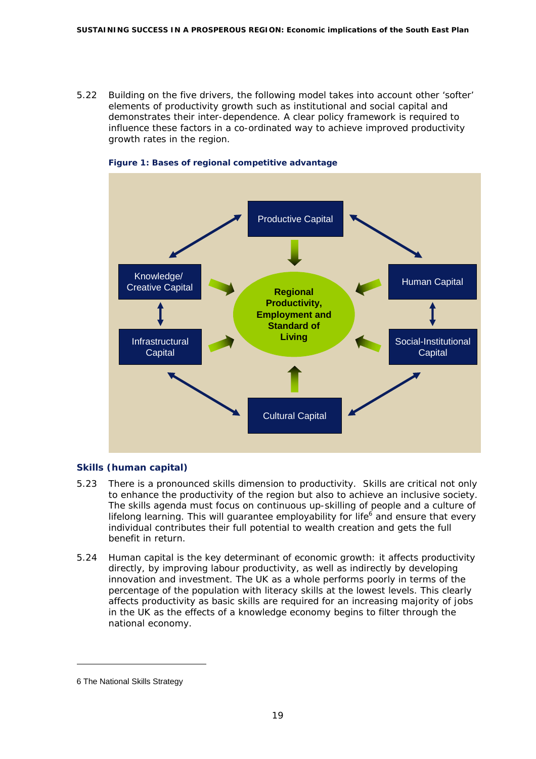5.22 Building on the five drivers, the following model takes into account other 'softer' elements of productivity growth such as institutional and social capital and demonstrates their inter-dependence. A clear policy framework is required to influence these factors in a co-ordinated way to achieve improved productivity growth rates in the region.

**Figure 1: Bases of regional competitive advantage**

Productive Capital

Knowledge/ Creative Capital

Human Capital

Regional Productivity, Employment and Standard of Living

Infrastructural Capital

Social-Institutional Capital

Cultural Capital

### Skills (human capital)

5.23 There is a pronounced skills dimension to productivity. Skills are critical not only to enhance the productivity of the region but also to achieve an inclusive society. The skills agenda must focus on continuous up-skilling of people and a culture of lifelong learning. This will guarantee employability for life[6] and ensure that every individual contributes their full potential to wealth creation and gets the full benefit in return.

5.24 Human capital is the key determinant of economic growth: it affects productivity directly, by improving labour productivity, as well as indirectly by developing innovation and investment. The UK as a whole performs poorly in terms of the percentage of the population with literacy skills at the lowest levels. This clearly affects productivity as basic skills are required for an increasing majority of jobs in the UK as the effects of a knowledge economy begins to filter through the national economy.

---

6 The National Skills Strategy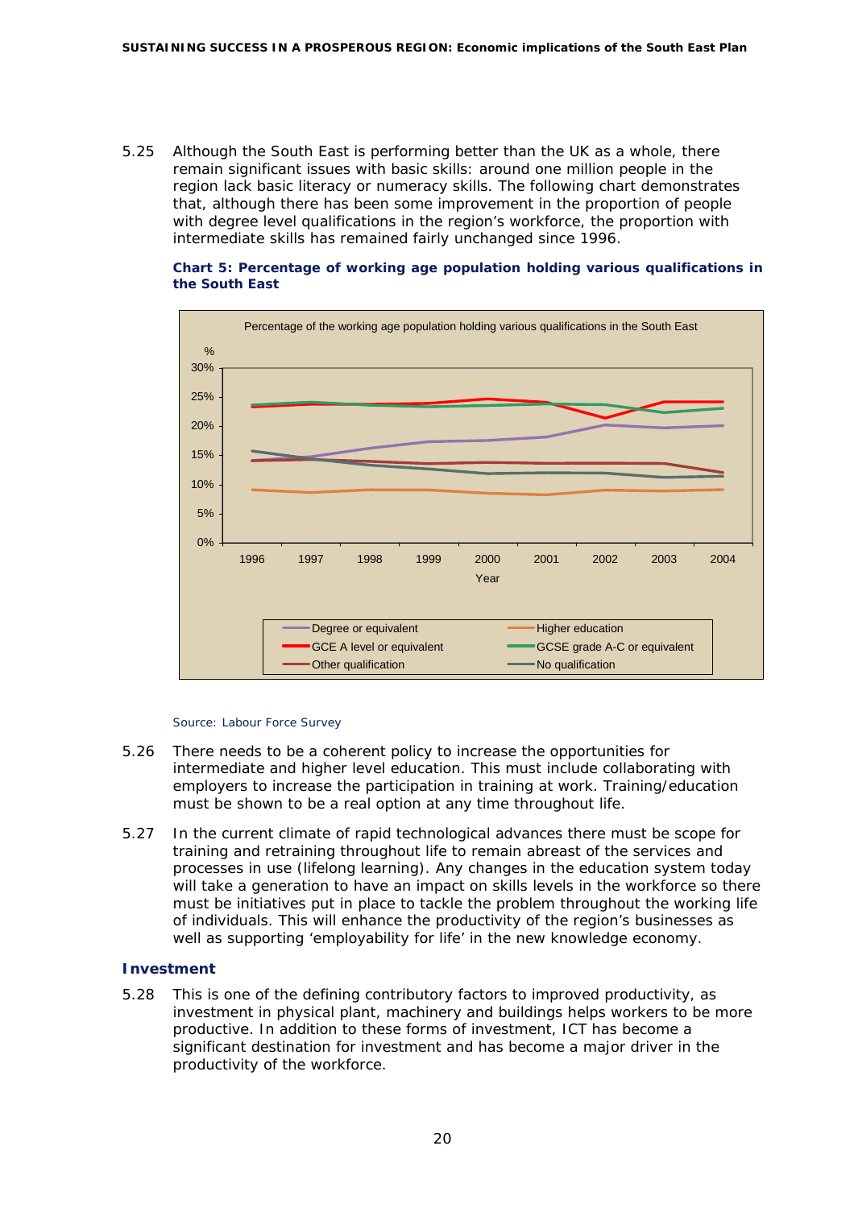5.25 Although the South East is performing better than the UK as a whole, there remain significant issues with basic skills: around one million people in the region lack basic literacy or numeracy skills. The following chart demonstrates that, although there has been some improvement in the proportion of people with degree level qualifications in the region's workforce, the proportion with intermediate skills has remained fairly unchanged since 1996.

**Chart 5: Percentage of working age population holding various qualifications in the South East**

Source: Labour Force Survey

5.26 There needs to be a coherent policy to increase the opportunities for intermediate and higher level education. This must include collaborating with employers to increase the participation in training at work. Training/education must be shown to be a real option at any time throughout life.

5.27 In the current climate of rapid technological advances there must be scope for training and retraining throughout life to remain abreast of the services and processes in use (lifelong learning). Any changes in the education system today will take a generation to have an impact on skills levels in the workforce so there must be initiatives put in place to tackle the problem throughout the working life of individuals. This will enhance the productivity of the region's businesses as well as supporting 'employability for life' in the new knowledge economy.

### Investment

5.28 This is one of the defining contributory factors to improved productivity, as investment in physical plant, machinery and buildings helps workers to be more productive. In addition to these forms of investment, ICT has become a significant destination for investment and has become a major driver in the productivity of the workforce.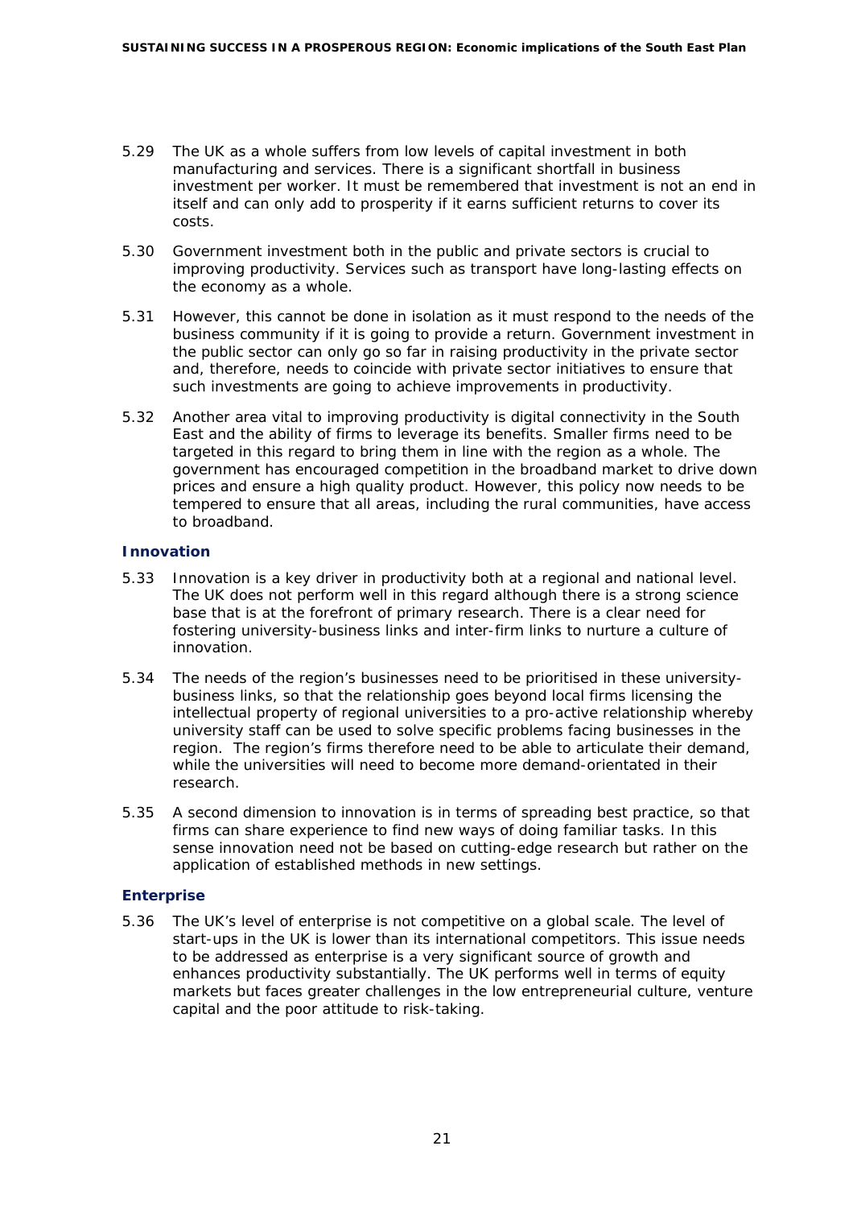5.29 The UK as a whole suffers from low levels of capital investment in both manufacturing and services. There is a significant shortfall in business investment per worker. It must be remembered that investment is not an end in itself and can only add to prosperity if it earns sufficient returns to cover its costs.

5.30 Government investment both in the public and private sectors is crucial to improving productivity. Services such as transport have long-lasting effects on the economy as a whole.

5.31 However, this cannot be done in isolation as it must respond to the needs of the business community if it is going to provide a return. Government investment in the public sector can only go so far in raising productivity in the private sector and, therefore, needs to coincide with private sector initiatives to ensure that such investments are going to achieve improvements in productivity.

5.32 Another area vital to improving productivity is digital connectivity in the South East and the ability of firms to leverage its benefits. Smaller firms need to be targeted in this regard to bring them in line with the region as a whole. The government has encouraged competition in the broadband market to drive down prices and ensure a high quality product. However, this policy now needs to be tempered to ensure that all areas, including the rural communities, have access to broadband.

### Innovation

5.33 Innovation is a key driver in productivity both at a regional and national level. The UK does not perform well in this regard although there is a strong science base that is at the forefront of primary research. There is a clear need for fostering university-business links and inter-firm links to nurture a culture of innovation.

5.34 The needs of the region's businesses need to be prioritised in these university-business links, so that the relationship goes beyond local firms licensing the intellectual property of regional universities to a pro-active relationship whereby university staff can be used to solve specific problems facing businesses in the region. The region's firms therefore need to be able to articulate their demand, while the universities will need to become more demand-orientated in their research.

5.35 A second dimension to innovation is in terms of spreading best practice, so that firms can share experience to find new ways of doing familiar tasks. In this sense innovation need not be based on cutting-edge research but rather on the application of established methods in new settings.

### Enterprise

5.36 The UK's level of enterprise is not competitive on a global scale. The level of start-ups in the UK is lower than its international competitors. This issue needs to be addressed as enterprise is a very significant source of growth and enhances productivity substantially. The UK performs well in terms of equity markets but faces greater challenges in the low entrepreneurial culture, venture capital and the poor attitude to risk-taking.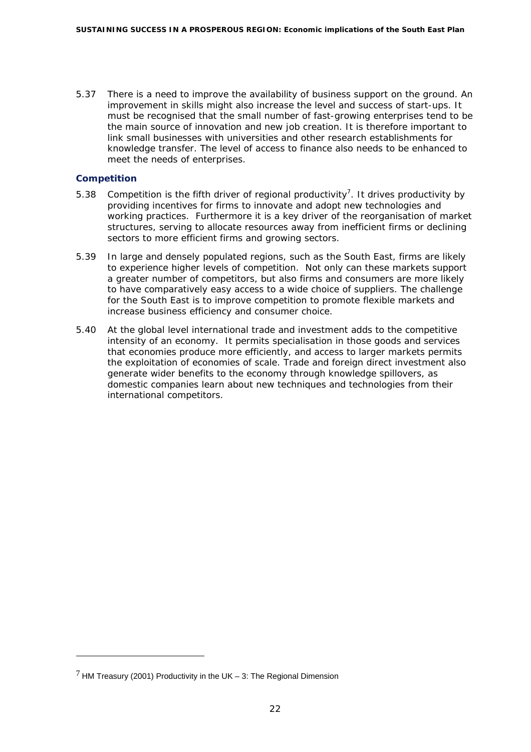5.37 There is a need to improve the availability of business support on the ground. An improvement in skills might also increase the level and success of start-ups. It must be recognised that the small number of fast-growing enterprises tend to be the main source of innovation and new job creation. It is therefore important to link small businesses with universities and other research establishments for knowledge transfer. The level of access to finance also needs to be enhanced to meet the needs of enterprises.

### Competition

5.38 Competition is the fifth driver of regional productivity[7]. It drives productivity by providing incentives for firms to innovate and adopt new technologies and working practices. Furthermore it is a key driver of the reorganisation of market structures, serving to allocate resources away from inefficient firms or declining sectors to more efficient firms and growing sectors.

5.39 In large and densely populated regions, such as the South East, firms are likely to experience higher levels of competition. Not only can these markets support a greater number of competitors, but also firms and consumers are more likely to have comparatively easy access to a wide choice of suppliers. The challenge for the South East is to improve competition to promote flexible markets and increase business efficiency and consumer choice.

5.40 At the global level international trade and investment adds to the competitive intensity of an economy. It permits specialisation in those goods and services that economies produce more efficiently, and access to larger markets permits the exploitation of economies of scale. Trade and foreign direct investment also generate wider benefits to the economy through knowledge spillovers, as domestic companies learn about new techniques and technologies from their international competitors.

---

[7] HM Treasury (2001) Productivity in the UK – 3: The Regional Dimension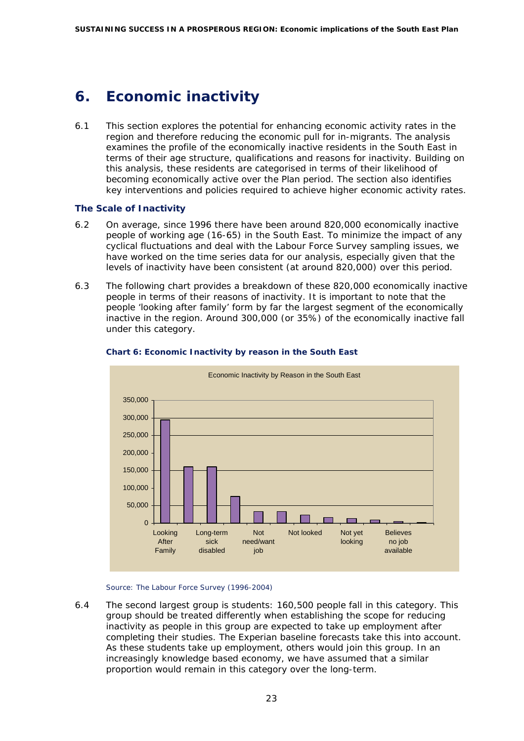# 6. Economic inactivity

6.1 This section explores the potential for enhancing economic activity rates in the region and therefore reducing the economic pull for in-migrants. The analysis examines the profile of the economically inactive residents in the South East in terms of their age structure, qualifications and reasons for inactivity. Building on this analysis, these residents are categorised in terms of their likelihood of becoming economically active over the Plan period. The section also identifies key interventions and policies required to achieve higher economic activity rates.

### The Scale of Inactivity

6.2 On average, since 1996 there have been around 820,000 economically inactive people of working age (16-65) in the South East. To minimize the impact of any cyclical fluctuations and deal with the Labour Force Survey sampling issues, we have worked on the time series data for our analysis, especially given that the levels of inactivity have been consistent (at around 820,000) over this period.

6.3 The following chart provides a breakdown of these 820,000 economically inactive people in terms of their reasons of inactivity. It is important to note that the people 'looking after family' form by far the largest segment of the economically inactive in the region. Around 300,000 (or 35%) of the economically inactive fall under this category.

**Chart 6: Economic Inactivity by reason in the South East**

Economic Inactivity by Reason in the South East

Looking After Family | Long-term sick disabled | Not need/want job | Not looked | Not yet looking | Believes no job available

Source: The Labour Force Survey (1996-2004)

6.4 The second largest group is students: 160,500 people fall in this category. This group should be treated differently when establishing the scope for reducing inactivity as people in this group are expected to take up employment after completing their studies. The Experian baseline forecasts take this into account. As these students take up employment, others would join this group. In an increasingly knowledge based economy, we have assumed that a similar proportion would remain in this category over the long-term.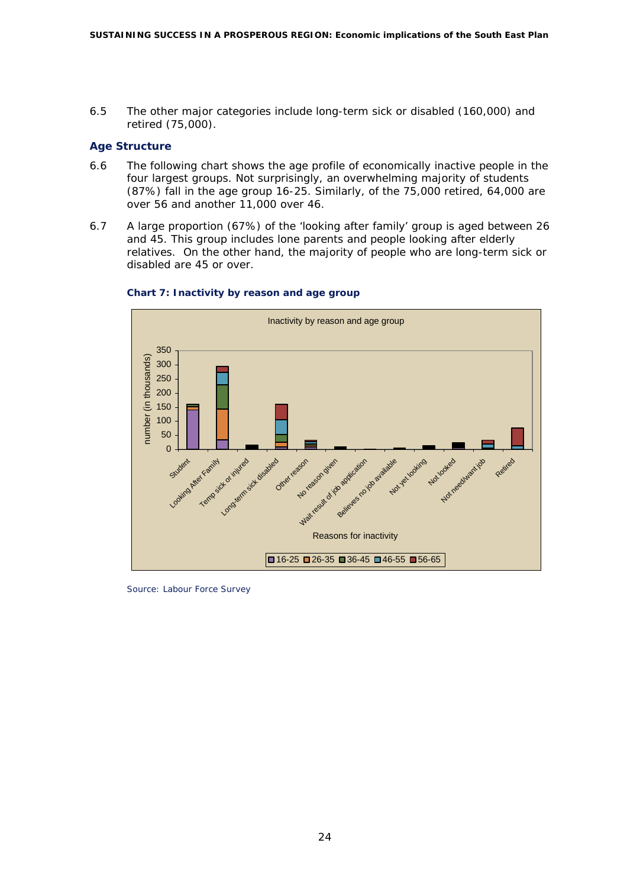6.5 The other major categories include long-term sick or disabled (160,000) and retired (75,000).

## Age Structure

6.6 The following chart shows the age profile of economically inactive people in the four largest groups. Not surprisingly, an overwhelming majority of students (87%) fall in the age group 16-25. Similarly, of the 75,000 retired, 64,000 are over 56 and another 11,000 over 46.

6.7 A large proportion (67%) of the 'looking after family' group is aged between 26 and 45. This group includes lone parents and people looking after elderly relatives. On the other hand, the majority of people who are long-term sick or disabled are 45 or over.

**Chart 7: Inactivity by reason and age group**

Inactivity by reason and age group

Y-axis: number (in thousands) — 0, 50, 100, 150, 200, 250, 300, 350

X-axis: Reasons for inactivity — Student, Looking After Family, Temp sick or injured, Long-term sick disabled, Other reason, No reason given, Wait result of job application, Believes no job available, Not yet looking, Not looked, Not need/want job, Retired

Legend: 16-25, 26-35, 36-45, 46-55, 56-65

Source: Labour Force Survey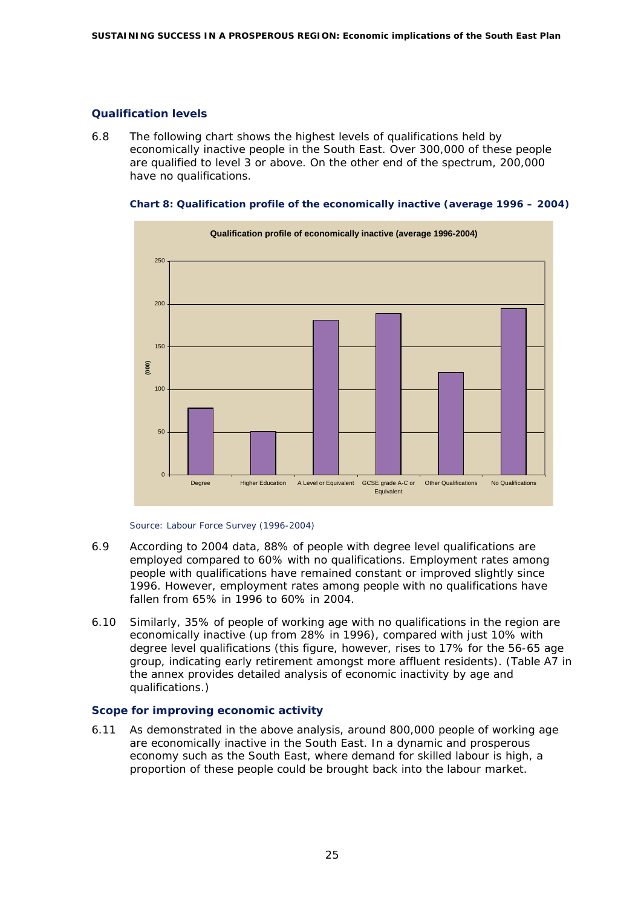## Qualification levels

6.8 The following chart shows the highest levels of qualifications held by economically inactive people in the South East. Over 300,000 of these people are qualified to level 3 or above. On the other end of the spectrum, 200,000 have no qualifications.

**Chart 8: Qualification profile of the economically inactive (average 1996 – 2004)**

Source: Labour Force Survey (1996-2004)

6.9 According to 2004 data, 88% of people with degree level qualifications are employed compared to 60% with no qualifications. Employment rates among people with qualifications have remained constant or improved slightly since 1996. However, employment rates among people with no qualifications have fallen from 65% in 1996 to 60% in 2004.

6.10 Similarly, 35% of people of working age with no qualifications in the region are economically inactive (up from 28% in 1996), compared with just 10% with degree level qualifications (this figure, however, rises to 17% for the 56-65 age group, indicating early retirement amongst more affluent residents). (Table A7 in the annex provides detailed analysis of economic inactivity by age and qualifications.)

## Scope for improving economic activity

6.11 As demonstrated in the above analysis, around 800,000 people of working age are economically inactive in the South East. In a dynamic and prosperous economy such as the South East, where demand for skilled labour is high, a proportion of these people could be brought back into the labour market.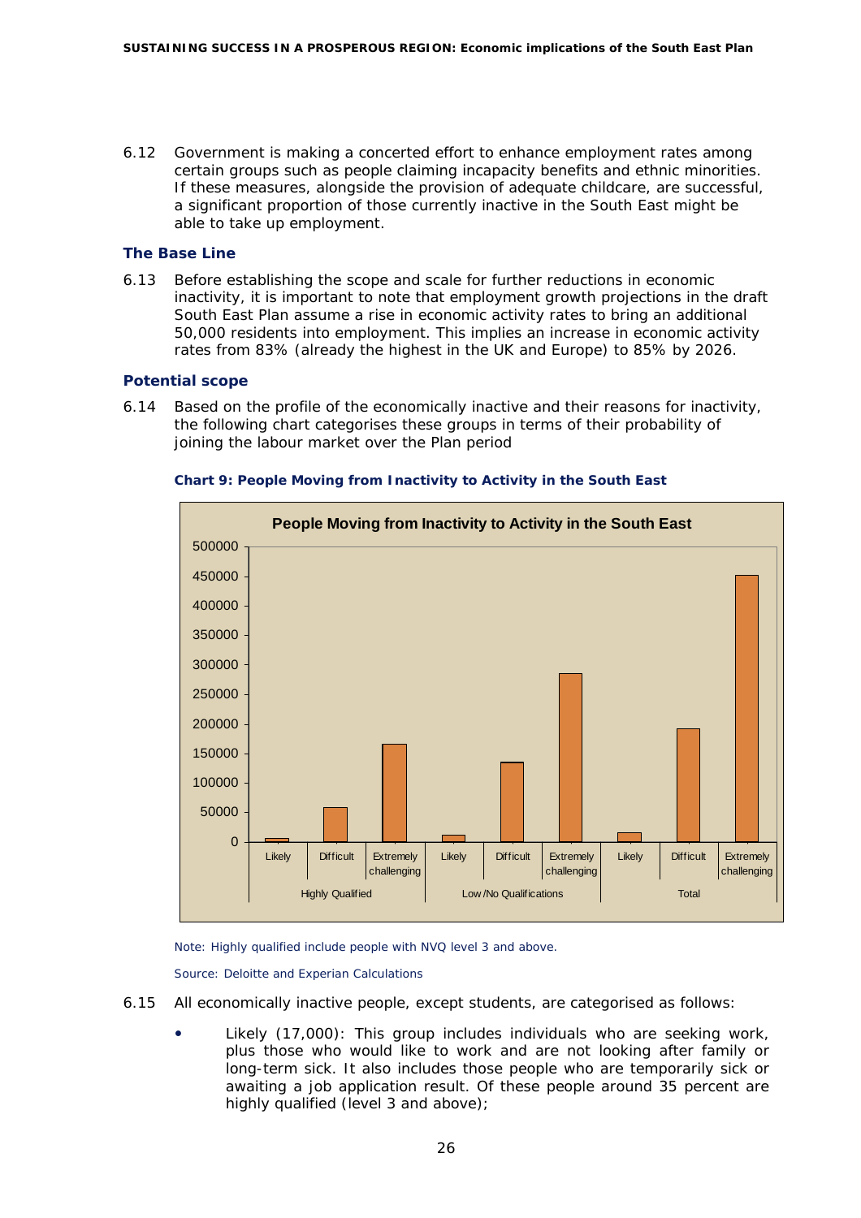6.12 Government is making a concerted effort to enhance employment rates among certain groups such as people claiming incapacity benefits and ethnic minorities. If these measures, alongside the provision of adequate childcare, are successful, a significant proportion of those currently inactive in the South East might be able to take up employment.

### The Base Line

6.13 Before establishing the scope and scale for further reductions in economic inactivity, it is important to note that employment growth projections in the draft South East Plan assume a rise in economic activity rates to bring an additional 50,000 residents into employment. This implies an increase in economic activity rates from 83% (already the highest in the UK and Europe) to 85% by 2026.

### Potential scope

6.14 Based on the profile of the economically inactive and their reasons for inactivity, the following chart categorises these groups in terms of their probability of joining the labour market over the Plan period

**Chart 9: People Moving from Inactivity to Activity in the South East**

Note: Highly qualified include people with NVQ level 3 and above.

Source: Deloitte and Experian Calculations

6.15 All economically inactive people, except students, are categorised as follows:

- Likely (17,000): This group includes individuals who are seeking work, plus those who would like to work and are not looking after family or long-term sick. It also includes those people who are temporarily sick or awaiting a job application result. Of these people around 35 percent are highly qualified (level 3 and above);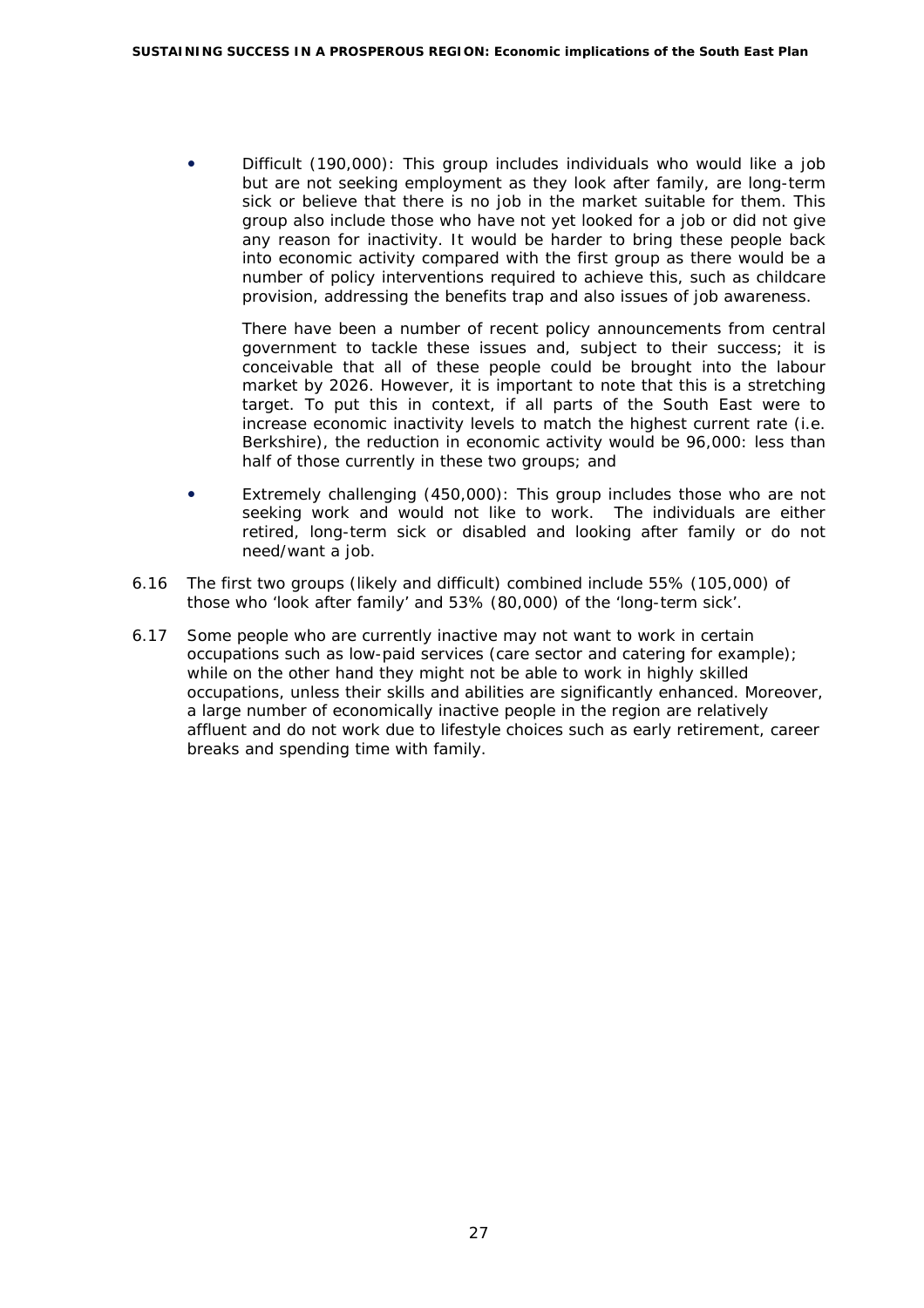- Difficult (190,000): This group includes individuals who would like a job but are not seeking employment as they look after family, are long-term sick or believe that there is no job in the market suitable for them. This group also include those who have not yet looked for a job or did not give any reason for inactivity. It would be harder to bring these people back into economic activity compared with the first group as there would be a number of policy interventions required to achieve this, such as childcare provision, addressing the benefits trap and also issues of job awareness.

  There have been a number of recent policy announcements from central government to tackle these issues and, subject to their success; it is conceivable that all of these people could be brought into the labour market by 2026. However, it is important to note that this is a stretching target. To put this in context, if all parts of the South East were to increase economic inactivity levels to match the highest current rate (i.e. Berkshire), the reduction in economic activity would be 96,000: less than half of those currently in these two groups; and

- Extremely challenging (450,000): This group includes those who are not seeking work and would not like to work. The individuals are either retired, long-term sick or disabled and looking after family or do not need/want a job.

6.16 The first two groups (likely and difficult) combined include 55% (105,000) of those who 'look after family' and 53% (80,000) of the 'long-term sick'.

6.17 Some people who are currently inactive may not want to work in certain occupations such as low-paid services (care sector and catering for example); while on the other hand they might not be able to work in highly skilled occupations, unless their skills and abilities are significantly enhanced. Moreover, a large number of economically inactive people in the region are relatively affluent and do not work due to lifestyle choices such as early retirement, career breaks and spending time with family.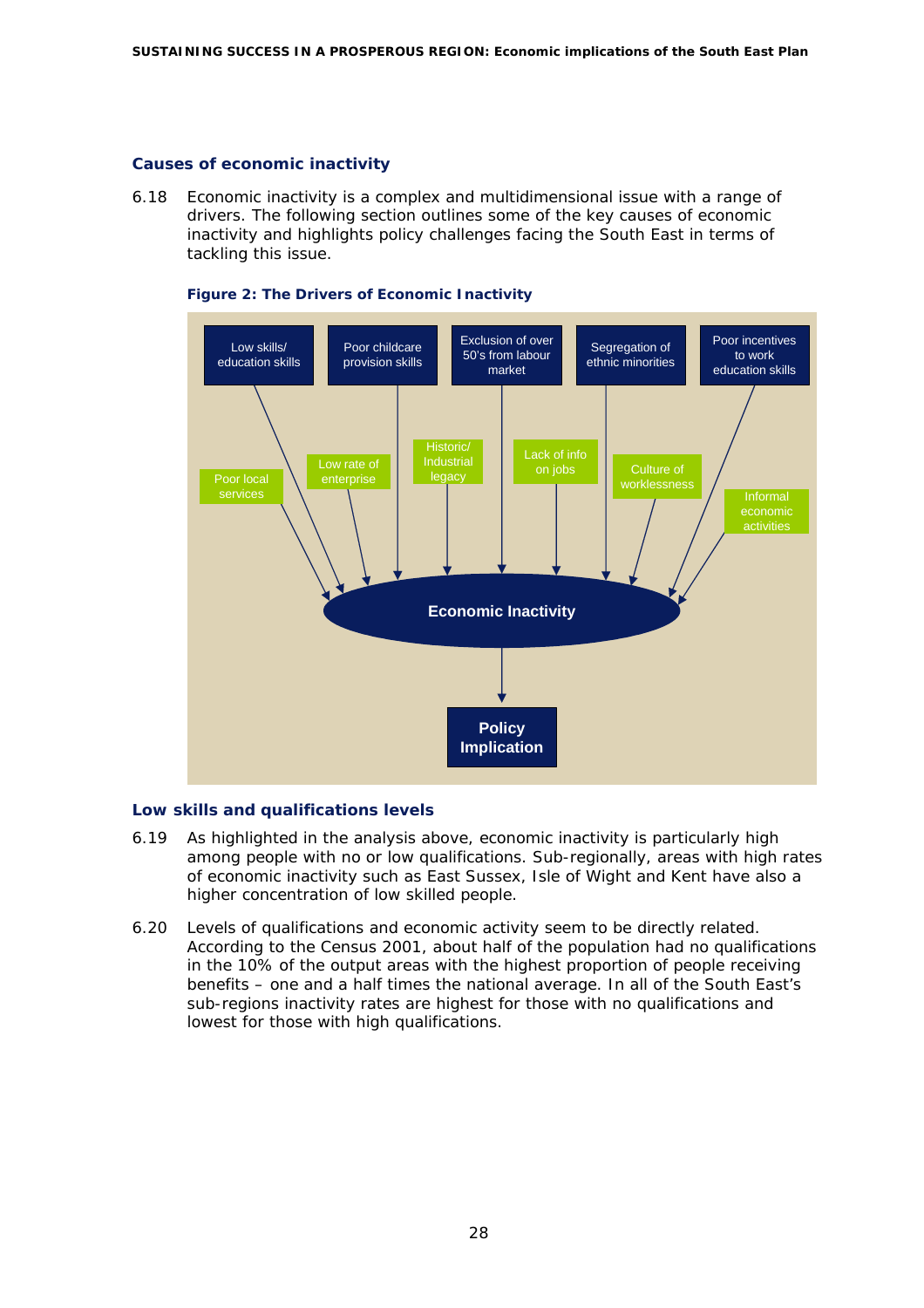### Causes of economic inactivity

6.18 Economic inactivity is a complex and multidimensional issue with a range of drivers. The following section outlines some of the key causes of economic inactivity and highlights policy challenges facing the South East in terms of tackling this issue.

**Figure 2: The Drivers of Economic Inactivity**

Low skills/ education skills

Poor childcare provision skills

Exclusion of over 50's from labour market

Segregation of ethnic minorities

Poor incentives to work education skills

Poor local services

Low rate of enterprise

Historic/ Industrial legacy

Lack of info on jobs

Culture of worklessness

Informal economic activities

Economic Inactivity

Policy Implication

### Low skills and qualifications levels

6.19 As highlighted in the analysis above, economic inactivity is particularly high among people with no or low qualifications. Sub-regionally, areas with high rates of economic inactivity such as East Sussex, Isle of Wight and Kent have also a higher concentration of low skilled people.

6.20 Levels of qualifications and economic activity seem to be directly related. According to the Census 2001, about half of the population had no qualifications in the 10% of the output areas with the highest proportion of people receiving benefits – one and a half times the national average. In all of the South East's sub-regions inactivity rates are highest for those with no qualifications and lowest for those with high qualifications.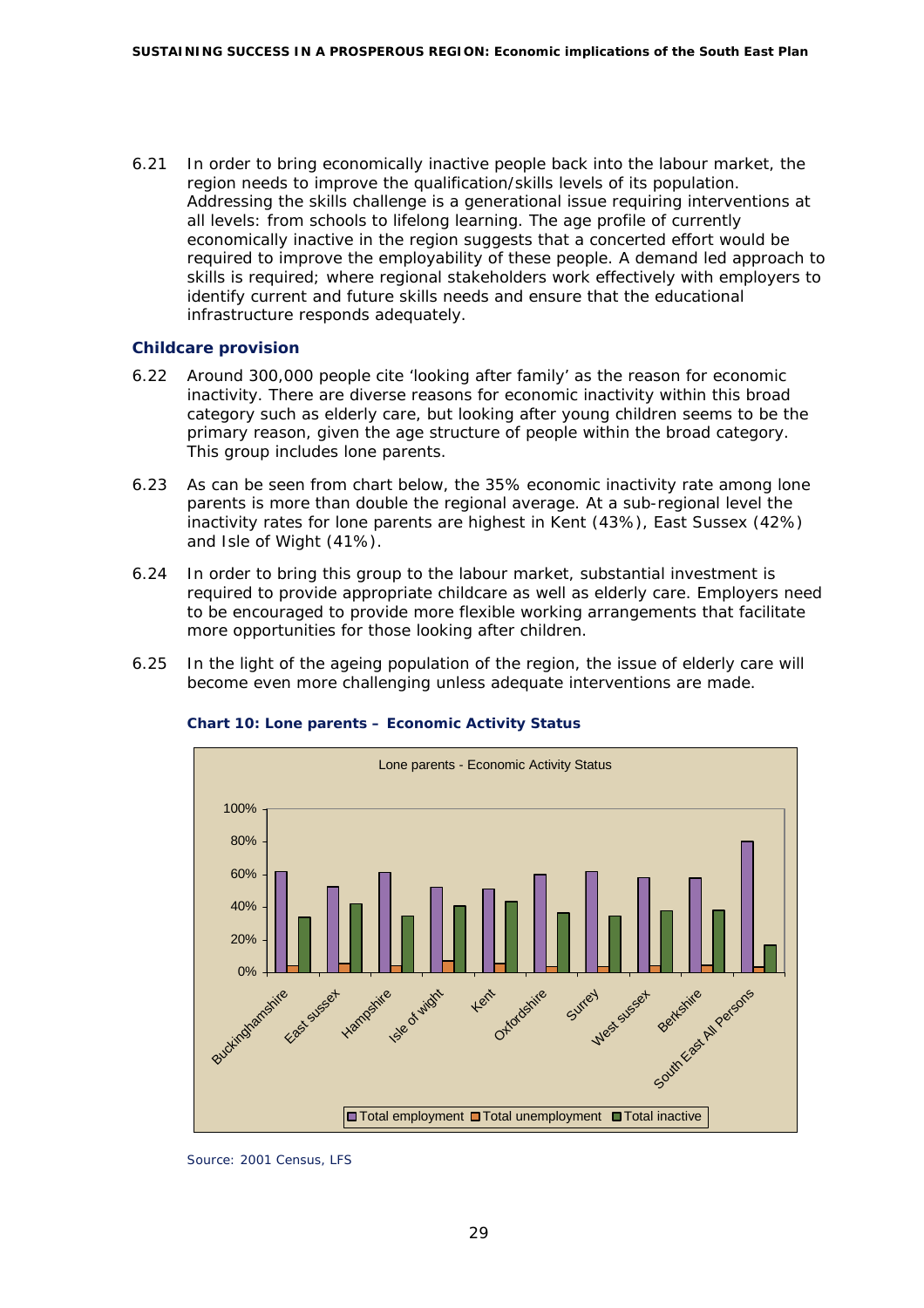6.21 In order to bring economically inactive people back into the labour market, the region needs to improve the qualification/skills levels of its population. Addressing the skills challenge is a generational issue requiring interventions at all levels: from schools to lifelong learning. The age profile of currently economically inactive in the region suggests that a concerted effort would be required to improve the employability of these people. A demand led approach to skills is required; where regional stakeholders work effectively with employers to identify current and future skills needs and ensure that the educational infrastructure responds adequately.

### Childcare provision

6.22 Around 300,000 people cite 'looking after family' as the reason for economic inactivity. There are diverse reasons for economic inactivity within this broad category such as elderly care, but looking after young children seems to be the primary reason, given the age structure of people within the broad category. This group includes lone parents.

6.23 As can be seen from chart below, the 35% economic inactivity rate among lone parents is more than double the regional average. At a sub-regional level the inactivity rates for lone parents are highest in Kent (43%), East Sussex (42%) and Isle of Wight (41%).

6.24 In order to bring this group to the labour market, substantial investment is required to provide appropriate childcare as well as elderly care. Employers need to be encouraged to provide more flexible working arrangements that facilitate more opportunities for those looking after children.

6.25 In the light of the ageing population of the region, the issue of elderly care will become even more challenging unless adequate interventions are made.

**Chart 10: Lone parents – Economic Activity Status**

Lone parents - Economic Activity Status

Categories: Buckinghamshire, East sussex, Hampshire, Isle of wight, Kent, Oxfordshire, Surrey, West sussex, Berkshire, South East All Persons

Legend: Total employment, Total unemployment, Total inactive

Source: 2001 Census, LFS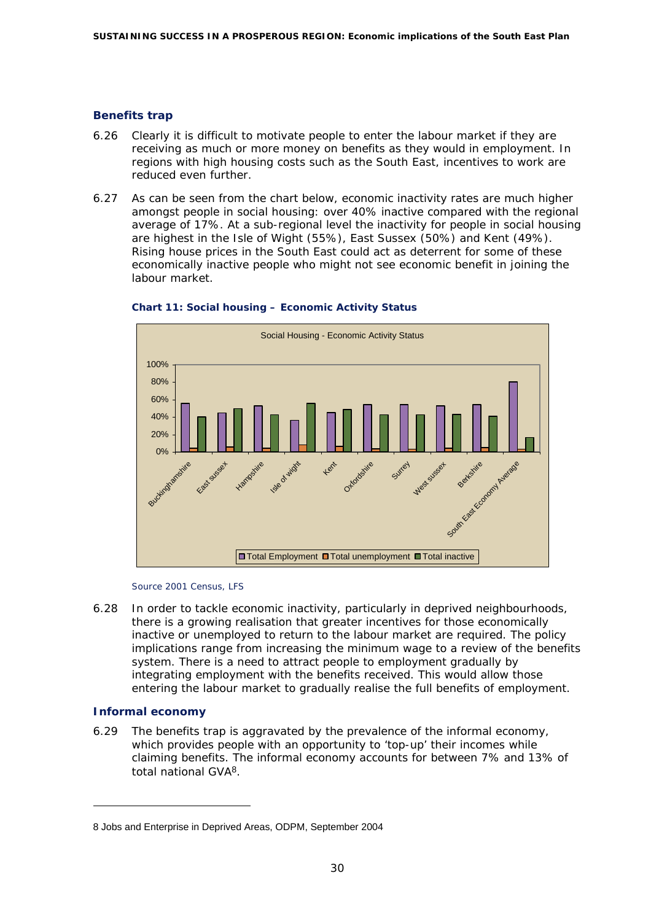### Benefits trap

6.26 Clearly it is difficult to motivate people to enter the labour market if they are receiving as much or more money on benefits as they would in employment. In regions with high housing costs such as the South East, incentives to work are reduced even further.

6.27 As can be seen from the chart below, economic inactivity rates are much higher amongst people in social housing: over 40% inactive compared with the regional average of 17%. At a sub-regional level the inactivity for people in social housing are highest in the Isle of Wight (55%), East Sussex (50%) and Kent (49%). Rising house prices in the South East could act as deterrent for some of these economically inactive people who might not see economic benefit in joining the labour market.

**Chart 11: Social housing – Economic Activity Status**

Source 2001 Census, LFS

6.28 In order to tackle economic inactivity, particularly in deprived neighbourhoods, there is a growing realisation that greater incentives for those economically inactive or unemployed to return to the labour market are required. The policy implications range from increasing the minimum wage to a review of the benefits system. There is a need to attract people to employment gradually by integrating employment with the benefits received. This would allow those entering the labour market to gradually realise the full benefits of employment.

### Informal economy

6.29 The benefits trap is aggravated by the prevalence of the informal economy, which provides people with an opportunity to 'top-up' their incomes while claiming benefits. The informal economy accounts for between 7% and 13% of total national GVA[8].

---

8 Jobs and Enterprise in Deprived Areas, ODPM, September 2004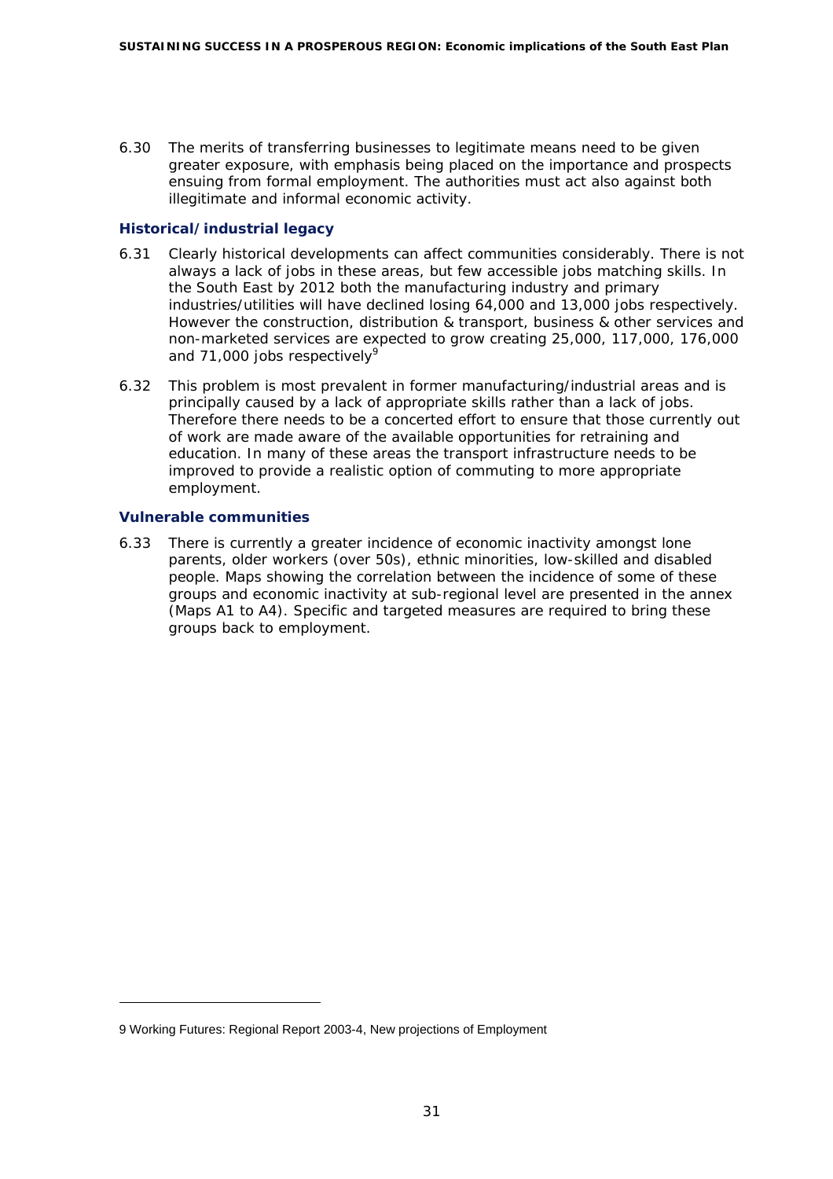6.30 The merits of transferring businesses to legitimate means need to be given greater exposure, with emphasis being placed on the importance and prospects ensuing from formal employment. The authorities must act also against both illegitimate and informal economic activity.

### Historical/industrial legacy

6.31 Clearly historical developments can affect communities considerably. There is not always a lack of jobs in these areas, but few accessible jobs matching skills. In the South East by 2012 both the manufacturing industry and primary industries/utilities will have declined losing 64,000 and 13,000 jobs respectively. However the construction, distribution & transport, business & other services and non-marketed services are expected to grow creating 25,000, 117,000, 176,000 and 71,000 jobs respectively[9]

6.32 This problem is most prevalent in former manufacturing/industrial areas and is principally caused by a lack of appropriate skills rather than a lack of jobs. Therefore there needs to be a concerted effort to ensure that those currently out of work are made aware of the available opportunities for retraining and education. In many of these areas the transport infrastructure needs to be improved to provide a realistic option of commuting to more appropriate employment.

### Vulnerable communities

6.33 There is currently a greater incidence of economic inactivity amongst lone parents, older workers (over 50s), ethnic minorities, low-skilled and disabled people. Maps showing the correlation between the incidence of some of these groups and economic inactivity at sub-regional level are presented in the annex (Maps A1 to A4). Specific and targeted measures are required to bring these groups back to employment.

---

9 Working Futures: Regional Report 2003-4, New projections of Employment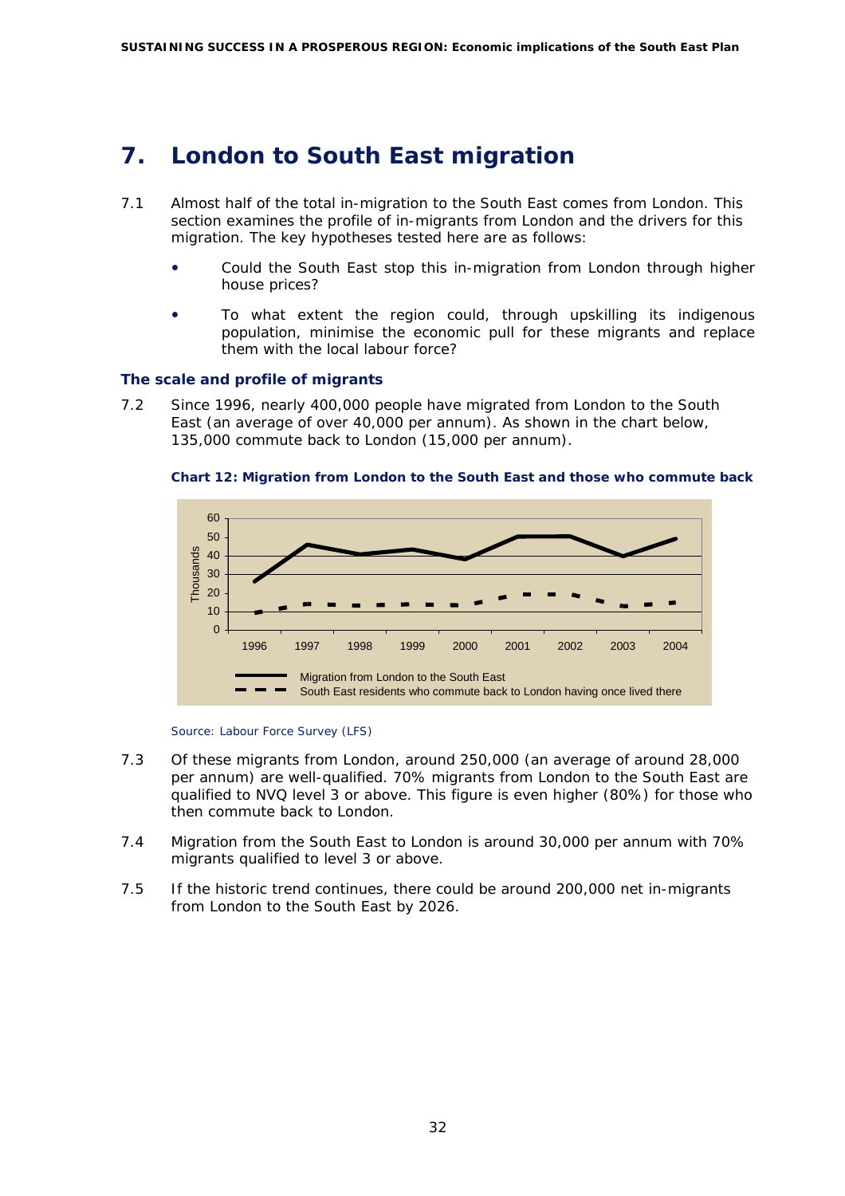# 7. London to South East migration

7.1 Almost half of the total in-migration to the South East comes from London. This section examines the profile of in-migrants from London and the drivers for this migration. The key hypotheses tested here are as follows:

- Could the South East stop this in-migration from London through higher house prices?
- To what extent the region could, through upskilling its indigenous population, minimise the economic pull for these migrants and replace them with the local labour force?

### The scale and profile of migrants

7.2 Since 1996, nearly 400,000 people have migrated from London to the South East (an average of over 40,000 per annum). As shown in the chart below, 135,000 commute back to London (15,000 per annum).

**Chart 12: Migration from London to the South East and those who commute back**

Source: Labour Force Survey (LFS)

7.3 Of these migrants from London, around 250,000 (an average of around 28,000 per annum) are well-qualified. 70% migrants from London to the South East are qualified to NVQ level 3 or above. This figure is even higher (80%) for those who then commute back to London.

7.4 Migration from the South East to London is around 30,000 per annum with 70% migrants qualified to level 3 or above.

7.5 If the historic trend continues, there could be around 200,000 net in-migrants from London to the South East by 2026.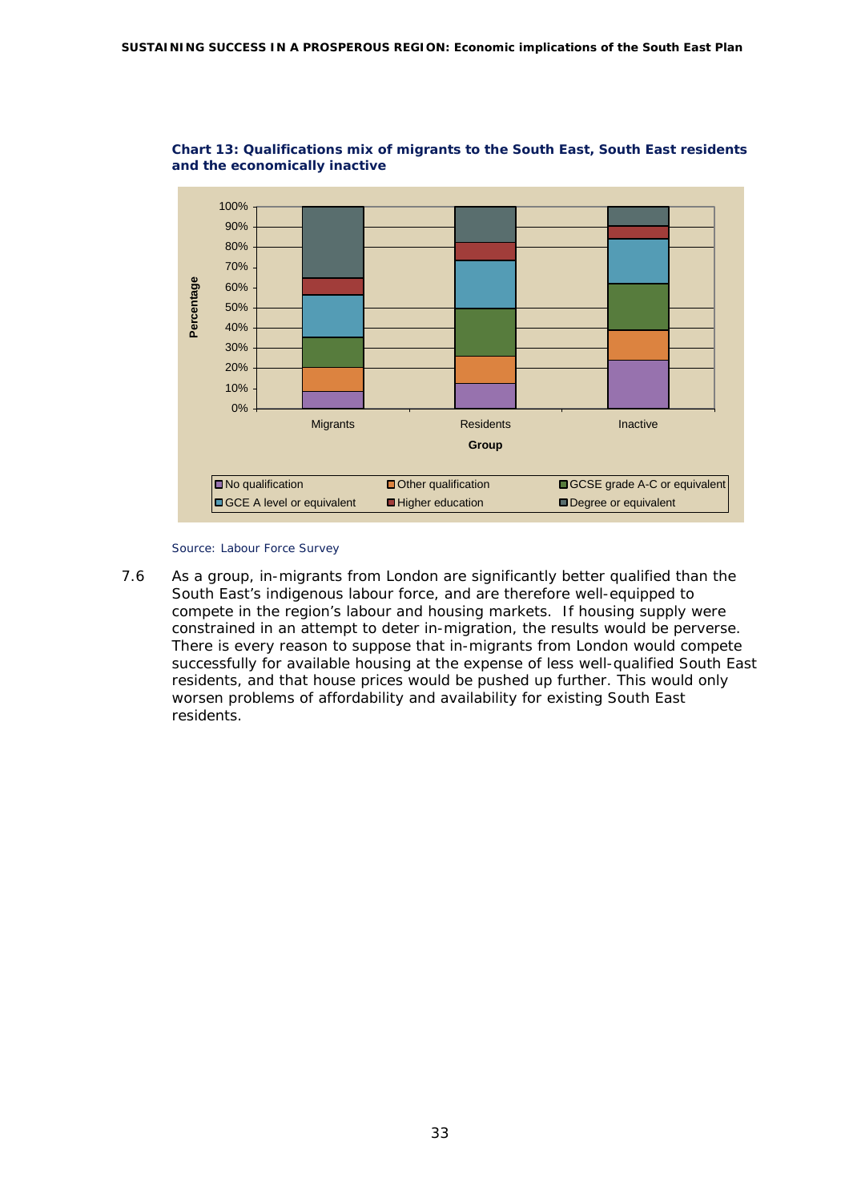**Chart 13: Qualifications mix of migrants to the South East, South East residents and the economically inactive**

Source: Labour Force Survey

7.6 As a group, in-migrants from London are significantly better qualified than the South East's indigenous labour force, and are therefore well-equipped to compete in the region's labour and housing markets. If housing supply were constrained in an attempt to deter in-migration, the results would be perverse. There is every reason to suppose that in-migrants from London would compete successfully for available housing at the expense of less well-qualified South East residents, and that house prices would be pushed up further. This would only worsen problems of affordability and availability for existing South East residents.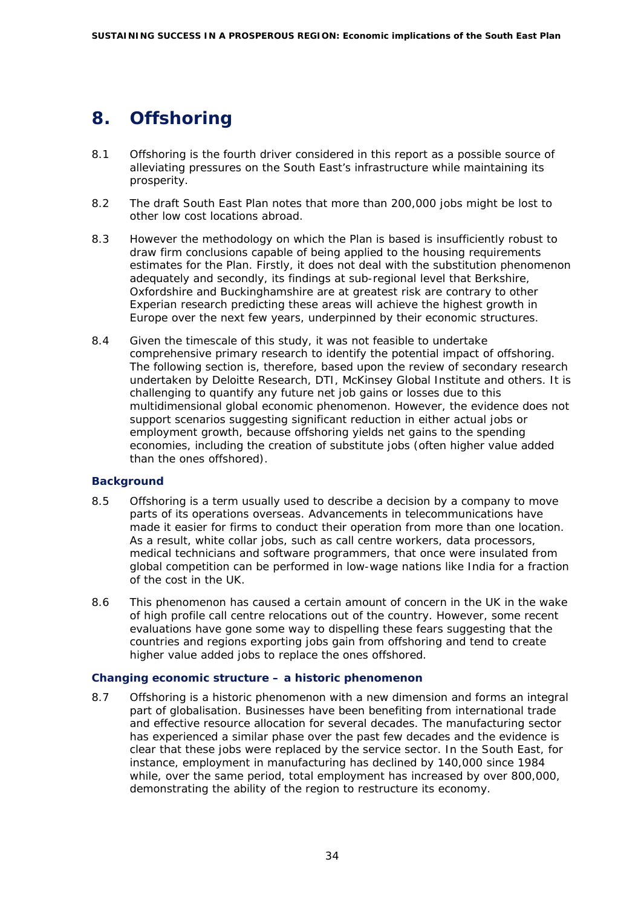# 8. Offshoring

8.1 Offshoring is the fourth driver considered in this report as a possible source of alleviating pressures on the South East's infrastructure while maintaining its prosperity.

8.2 The draft South East Plan notes that more than 200,000 jobs might be lost to other low cost locations abroad.

8.3 However the methodology on which the Plan is based is insufficiently robust to draw firm conclusions capable of being applied to the housing requirements estimates for the Plan. Firstly, it does not deal with the substitution phenomenon adequately and secondly, its findings at sub-regional level that Berkshire, Oxfordshire and Buckinghamshire are at greatest risk are contrary to other Experian research predicting these areas will achieve the highest growth in Europe over the next few years, underpinned by their economic structures.

8.4 Given the timescale of this study, it was not feasible to undertake comprehensive primary research to identify the potential impact of offshoring. The following section is, therefore, based upon the review of secondary research undertaken by Deloitte Research, DTI, McKinsey Global Institute and others. It is challenging to quantify any future net job gains or losses due to this multidimensional global economic phenomenon. However, the evidence does not support scenarios suggesting significant reduction in either actual jobs or employment growth, because offshoring yields net gains to the spending economies, including the creation of substitute jobs (often higher value added than the ones offshored).

### Background

8.5 Offshoring is a term usually used to describe a decision by a company to move parts of its operations overseas. Advancements in telecommunications have made it easier for firms to conduct their operation from more than one location. As a result, white collar jobs, such as call centre workers, data processors, medical technicians and software programmers, that once were insulated from global competition can be performed in low-wage nations like India for a fraction of the cost in the UK.

8.6 This phenomenon has caused a certain amount of concern in the UK in the wake of high profile call centre relocations out of the country. However, some recent evaluations have gone some way to dispelling these fears suggesting that the countries and regions exporting jobs gain from offshoring and tend to create higher value added jobs to replace the ones offshored.

### Changing economic structure – a historic phenomenon

8.7 Offshoring is a historic phenomenon with a new dimension and forms an integral part of globalisation. Businesses have been benefiting from international trade and effective resource allocation for several decades. The manufacturing sector has experienced a similar phase over the past few decades and the evidence is clear that these jobs were replaced by the service sector. In the South East, for instance, employment in manufacturing has declined by 140,000 since 1984 while, over the same period, total employment has increased by over 800,000, demonstrating the ability of the region to restructure its economy.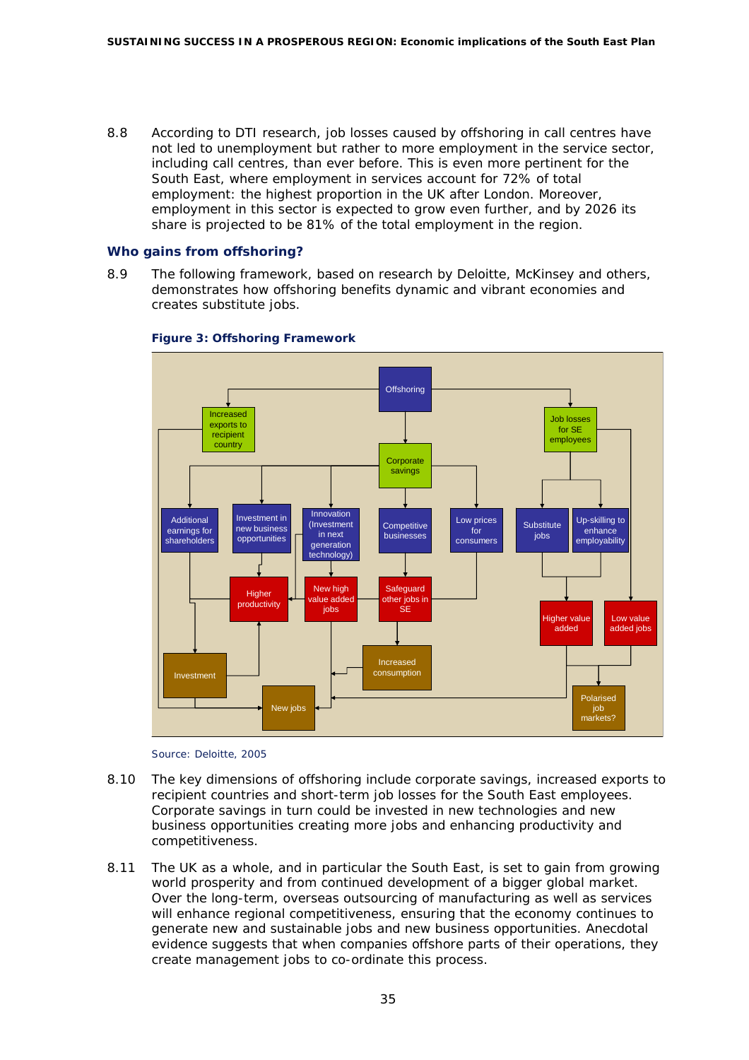8.8 According to DTI research, job losses caused by offshoring in call centres have not led to unemployment but rather to more employment in the service sector, including call centres, than ever before. This is even more pertinent for the South East, where employment in services account for 72% of total employment: the highest proportion in the UK after London. Moreover, employment in this sector is expected to grow even further, and by 2026 its share is projected to be 81% of the total employment in the region.

### Who gains from offshoring?

8.9 The following framework, based on research by Deloitte, McKinsey and others, demonstrates how offshoring benefits dynamic and vibrant economies and creates substitute jobs.

**Figure 3: Offshoring Framework**

Source: Deloitte, 2005

8.10 The key dimensions of offshoring include corporate savings, increased exports to recipient countries and short-term job losses for the South East employees. Corporate savings in turn could be invested in new technologies and new business opportunities creating more jobs and enhancing productivity and competitiveness.

8.11 The UK as a whole, and in particular the South East, is set to gain from growing world prosperity and from continued development of a bigger global market. Over the long-term, overseas outsourcing of manufacturing as well as services will enhance regional competitiveness, ensuring that the economy continues to generate new and sustainable jobs and new business opportunities. Anecdotal evidence suggests that when companies offshore parts of their operations, they create management jobs to co-ordinate this process.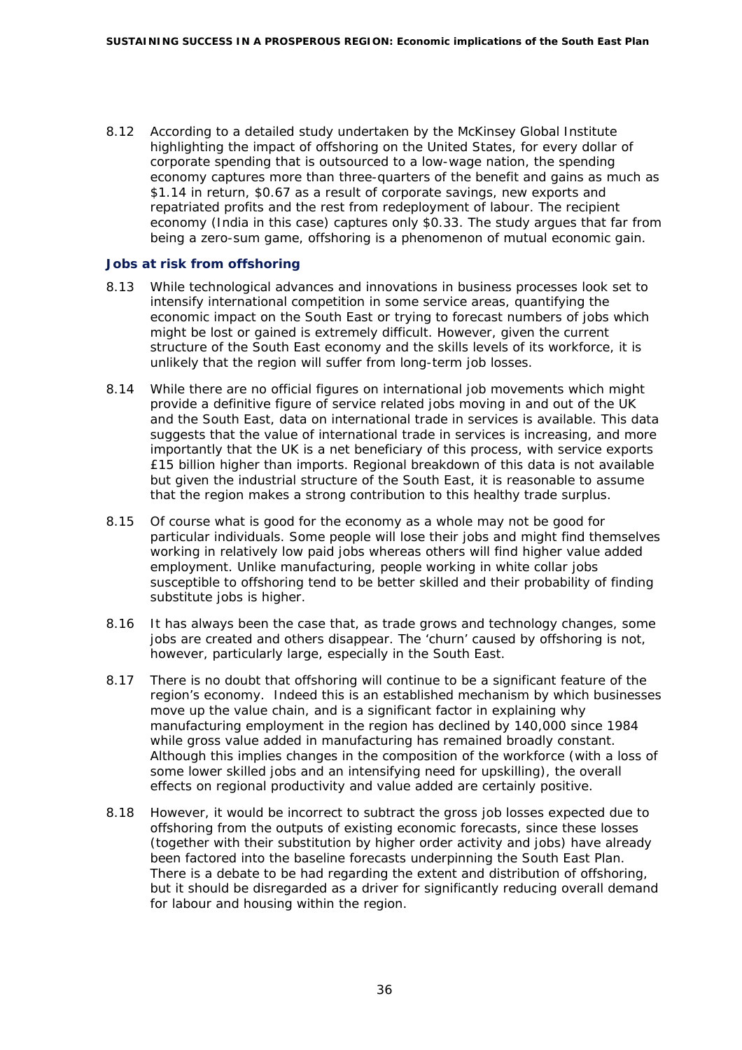8.12 According to a detailed study undertaken by the McKinsey Global Institute highlighting the impact of offshoring on the United States, for every dollar of corporate spending that is outsourced to a low-wage nation, the spending economy captures more than three-quarters of the benefit and gains as much as \$1.14 in return, \$0.67 as a result of corporate savings, new exports and repatriated profits and the rest from redeployment of labour. The recipient economy (India in this case) captures only \$0.33. The study argues that far from being a zero-sum game, offshoring is a phenomenon of mutual economic gain.

### Jobs at risk from offshoring

8.13 While technological advances and innovations in business processes look set to intensify international competition in some service areas, quantifying the economic impact on the South East or trying to forecast numbers of jobs which might be lost or gained is extremely difficult. However, given the current structure of the South East economy and the skills levels of its workforce, it is unlikely that the region will suffer from long-term job losses.

8.14 While there are no official figures on international job movements which might provide a definitive figure of service related jobs moving in and out of the UK and the South East, data on international trade in services is available. This data suggests that the value of international trade in services is increasing, and more importantly that the UK is a net beneficiary of this process, with service exports £15 billion higher than imports. Regional breakdown of this data is not available but given the industrial structure of the South East, it is reasonable to assume that the region makes a strong contribution to this healthy trade surplus.

8.15 Of course what is good for the economy as a whole may not be good for particular individuals. Some people will lose their jobs and might find themselves working in relatively low paid jobs whereas others will find higher value added employment. Unlike manufacturing, people working in white collar jobs susceptible to offshoring tend to be better skilled and their probability of finding substitute jobs is higher.

8.16 It has always been the case that, as trade grows and technology changes, some jobs are created and others disappear. The 'churn' caused by offshoring is not, however, particularly large, especially in the South East.

8.17 There is no doubt that offshoring will continue to be a significant feature of the region's economy. Indeed this is an established mechanism by which businesses move up the value chain, and is a significant factor in explaining why manufacturing employment in the region has declined by 140,000 since 1984 while gross value added in manufacturing has remained broadly constant. Although this implies changes in the composition of the workforce (with a loss of some lower skilled jobs and an intensifying need for upskilling), the overall effects on regional productivity and value added are certainly positive.

8.18 However, it would be incorrect to subtract the gross job losses expected due to offshoring from the outputs of existing economic forecasts, since these losses (together with their substitution by higher order activity and jobs) have already been factored into the baseline forecasts underpinning the South East Plan. There is a debate to be had regarding the extent and distribution of offshoring, but it should be disregarded as a driver for significantly reducing overall demand for labour and housing within the region.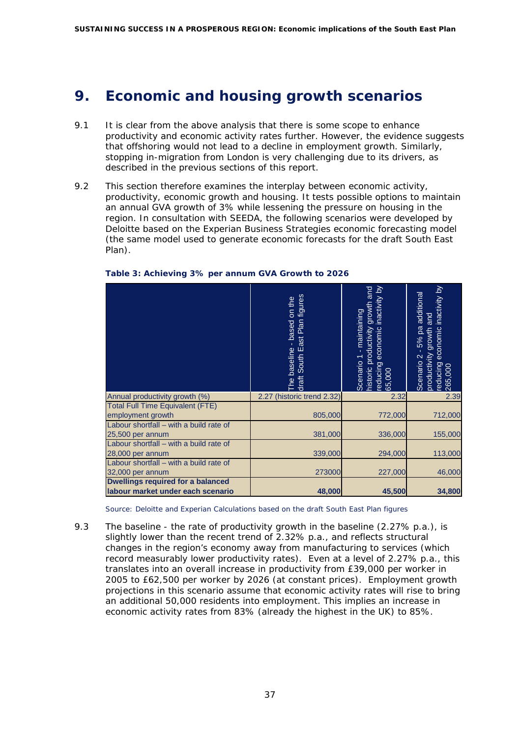# 9. Economic and housing growth scenarios

9.1 It is clear from the above analysis that there is some scope to enhance productivity and economic activity rates further. However, the evidence suggests that offshoring would not lead to a decline in employment growth. Similarly, stopping in-migration from London is very challenging due to its drivers, as described in the previous sections of this report.

9.2 This section therefore examines the interplay between economic activity, productivity, economic growth and housing. It tests possible options to maintain an annual GVA growth of 3% while lessening the pressure on housing in the region. In consultation with SEEDA, the following scenarios were developed by Deloitte based on the Experian Business Strategies economic forecasting model (the same model used to generate economic forecasts for the draft South East Plan).

**Table 3: Achieving 3% per annum GVA Growth to 2026**

| | The baseline - based on the draft South East Plan figures | Scenario 1 - maintaining historic productivity growth and reducing economic inactivity by 65,000 | Scenario 2 - 5% pa additional productivity growth and reducing economic inactivity by 265,000 |
|---|---|---|---|
| Annual productivity growth (%) | 2.27 (historic trend 2.32) | 2.32 | 2.39 |
| Total Full Time Equivalent (FTE) employment growth | 805,000 | 772,000 | 712,000 |
| Labour shortfall – with a build rate of 25,500 per annum | 381,000 | 336,000 | 155,000 |
| Labour shortfall – with a build rate of 28,000 per annum | 339,000 | 294,000 | 113,000 |
| Labour shortfall – with a build rate of 32,000 per annum | 273000 | 227,000 | 46,000 |
| **Dwellings required for a balanced labour market under each scenario** | **48,000** | **45,500** | **34,800** |

Source: Deloitte and Experian Calculations based on the draft South East Plan figures

9.3 The baseline - the rate of productivity growth in the baseline (2.27% p.a.), is slightly lower than the recent trend of 2.32% p.a., and reflects structural changes in the region's economy away from manufacturing to services (which record measurably lower productivity rates). Even at a level of 2.27% p.a., this translates into an overall increase in productivity from £39,000 per worker in 2005 to £62,500 per worker by 2026 (at constant prices). Employment growth projections in this scenario assume that economic activity rates will rise to bring an additional 50,000 residents into employment. This implies an increase in economic activity rates from 83% (already the highest in the UK) to 85%.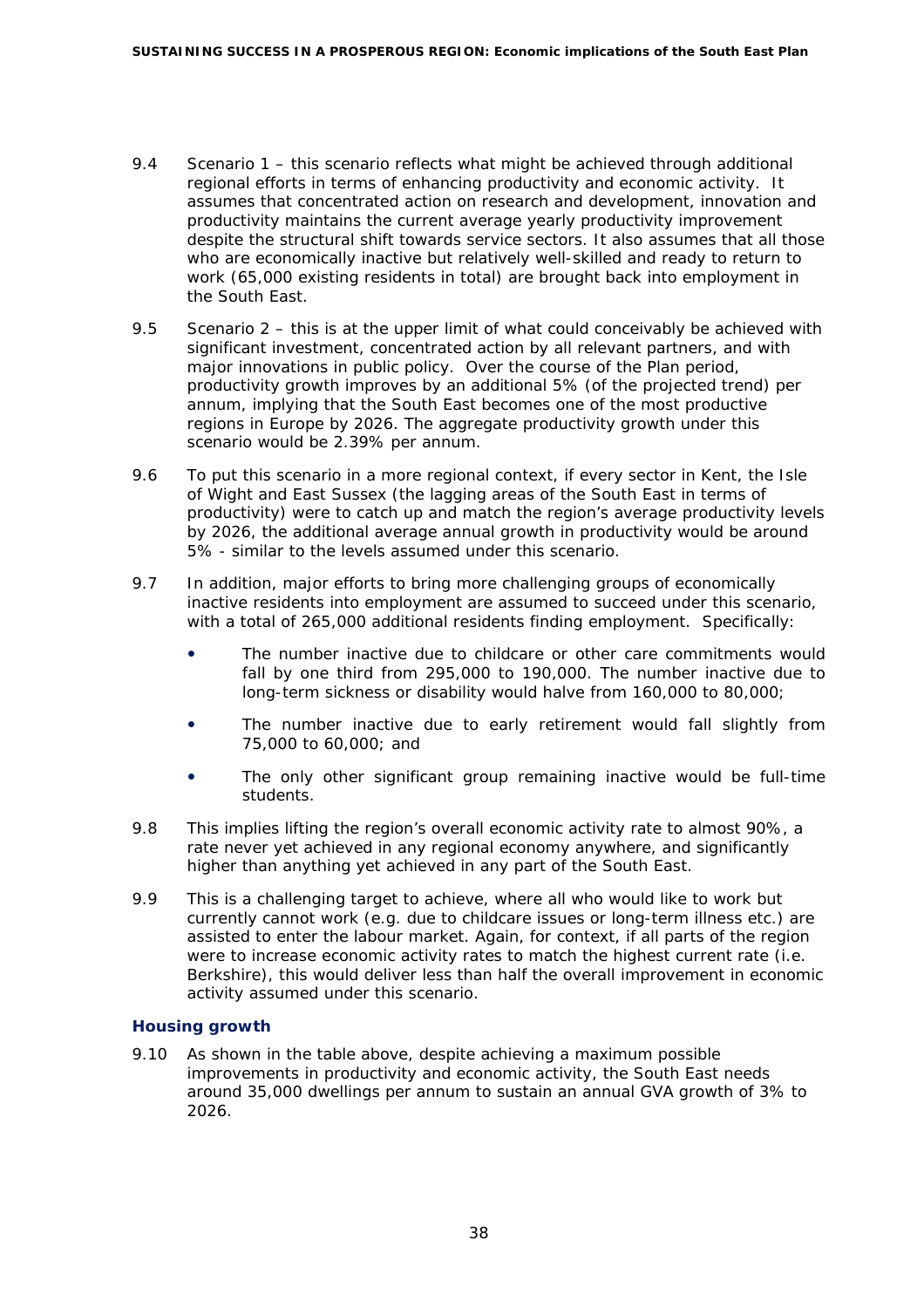9.4 Scenario 1 – this scenario reflects what might be achieved through additional regional efforts in terms of enhancing productivity and economic activity. It assumes that concentrated action on research and development, innovation and productivity maintains the current average yearly productivity improvement despite the structural shift towards service sectors. It also assumes that all those who are economically inactive but relatively well-skilled and ready to return to work (65,000 existing residents in total) are brought back into employment in the South East.

9.5 Scenario 2 – this is at the upper limit of what could conceivably be achieved with significant investment, concentrated action by all relevant partners, and with major innovations in public policy. Over the course of the Plan period, productivity growth improves by an additional 5% (of the projected trend) per annum, implying that the South East becomes one of the most productive regions in Europe by 2026. The aggregate productivity growth under this scenario would be 2.39% per annum.

9.6 To put this scenario in a more regional context, if every sector in Kent, the Isle of Wight and East Sussex (the lagging areas of the South East in terms of productivity) were to catch up and match the region's average productivity levels by 2026, the additional average annual growth in productivity would be around 5% - similar to the levels assumed under this scenario.

9.7 In addition, major efforts to bring more challenging groups of economically inactive residents into employment are assumed to succeed under this scenario, with a total of 265,000 additional residents finding employment. Specifically:

- The number inactive due to childcare or other care commitments would fall by one third from 295,000 to 190,000. The number inactive due to long-term sickness or disability would halve from 160,000 to 80,000;
- The number inactive due to early retirement would fall slightly from 75,000 to 60,000; and
- The only other significant group remaining inactive would be full-time students.

9.8 This implies lifting the region's overall economic activity rate to almost 90%, a rate never yet achieved in any regional economy anywhere, and significantly higher than anything yet achieved in any part of the South East.

9.9 This is a challenging target to achieve, where all who would like to work but currently cannot work (e.g. due to childcare issues or long-term illness etc.) are assisted to enter the labour market. Again, for context, if all parts of the region were to increase economic activity rates to match the highest current rate (i.e. Berkshire), this would deliver less than half the overall improvement in economic activity assumed under this scenario.

### Housing growth

9.10 As shown in the table above, despite achieving a maximum possible improvements in productivity and economic activity, the South East needs around 35,000 dwellings per annum to sustain an annual GVA growth of 3% to 2026.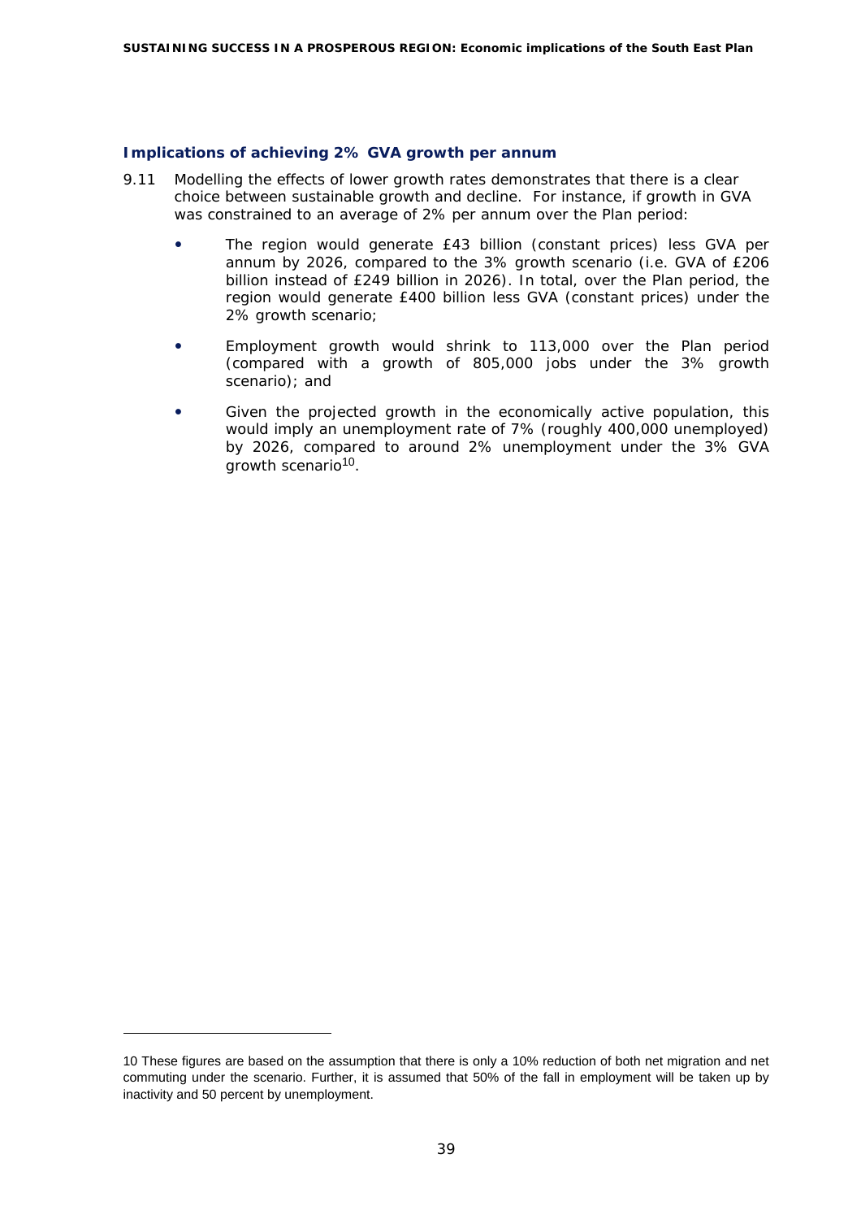### Implications of achieving 2% GVA growth per annum

9.11 Modelling the effects of lower growth rates demonstrates that there is a clear choice between sustainable growth and decline. For instance, if growth in GVA was constrained to an average of 2% per annum over the Plan period:

- The region would generate £43 billion (constant prices) less GVA per annum by 2026, compared to the 3% growth scenario (i.e. GVA of £206 billion instead of £249 billion in 2026). In total, over the Plan period, the region would generate £400 billion less GVA (constant prices) under the 2% growth scenario;
- Employment growth would shrink to 113,000 over the Plan period (compared with a growth of 805,000 jobs under the 3% growth scenario); and
- Given the projected growth in the economically active population, this would imply an unemployment rate of 7% (roughly 400,000 unemployed) by 2026, compared to around 2% unemployment under the 3% GVA growth scenario[10].

---

10 These figures are based on the assumption that there is only a 10% reduction of both net migration and net commuting under the scenario. Further, it is assumed that 50% of the fall in employment will be taken up by inactivity and 50 percent by unemployment.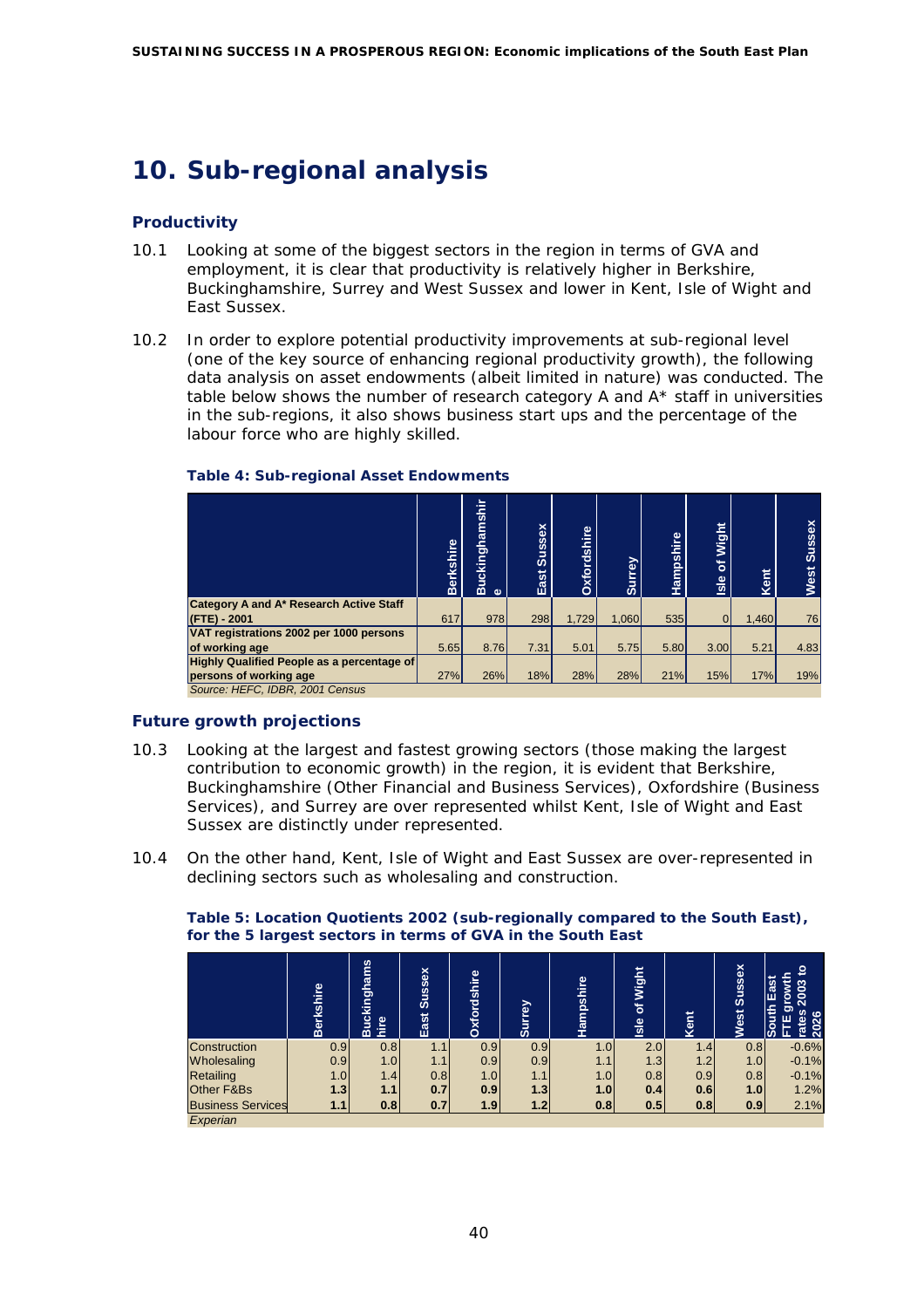# 10. Sub-regional analysis

### Productivity

10.1 Looking at some of the biggest sectors in the region in terms of GVA and employment, it is clear that productivity is relatively higher in Berkshire, Buckinghamshire, Surrey and West Sussex and lower in Kent, Isle of Wight and East Sussex.

10.2 In order to explore potential productivity improvements at sub-regional level (one of the key source of enhancing regional productivity growth), the following data analysis on asset endowments (albeit limited in nature) was conducted. The table below shows the number of research category A and A* staff in universities in the sub-regions, it also shows business start ups and the percentage of the labour force who are highly skilled.

**Table 4: Sub-regional Asset Endowments**

| | Berkshire | Buckinghamshire | East Sussex | Oxfordshire | Surrey | Hampshire | Isle of Wight | Kent | West Sussex |
|---|---|---|---|---|---|---|---|---|---|
| **Category A and A* Research Active Staff (FTE) - 2001** | 617 | 978 | 298 | 1,729 | 1,060 | 535 | 0 | 1,460 | 76 |
| **VAT registrations 2002 per 1000 persons of working age** | 5.65 | 8.76 | 7.31 | 5.01 | 5.75 | 5.80 | 3.00 | 5.21 | 4.83 |
| **Highly Qualified People as a percentage of persons of working age** | 27% | 26% | 18% | 28% | 28% | 21% | 15% | 17% | 19% |

*Source: HEFC, IDBR, 2001 Census*

### Future growth projections

10.3 Looking at the largest and fastest growing sectors (those making the largest contribution to economic growth) in the region, it is evident that Berkshire, Buckinghamshire (Other Financial and Business Services), Oxfordshire (Business Services), and Surrey are over represented whilst Kent, Isle of Wight and East Sussex are distinctly under represented.

10.4 On the other hand, Kent, Isle of Wight and East Sussex are over-represented in declining sectors such as wholesaling and construction.

**Table 5: Location Quotients 2002 (sub-regionally compared to the South East), for the 5 largest sectors in terms of GVA in the South East**

| | Berkshire | Buckinghamshire | East Sussex | Oxfordshire | Surrey | Hampshire | Isle of Wight | Kent | West Sussex | South East FTE growth rates 2003 to 2026 |
|---|---|---|---|---|---|---|---|---|---|---|
| Construction | 0.9 | 0.8 | 1.1 | 0.9 | 0.9 | 1.0 | 2.0 | 1.4 | 0.8 | -0.6% |
| Wholesaling | 0.9 | 1.0 | 1.1 | 0.9 | 0.9 | 1.1 | 1.3 | 1.2 | 1.0 | -0.1% |
| Retailing | 1.0 | 1.4 | 0.8 | 1.0 | 1.1 | 1.0 | 0.8 | 0.9 | 0.8 | -0.1% |
| Other F&Bs | **1.3** | **1.1** | **0.7** | **0.9** | **1.3** | **1.0** | **0.4** | **0.6** | **1.0** | 1.2% |
| Business Services | **1.1** | **0.8** | **0.7** | **1.9** | **1.2** | **0.8** | **0.5** | **0.8** | **0.9** | 2.1% |

*Experian*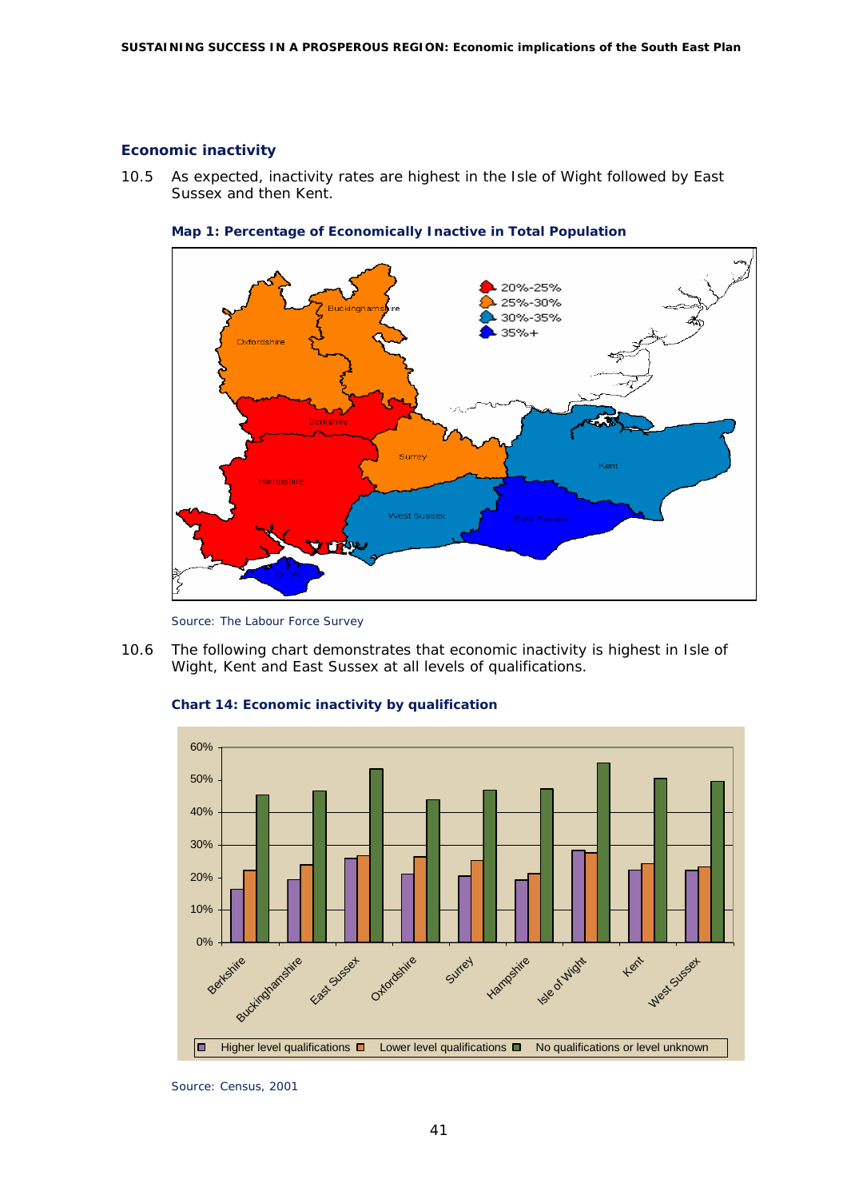### Economic inactivity

10.5 As expected, inactivity rates are highest in the Isle of Wight followed by East Sussex and then Kent.

**Map 1: Percentage of Economically Inactive in Total Population**

Source: The Labour Force Survey

10.6 The following chart demonstrates that economic inactivity is highest in Isle of Wight, Kent and East Sussex at all levels of qualifications.

**Chart 14: Economic inactivity by qualification**

Source: Census, 2001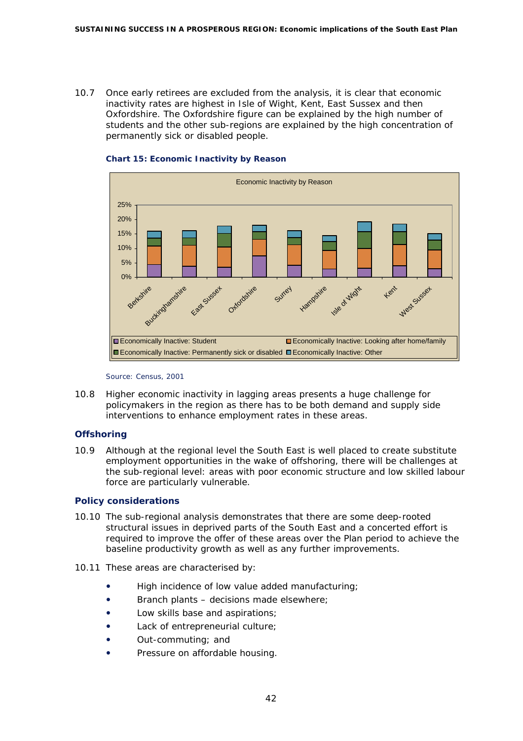10.7 Once early retirees are excluded from the analysis, it is clear that economic inactivity rates are highest in Isle of Wight, Kent, East Sussex and then Oxfordshire. The Oxfordshire figure can be explained by the high number of students and the other sub-regions are explained by the high concentration of permanently sick or disabled people.

**Chart 15: Economic Inactivity by Reason**

Source: Census, 2001

10.8 Higher economic inactivity in lagging areas presents a huge challenge for policymakers in the region as there has to be both demand and supply side interventions to enhance employment rates in these areas.

### Offshoring

10.9 Although at the regional level the South East is well placed to create substitute employment opportunities in the wake of offshoring, there will be challenges at the sub-regional level: areas with poor economic structure and low skilled labour force are particularly vulnerable.

### Policy considerations

10.10 The sub-regional analysis demonstrates that there are some deep-rooted structural issues in deprived parts of the South East and a concerted effort is required to improve the offer of these areas over the Plan period to achieve the baseline productivity growth as well as any further improvements.

10.11 These areas are characterised by:

- High incidence of low value added manufacturing;
- Branch plants – decisions made elsewhere;
- Low skills base and aspirations;
- Lack of entrepreneurial culture;
- Out-commuting; and
- Pressure on affordable housing.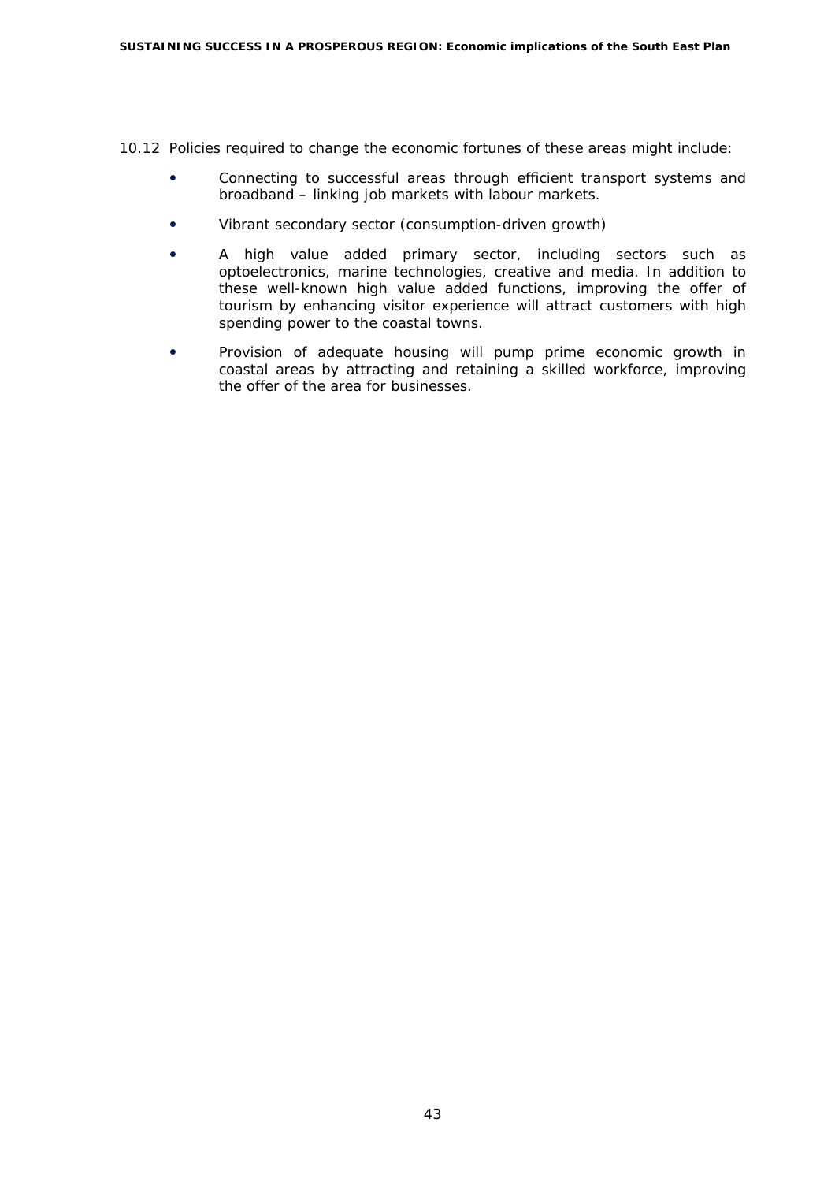10.12 Policies required to change the economic fortunes of these areas might include:

- Connecting to successful areas through efficient transport systems and broadband – linking job markets with labour markets.
- Vibrant secondary sector (consumption-driven growth)
- A high value added primary sector, including sectors such as optoelectronics, marine technologies, creative and media. In addition to these well-known high value added functions, improving the offer of tourism by enhancing visitor experience will attract customers with high spending power to the coastal towns.
- Provision of adequate housing will pump prime economic growth in coastal areas by attracting and retaining a skilled workforce, improving the offer of the area for businesses.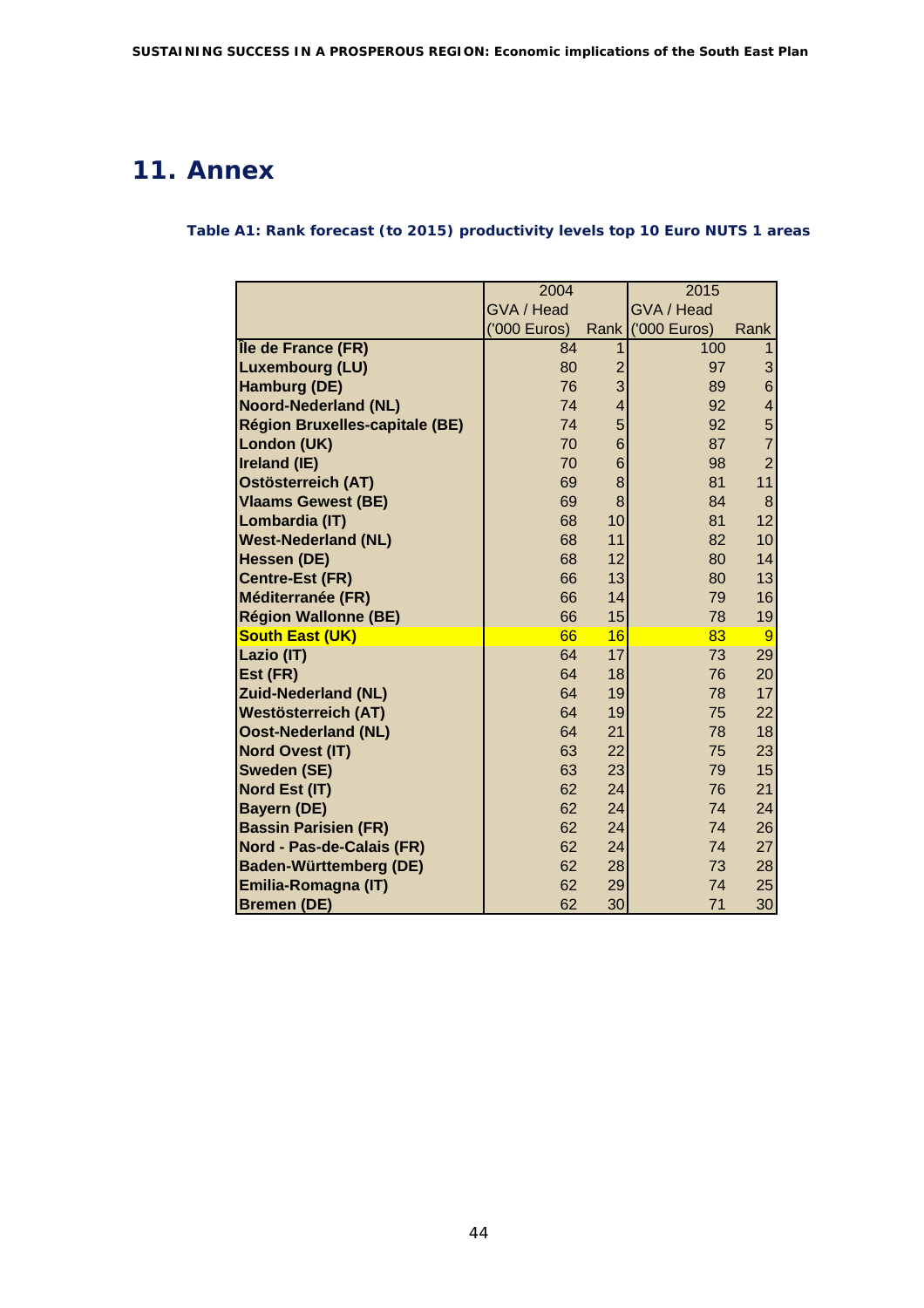# 11. Annex

**Table A1: Rank forecast (to 2015) productivity levels top 10 Euro NUTS 1 areas**

| | 2004 | | 2015 | |
|---|---|---|---|---|
| | GVA / Head ('000 Euros) | Rank | GVA / Head ('000 Euros) | Rank |
| **Île de France (FR)** | 84 | 1 | 100 | 1 |
| **Luxembourg (LU)** | 80 | 2 | 97 | 3 |
| **Hamburg (DE)** | 76 | 3 | 89 | 6 |
| **Noord-Nederland (NL)** | 74 | 4 | 92 | 4 |
| **Région Bruxelles-capitale (BE)** | 74 | 5 | 92 | 5 |
| **London (UK)** | 70 | 6 | 87 | 7 |
| **Ireland (IE)** | 70 | 6 | 98 | 2 |
| **Ostösterreich (AT)** | 69 | 8 | 81 | 11 |
| **Vlaams Gewest (BE)** | 69 | 8 | 84 | 8 |
| **Lombardia (IT)** | 68 | 10 | 81 | 12 |
| **West-Nederland (NL)** | 68 | 11 | 82 | 10 |
| **Hessen (DE)** | 68 | 12 | 80 | 14 |
| **Centre-Est (FR)** | 66 | 13 | 80 | 13 |
| **Méditerranée (FR)** | 66 | 14 | 79 | 16 |
| **Région Wallonne (BE)** | 66 | 15 | 78 | 19 |
| **South East (UK)** | 66 | 16 | 83 | 9 |
| **Lazio (IT)** | 64 | 17 | 73 | 29 |
| **Est (FR)** | 64 | 18 | 76 | 20 |
| **Zuid-Nederland (NL)** | 64 | 19 | 78 | 17 |
| **Westösterreich (AT)** | 64 | 19 | 75 | 22 |
| **Oost-Nederland (NL)** | 64 | 21 | 78 | 18 |
| **Nord Ovest (IT)** | 63 | 22 | 75 | 23 |
| **Sweden (SE)** | 63 | 23 | 79 | 15 |
| **Nord Est (IT)** | 62 | 24 | 76 | 21 |
| **Bayern (DE)** | 62 | 24 | 74 | 24 |
| **Bassin Parisien (FR)** | 62 | 24 | 74 | 26 |
| **Nord - Pas-de-Calais (FR)** | 62 | 24 | 74 | 27 |
| **Baden-Württemberg (DE)** | 62 | 28 | 73 | 28 |
| **Emilia-Romagna (IT)** | 62 | 29 | 74 | 25 |
| **Bremen (DE)** | 62 | 30 | 71 | 30 |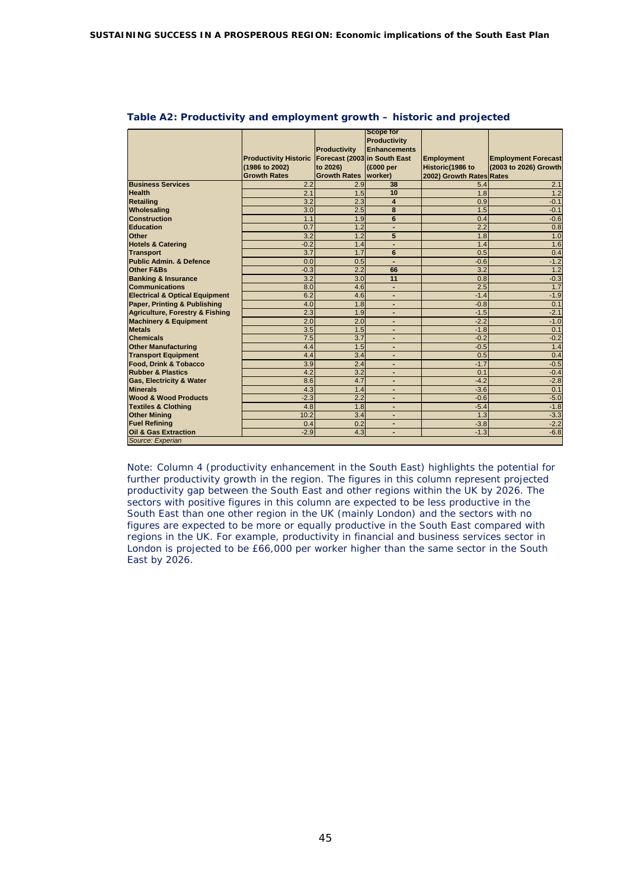**Table A2: Productivity and employment growth – historic and projected**

| | Productivity Historic (1986 to 2002) Growth Rates | Productivity Forecast (2003 to 2026) Growth Rates | Scope for Productivity Enhancements in South East (£000 per worker) | Employment Historic(1986 to 2002) Growth Rates | Employment Forecast (2003 to 2026) Growth Rates |
|---|---|---|---|---|---|
| **Business Services** | 2.2 | 2.9 | **38** | 5.4 | 2.1 |
| **Health** | 2.1 | 1.5 | **10** | 1.8 | 1.2 |
| **Retailing** | 3.2 | 2.3 | **4** | 0.9 | -0.1 |
| **Wholesaling** | 3.0 | 2.5 | **8** | 1.5 | -0.1 |
| **Construction** | 1.1 | 1.9 | **6** | 0.4 | -0.6 |
| **Education** | 0.7 | 1.2 | - | 2.2 | 0.8 |
| **Other** | 3.2 | 1.2 | **5** | 1.8 | 1.0 |
| **Hotels & Catering** | -0.2 | 1.4 | - | 1.4 | 1.6 |
| **Transport** | 3.7 | 1.7 | **6** | 0.5 | 0.4 |
| **Public Admin. & Defence** | 0.0 | 0.5 | - | -0.6 | -1.2 |
| **Other F&Bs** | -0.3 | 2.2 | **66** | 3.2 | 1.2 |
| **Banking & Insurance** | 3.2 | 3.0 | **11** | 0.8 | -0.3 |
| **Communications** | 8.0 | 4.6 | - | 2.5 | 1.7 |
| **Electrical & Optical Equipment** | 6.2 | 4.6 | - | -1.4 | -1.9 |
| **Paper, Printing & Publishing** | 4.0 | 1.8 | - | -0.8 | 0.1 |
| **Agriculture, Forestry & Fishing** | 2.3 | 1.9 | - | -1.5 | -2.1 |
| **Machinery & Equipment** | 2.0 | 2.0 | - | -2.2 | -1.0 |
| **Metals** | 3.5 | 1.5 | - | -1.8 | 0.1 |
| **Chemicals** | 7.5 | 3.7 | - | -0.2 | -0.2 |
| **Other Manufacturing** | 4.4 | 1.5 | - | -0.5 | 1.4 |
| **Transport Equipment** | 4.4 | 3.4 | - | 0.5 | 0.4 |
| **Food, Drink & Tobacco** | 3.9 | 2.4 | - | -1.7 | -0.5 |
| **Rubber & Plastics** | 4.2 | 3.2 | - | 0.1 | -0.4 |
| **Gas, Electricity & Water** | 8.6 | 4.7 | - | -4.2 | -2.8 |
| **Minerals** | 4.3 | 1.4 | - | -3.6 | 0.1 |
| **Wood & Wood Products** | -2.3 | 2.2 | - | -0.6 | -5.0 |
| **Textiles & Clothing** | 4.8 | 1.8 | - | -5.4 | -1.8 |
| **Other Mining** | 10.2 | 3.4 | - | 1.3 | -3.3 |
| **Fuel Refining** | 0.4 | 0.2 | - | -3.8 | -2.2 |
| **Oil & Gas Extraction** | -2.9 | 4.3 | - | -1.3 | -6.8 |

*Source: Experian*

Note: Column 4 (productivity enhancement in the South East) highlights the potential for further productivity growth in the region. The figures in this column represent projected productivity gap between the South East and other regions within the UK by 2026. The sectors with positive figures in this column are expected to be less productive in the South East than one other region in the UK (mainly London) and the sectors with no figures are expected to be more or equally productive in the South East compared with regions in the UK. For example, productivity in financial and business services sector in London is projected to be £66,000 per worker higher than the same sector in the South East by 2026.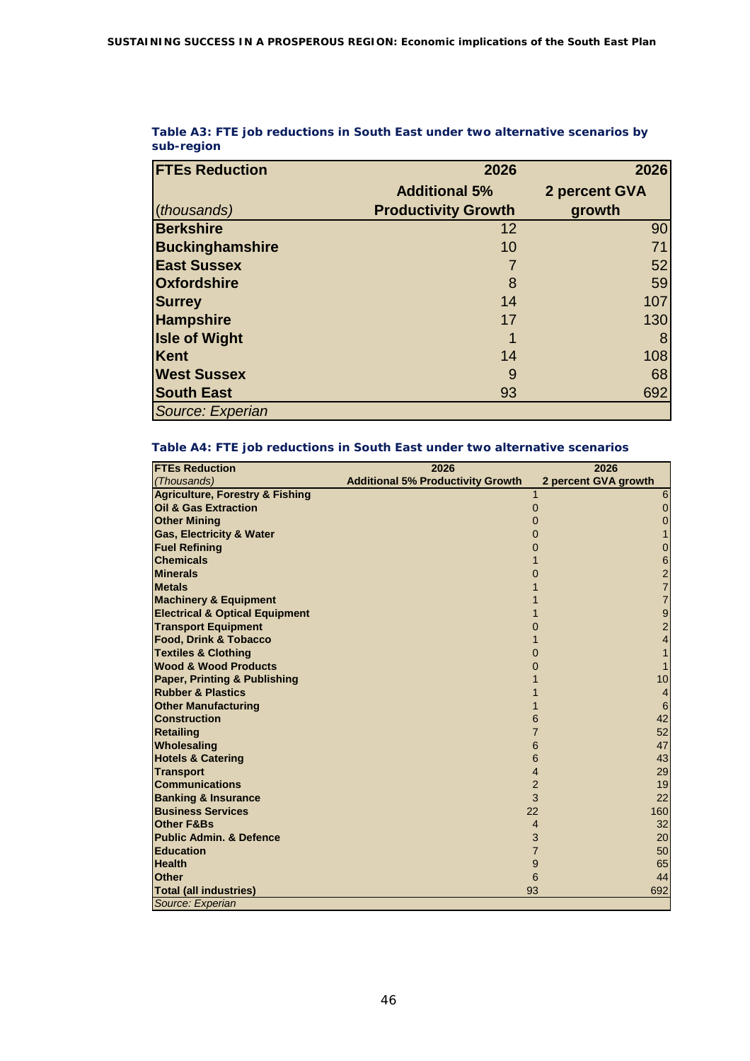**Table A3: FTE job reductions in South East under two alternative scenarios by sub-region**

| FTEs Reduction (*thousands*) | 2026 Additional 5% Productivity Growth | 2026 2 percent GVA growth |
|---|---|---|
| **Berkshire** | 12 | 90 |
| **Buckinghamshire** | 10 | 71 |
| **East Sussex** | 7 | 52 |
| **Oxfordshire** | 8 | 59 |
| **Surrey** | 14 | 107 |
| **Hampshire** | 17 | 130 |
| **Isle of Wight** | 1 | 8 |
| **Kent** | 14 | 108 |
| **West Sussex** | 9 | 68 |
| **South East** | 93 | 692 |

*Source: Experian*

**Table A4: FTE job reductions in South East under two alternative scenarios**

| FTEs Reduction (*Thousands*) | 2026 Additional 5% Productivity Growth | 2026 2 percent GVA growth |
|---|---|---|
| **Agriculture, Forestry & Fishing** | 1 | 6 |
| **Oil & Gas Extraction** | 0 | 0 |
| **Other Mining** | 0 | 0 |
| **Gas, Electricity & Water** | 0 | 1 |
| **Fuel Refining** | 0 | 0 |
| **Chemicals** | 1 | 6 |
| **Minerals** | 0 | 2 |
| **Metals** | 1 | 7 |
| **Machinery & Equipment** | 1 | 7 |
| **Electrical & Optical Equipment** | 1 | 9 |
| **Transport Equipment** | 0 | 2 |
| **Food, Drink & Tobacco** | 1 | 4 |
| **Textiles & Clothing** | 0 | 1 |
| **Wood & Wood Products** | 0 | 1 |
| **Paper, Printing & Publishing** | 1 | 10 |
| **Rubber & Plastics** | 1 | 4 |
| **Other Manufacturing** | 1 | 6 |
| **Construction** | 6 | 42 |
| **Retailing** | 7 | 52 |
| **Wholesaling** | 6 | 47 |
| **Hotels & Catering** | 6 | 43 |
| **Transport** | 4 | 29 |
| **Communications** | 2 | 19 |
| **Banking & Insurance** | 3 | 22 |
| **Business Services** | 22 | 160 |
| **Other F&Bs** | 4 | 32 |
| **Public Admin. & Defence** | 3 | 20 |
| **Education** | 7 | 50 |
| **Health** | 9 | 65 |
| **Other** | 6 | 44 |
| **Total (all industries)** | 93 | 692 |

*Source: Experian*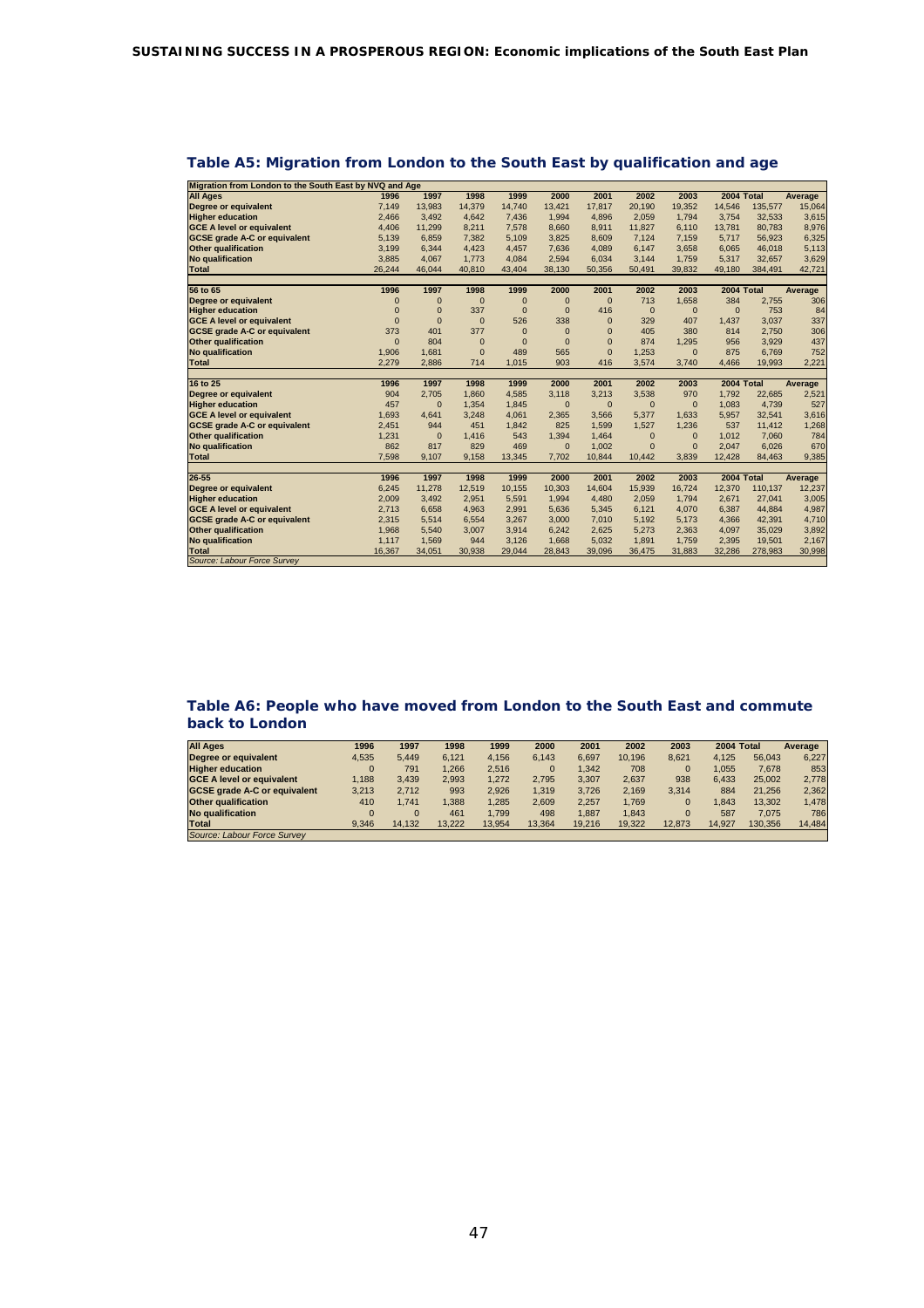## Table A5: Migration from London to the South East by qualification and age

| Migration from London to the South East by NVQ and Age | | | | | | | | | | | |
|---|---|---|---|---|---|---|---|---|---|---|---|
| **All Ages** | **1996** | **1997** | **1998** | **1999** | **2000** | **2001** | **2002** | **2003** | **2004** | **Total** | **Average** |
| **Degree or equivalent** | 7,149 | 13,983 | 14,379 | 14,740 | 13,421 | 17,817 | 20,190 | 19,352 | 14,546 | 135,577 | 15,064 |
| **Higher education** | 2,466 | 3,492 | 4,642 | 7,436 | 1,994 | 4,896 | 2,059 | 1,794 | 3,754 | 32,533 | 3,615 |
| **GCE A level or equivalent** | 4,406 | 11,299 | 8,211 | 7,578 | 8,660 | 8,911 | 11,827 | 6,110 | 13,781 | 80,783 | 8,976 |
| **GCSE grade A-C or equivalent** | 5,139 | 6,859 | 7,382 | 5,109 | 3,825 | 8,609 | 7,124 | 7,159 | 5,717 | 56,923 | 6,325 |
| **Other qualification** | 3,199 | 6,344 | 4,423 | 4,457 | 7,636 | 4,089 | 6,147 | 3,658 | 6,065 | 46,018 | 5,113 |
| **No qualification** | 3,885 | 4,067 | 1,773 | 4,084 | 2,594 | 6,034 | 3,144 | 1,759 | 5,317 | 32,657 | 3,629 |
| **Total** | 26,244 | 46,044 | 40,810 | 43,404 | 38,130 | 50,356 | 50,491 | 39,832 | 49,180 | 384,491 | 42,721 |
| | | | | | | | | | | | |
| **56 to 65** | **1996** | **1997** | **1998** | **1999** | **2000** | **2001** | **2002** | **2003** | **2004** | **Total** | **Average** |
| **Degree or equivalent** | 0 | 0 | 0 | 0 | 0 | 0 | 713 | 1,658 | 384 | 2,755 | 306 |
| **Higher education** | 0 | 0 | 337 | 0 | 0 | 416 | 0 | 0 | 0 | 753 | 84 |
| **GCE A level or equivalent** | 0 | 0 | 0 | 526 | 338 | 0 | 329 | 407 | 1,437 | 3,037 | 337 |
| **GCSE grade A-C or equivalent** | 373 | 401 | 377 | 0 | 0 | 0 | 405 | 380 | 814 | 2,750 | 306 |
| **Other qualification** | 0 | 804 | 0 | 0 | 0 | 0 | 874 | 1,295 | 956 | 3,929 | 437 |
| **No qualification** | 1,906 | 1,681 | 0 | 489 | 565 | 0 | 1,253 | 0 | 875 | 6,769 | 752 |
| **Total** | 2,279 | 2,886 | 714 | 1,015 | 903 | 416 | 3,574 | 3,740 | 4,466 | 19,993 | 2,221 |
| | | | | | | | | | | | |
| **16 to 25** | **1996** | **1997** | **1998** | **1999** | **2000** | **2001** | **2002** | **2003** | **2004** | **Total** | **Average** |
| **Degree or equivalent** | 904 | 2,705 | 1,860 | 4,585 | 3,118 | 3,213 | 3,538 | 970 | 1,792 | 22,685 | 2,521 |
| **Higher education** | 457 | 0 | 1,354 | 1,845 | 0 | 0 | 0 | 0 | 1,083 | 4,739 | 527 |
| **GCE A level or equivalent** | 1,693 | 4,641 | 3,248 | 4,061 | 2,365 | 3,566 | 5,377 | 1,633 | 5,957 | 32,541 | 3,616 |
| **GCSE grade A-C or equivalent** | 2,451 | 944 | 451 | 1,842 | 825 | 1,599 | 1,527 | 1,236 | 537 | 11,412 | 1,268 |
| **Other qualification** | 1,231 | 0 | 1,416 | 543 | 1,394 | 1,464 | 0 | 0 | 1,012 | 7,060 | 784 |
| **No qualification** | 862 | 817 | 829 | 469 | 0 | 1,002 | 0 | 0 | 2,047 | 6,026 | 670 |
| **Total** | 7,598 | 9,107 | 9,158 | 13,345 | 7,702 | 10,844 | 10,442 | 3,839 | 12,428 | 84,463 | 9,385 |
| | | | | | | | | | | | |
| **26-55** | **1996** | **1997** | **1998** | **1999** | **2000** | **2001** | **2002** | **2003** | **2004** | **Total** | **Average** |
| **Degree or equivalent** | 6,245 | 11,278 | 12,519 | 10,155 | 10,303 | 14,604 | 15,939 | 16,724 | 12,370 | 110,137 | 12,237 |
| **Higher education** | 2,009 | 3,492 | 2,951 | 5,591 | 1,994 | 4,480 | 2,059 | 1,794 | 2,671 | 27,041 | 3,005 |
| **GCE A level or equivalent** | 2,713 | 6,658 | 4,963 | 2,991 | 5,636 | 5,345 | 6,121 | 4,070 | 6,387 | 44,884 | 4,987 |
| **GCSE grade A-C or equivalent** | 2,315 | 5,514 | 6,554 | 3,267 | 3,000 | 7,010 | 5,192 | 5,173 | 4,366 | 42,391 | 4,710 |
| **Other qualification** | 1,968 | 5,540 | 3,007 | 3,914 | 6,242 | 2,625 | 5,273 | 2,363 | 4,097 | 35,029 | 3,892 |
| **No qualification** | 1,117 | 1,569 | 944 | 3,126 | 1,668 | 5,032 | 1,891 | 1,759 | 2,395 | 19,501 | 2,167 |
| **Total** | 16,367 | 34,051 | 30,938 | 29,044 | 28,843 | 39,096 | 36,475 | 31,883 | 32,286 | 278,983 | 30,998 |

*Source: Labour Force Survey*

## Table A6: People who have moved from London to the South East and commute back to London

| **All Ages** | **1996** | **1997** | **1998** | **1999** | **2000** | **2001** | **2002** | **2003** | **2004** | **Total** | **Average** |
|---|---|---|---|---|---|---|---|---|---|---|---|
| **Degree or equivalent** | 4,535 | 5,449 | 6,121 | 4,156 | 6,143 | 6,697 | 10,196 | 8,621 | 4,125 | 56,043 | 6,227 |
| **Higher education** | 0 | 791 | 1,266 | 2,516 | 0 | 1,342 | 708 | 0 | 1,055 | 7,678 | 853 |
| **GCE A level or equivalent** | 1,188 | 3,439 | 2,993 | 1,272 | 2,795 | 3,307 | 2,637 | 938 | 6,433 | 25,002 | 2,778 |
| **GCSE grade A-C or equivalent** | 3,213 | 2,712 | 993 | 2,926 | 1,319 | 3,726 | 2,169 | 3,314 | 884 | 21,256 | 2,362 |
| **Other qualification** | 410 | 1,741 | 1,388 | 1,285 | 2,609 | 2,257 | 1,769 | 0 | 1,843 | 13,302 | 1,478 |
| **No qualification** | 0 | 0 | 461 | 1,799 | 498 | 1,887 | 1,843 | 0 | 587 | 7,075 | 786 |
| **Total** | 9,346 | 14,132 | 13,222 | 13,954 | 13,364 | 19,216 | 19,322 | 12,873 | 14,927 | 130,356 | 14,484 |

*Source: Labour Force Survey*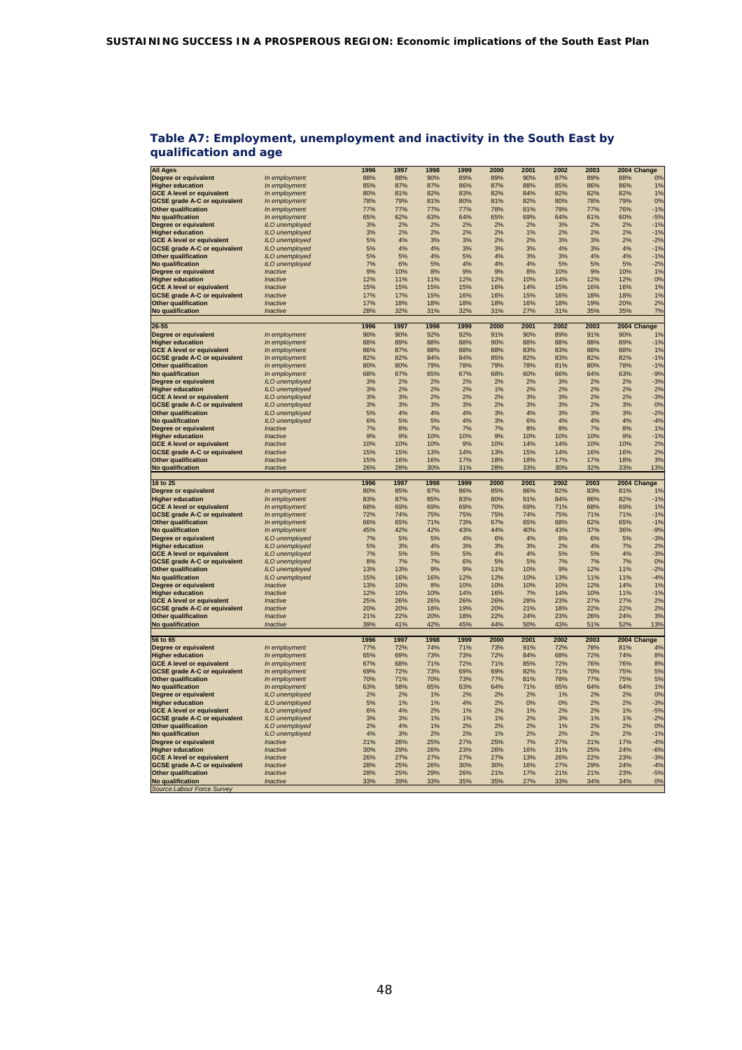## Table A7: Employment, unemployment and inactivity in the South East by qualification and age

| All Ages | | 1996 | 1997 | 1998 | 1999 | 2000 | 2001 | 2002 | 2003 | 2004 | Change |
|---|---|---|---|---|---|---|---|---|---|---|---|
| Degree or equivalent | In employment | 88% | 88% | 90% | 89% | 89% | 90% | 87% | 89% | 88% | 0% |
| Higher education | In employment | 85% | 87% | 87% | 86% | 87% | 88% | 85% | 86% | 86% | 1% |
| GCE A level or equivalent | In employment | 80% | 81% | 82% | 83% | 82% | 84% | 82% | 82% | 82% | 1% |
| GCSE grade A-C or equivalent | In employment | 78% | 79% | 81% | 80% | 81% | 82% | 80% | 78% | 79% | 0% |
| Other qualification | In employment | 77% | 77% | 77% | 77% | 78% | 81% | 79% | 77% | 76% | -1% |
| No qualification | In employment | 65% | 62% | 63% | 64% | 65% | 69% | 64% | 61% | 60% | -5% |
| Degree or equivalent | ILO unemployed | 3% | 2% | 2% | 2% | 2% | 2% | 3% | 2% | 2% | -1% |
| Higher education | ILO unemployed | 3% | 2% | 2% | 2% | 2% | 1% | 2% | 2% | 2% | -1% |
| GCE A level or equivalent | ILO unemployed | 5% | 4% | 3% | 3% | 2% | 2% | 3% | 3% | 2% | -2% |
| GCSE grade A-C or equivalent | ILO unemployed | 5% | 4% | 4% | 3% | 3% | 3% | 4% | 3% | 4% | -1% |
| Other qualification | ILO unemployed | 5% | 5% | 4% | 5% | 4% | 3% | 3% | 4% | 4% | -1% |
| No qualification | ILO unemployed | 7% | 6% | 5% | 4% | 4% | 4% | 5% | 5% | 5% | -2% |
| Degree or equivalent | Inactive | 9% | 10% | 8% | 9% | 9% | 8% | 10% | 9% | 10% | 1% |
| Higher education | Inactive | 12% | 11% | 11% | 12% | 12% | 10% | 14% | 12% | 12% | 0% |
| GCE A level or equivalent | Inactive | 15% | 15% | 15% | 15% | 16% | 14% | 15% | 16% | 16% | 1% |
| GCSE grade A-C or equivalent | Inactive | 17% | 17% | 15% | 16% | 16% | 15% | 16% | 18% | 18% | 1% |
| Other qualification | Inactive | 17% | 18% | 18% | 18% | 18% | 16% | 18% | 19% | 20% | 2% |
| No qualification | Inactive | 28% | 32% | 31% | 32% | 31% | 27% | 31% | 35% | 35% | 7% |
| **26-55** | | **1996** | **1997** | **1998** | **1999** | **2000** | **2001** | **2002** | **2003** | **2004** | **Change** |
| Degree or equivalent | In employment | 90% | 90% | 92% | 92% | 91% | 90% | 89% | 91% | 90% | 1% |
| Higher education | In employment | 88% | 89% | 88% | 88% | 90% | 88% | 88% | 88% | 89% | -1% |
| GCE A level or equivalent | In employment | 86% | 87% | 88% | 88% | 88% | 83% | 83% | 88% | 88% | 1% |
| GCSE grade A-C or equivalent | In employment | 82% | 82% | 84% | 84% | 85% | 82% | 83% | 82% | 82% | -1% |
| Other qualification | In employment | 80% | 80% | 79% | 78% | 79% | 78% | 81% | 80% | 78% | -1% |
| No qualification | In employment | 68% | 67% | 65% | 67% | 68% | 60% | 66% | 64% | 63% | -9% |
| Degree or equivalent | ILO unemployed | 3% | 2% | 2% | 2% | 2% | 2% | 3% | 2% | 2% | -3% |
| Higher education | ILO unemployed | 3% | 2% | 2% | 2% | 1% | 2% | 2% | 2% | 2% | 2% |
| GCE A level or equivalent | ILO unemployed | 3% | 3% | 2% | 2% | 2% | 3% | 3% | 2% | 2% | -3% |
| GCSE grade A-C or equivalent | ILO unemployed | 3% | 3% | 3% | 3% | 2% | 3% | 3% | 2% | 3% | 0% |
| Other qualification | ILO unemployed | 5% | 4% | 4% | 4% | 3% | 4% | 3% | 3% | 3% | -2% |
| No qualification | ILO unemployed | 6% | 5% | 5% | 4% | 3% | 6% | 4% | 4% | 4% | -4% |
| Degree or equivalent | Inactive | 7% | 8% | 7% | 7% | 7% | 8% | 8% | 7% | 8% | 1% |
| Higher education | Inactive | 9% | 9% | 10% | 10% | 9% | 10% | 10% | 10% | 9% | -1% |
| GCE A level or equivalent | Inactive | 10% | 10% | 10% | 9% | 10% | 14% | 14% | 10% | 10% | 2% |
| GCSE grade A-C or equivalent | Inactive | 15% | 15% | 13% | 14% | 13% | 15% | 14% | 16% | 16% | 2% |
| Other qualification | Inactive | 15% | 16% | 16% | 17% | 18% | 18% | 17% | 17% | 18% | 3% |
| No qualification | Inactive | 26% | 28% | 30% | 31% | 28% | 33% | 30% | 32% | 33% | 13% |
| **16 to 25** | | **1996** | **1997** | **1998** | **1999** | **2000** | **2001** | **2002** | **2003** | **2004** | **Change** |
| Degree or equivalent | In employment | 80% | 85% | 87% | 86% | 85% | 86% | 82% | 83% | 81% | 1% |
| Higher education | In employment | 83% | 87% | 85% | 83% | 80% | 91% | 84% | 86% | 82% | -1% |
| GCE A level or equivalent | In employment | 68% | 69% | 69% | 69% | 70% | 69% | 71% | 68% | 69% | 1% |
| GCSE grade A-C or equivalent | In employment | 72% | 74% | 75% | 75% | 75% | 74% | 75% | 71% | 71% | -1% |
| Other qualification | In employment | 66% | 65% | 71% | 73% | 67% | 65% | 68% | 62% | 65% | -1% |
| No qualification | In employment | 45% | 42% | 42% | 43% | 44% | 40% | 43% | 37% | 36% | -9% |
| Degree or equivalent | ILO unemployed | 7% | 5% | 5% | 4% | 6% | 4% | 8% | 6% | 5% | -3% |
| Higher education | ILO unemployed | 5% | 3% | 4% | 3% | 3% | 3% | 2% | 4% | 7% | 2% |
| GCE A level or equivalent | ILO unemployed | 7% | 5% | 5% | 5% | 4% | 4% | 5% | 5% | 4% | -3% |
| GCSE grade A-C or equivalent | ILO unemployed | 8% | 7% | 7% | 6% | 5% | 5% | 7% | 7% | 7% | 0% |
| Other qualification | ILO unemployed | 13% | 13% | 9% | 9% | 11% | 10% | 9% | 12% | 11% | -2% |
| No qualification | ILO unemployed | 15% | 16% | 16% | 12% | 12% | 10% | 13% | 11% | 11% | -4% |
| Degree or equivalent | Inactive | 13% | 10% | 8% | 10% | 10% | 10% | 10% | 12% | 14% | 1% |
| Higher education | Inactive | 12% | 10% | 10% | 14% | 16% | 7% | 14% | 10% | 11% | -1% |
| GCE A level or equivalent | Inactive | 25% | 26% | 26% | 26% | 26% | 28% | 23% | 27% | 27% | 2% |
| GCSE grade A-C or equivalent | Inactive | 20% | 20% | 18% | 19% | 20% | 21% | 18% | 22% | 22% | 2% |
| Other qualification | Inactive | 21% | 22% | 20% | 18% | 22% | 24% | 23% | 26% | 24% | 3% |
| No qualification | Inactive | 39% | 41% | 42% | 45% | 44% | 50% | 43% | 51% | 52% | 13% |
| **56 to 65** | | **1996** | **1997** | **1998** | **1999** | **2000** | **2001** | **2002** | **2003** | **2004** | **Change** |
| Degree or equivalent | In employment | 77% | 72% | 74% | 71% | 73% | 91% | 72% | 78% | 81% | 4% |
| Higher education | In employment | 65% | 69% | 73% | 73% | 72% | 84% | 68% | 72% | 74% | 8% |
| GCE A level or equivalent | In employment | 67% | 68% | 71% | 72% | 71% | 85% | 72% | 76% | 76% | 8% |
| GCSE grade A-C or equivalent | In employment | 69% | 72% | 73% | 69% | 69% | 82% | 71% | 70% | 75% | 5% |
| Other qualification | In employment | 70% | 71% | 70% | 73% | 77% | 81% | 78% | 77% | 75% | 5% |
| No qualification | In employment | 63% | 58% | 65% | 63% | 64% | 71% | 65% | 64% | 64% | 1% |
| Degree or equivalent | ILO unemployed | 2% | 2% | 1% | 2% | 2% | 2% | 1% | 2% | 2% | 0% |
| Higher education | ILO unemployed | 5% | 1% | 1% | 4% | 2% | 0% | 0% | 2% | 2% | -3% |
| GCE A level or equivalent | ILO unemployed | 6% | 4% | 2% | 1% | 2% | 1% | 2% | 2% | 1% | -5% |
| GCSE grade A-C or equivalent | ILO unemployed | 3% | 3% | 1% | 1% | 1% | 2% | 3% | 1% | 1% | -2% |
| Other qualification | ILO unemployed | 2% | 4% | 1% | 2% | 2% | 2% | 1% | 2% | 2% | 0% |
| No qualification | ILO unemployed | 4% | 3% | 2% | 2% | 1% | 2% | 2% | 2% | 2% | -1% |
| Degree or equivalent | Inactive | 21% | 26% | 25% | 27% | 25% | 7% | 27% | 21% | 17% | -4% |
| Higher education | Inactive | 30% | 29% | 26% | 23% | 26% | 16% | 31% | 25% | 24% | -6% |
| GCE A level or equivalent | Inactive | 26% | 27% | 27% | 27% | 27% | 13% | 26% | 22% | 23% | -3% |
| GCSE grade A-C or equivalent | Inactive | 28% | 25% | 26% | 30% | 30% | 16% | 27% | 29% | 24% | -4% |
| Other qualification | Inactive | 28% | 25% | 29% | 26% | 21% | 17% | 21% | 21% | 23% | -5% |
| No qualification | Inactive | 33% | 39% | 33% | 35% | 35% | 27% | 33% | 34% | 34% | 0% |

*Source: Labour Force Survey*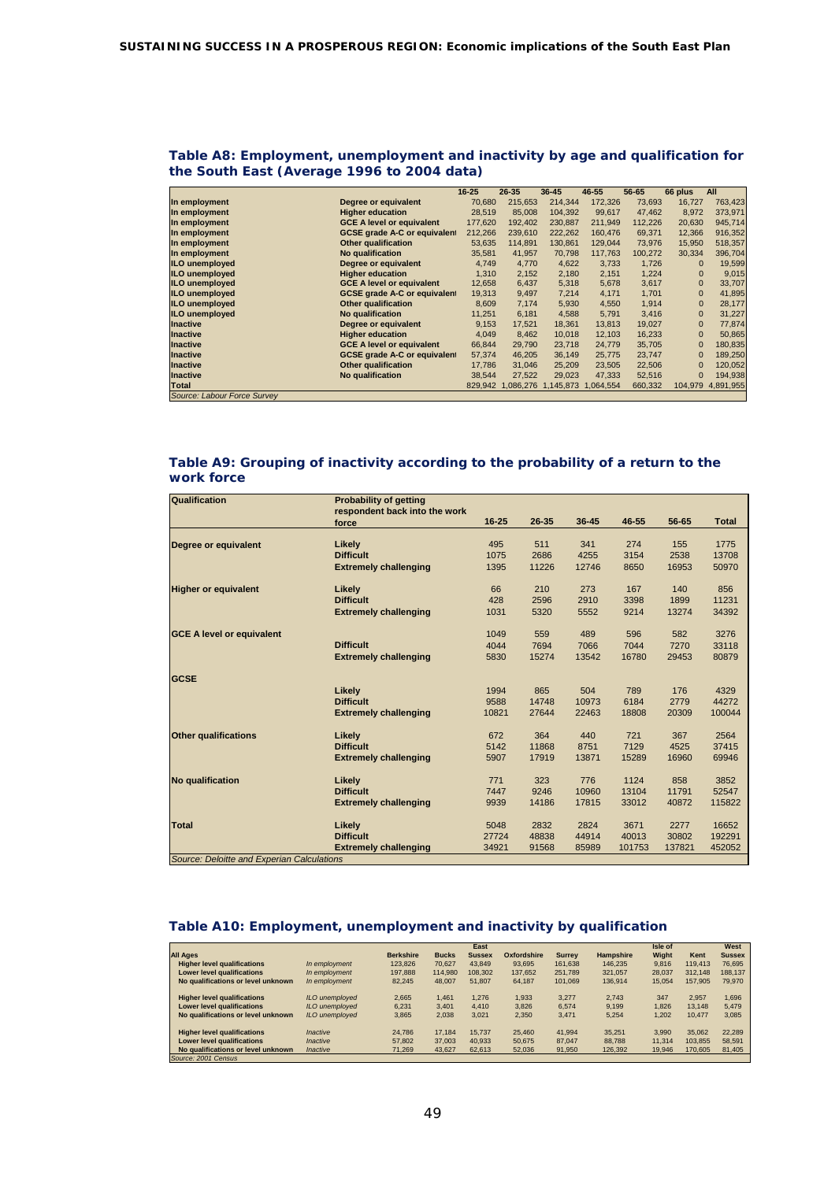### Table A8: Employment, unemployment and inactivity by age and qualification for the South East (Average 1996 to 2004 data)

| | | 16-25 | 26-35 | 36-45 | 46-55 | 56-65 | 66 plus | All |
|---|---|---|---|---|---|---|---|---|
| In employment | Degree or equivalent | 70,680 | 215,653 | 214,344 | 172,326 | 73,693 | 16,727 | 763,423 |
| In employment | Higher education | 28,519 | 85,008 | 104,392 | 99,617 | 47,462 | 8,972 | 373,971 |
| In employment | GCE A level or equivalent | 177,620 | 192,402 | 230,887 | 211,949 | 112,226 | 20,630 | 945,714 |
| In employment | GCSE grade A-C or equivalent | 212,266 | 239,610 | 222,262 | 160,476 | 69,371 | 12,366 | 916,352 |
| In employment | Other qualification | 53,635 | 114,891 | 130,861 | 129,044 | 73,976 | 15,950 | 518,357 |
| In employment | No qualification | 35,581 | 41,957 | 70,798 | 117,763 | 100,272 | 30,334 | 396,704 |
| ILO unemployed | Degree or equivalent | 4,749 | 4,770 | 4,622 | 3,733 | 1,726 | 0 | 19,599 |
| ILO unemployed | Higher education | 1,310 | 2,152 | 2,180 | 2,151 | 1,224 | 0 | 9,015 |
| ILO unemployed | GCE A level or equivalent | 12,658 | 6,437 | 5,318 | 5,678 | 3,617 | 0 | 33,707 |
| ILO unemployed | GCSE grade A-C or equivalent | 19,313 | 9,497 | 7,214 | 4,171 | 1,701 | 0 | 41,895 |
| ILO unemployed | Other qualification | 8,609 | 7,174 | 5,930 | 4,550 | 1,914 | 0 | 28,177 |
| ILO unemployed | No qualification | 11,251 | 6,181 | 4,588 | 5,791 | 3,416 | 0 | 31,227 |
| Inactive | Degree or equivalent | 9,153 | 17,521 | 18,361 | 13,813 | 19,027 | 0 | 77,874 |
| Inactive | Higher education | 4,049 | 8,462 | 10,018 | 12,103 | 16,233 | 0 | 50,865 |
| Inactive | GCE A level or equivalent | 66,844 | 29,790 | 23,718 | 24,779 | 35,705 | 0 | 180,835 |
| Inactive | GCSE grade A-C or equivalent | 57,374 | 46,205 | 36,149 | 25,775 | 23,747 | 0 | 189,250 |
| Inactive | Other qualification | 17,786 | 31,046 | 25,209 | 23,505 | 22,506 | 0 | 120,052 |
| Inactive | No qualification | 38,544 | 27,522 | 29,023 | 47,333 | 52,516 | 0 | 194,938 |
| Total | | 829,942 | 1,086,276 | 1,145,873 | 1,064,554 | 660,332 | 104,979 | 4,891,955 |

*Source: Labour Force Survey*

### Table A9: Grouping of inactivity according to the probability of a return to the work force

| Qualification | Probability of getting respondent back into the work force | 16-25 | 26-35 | 36-45 | 46-55 | 56-65 | Total |
|---|---|---|---|---|---|---|---|
| Degree or equivalent | Likely | 495 | 511 | 341 | 274 | 155 | 1775 |
| | Difficult | 1075 | 2686 | 4255 | 3154 | 2538 | 13708 |
| | Extremely challenging | 1395 | 11226 | 12746 | 8650 | 16953 | 50970 |
| Higher or equivalent | Likely | 66 | 210 | 273 | 167 | 140 | 856 |
| | Difficult | 428 | 2596 | 2910 | 3398 | 1899 | 11231 |
| | Extremely challenging | 1031 | 5320 | 5552 | 9214 | 13274 | 34392 |
| GCE A level or equivalent | | 1049 | 559 | 489 | 596 | 582 | 3276 |
| | Difficult | 4044 | 7694 | 7066 | 7044 | 7270 | 33118 |
| | Extremely challenging | 5830 | 15274 | 13542 | 16780 | 29453 | 80879 |
| GCSE | Likely | 1994 | 865 | 504 | 789 | 176 | 4329 |
| | Difficult | 9588 | 14748 | 10973 | 6184 | 2779 | 44272 |
| | Extremely challenging | 10821 | 27644 | 22463 | 18808 | 20309 | 100044 |
| Other qualifications | Likely | 672 | 364 | 440 | 721 | 367 | 2564 |
| | Difficult | 5142 | 11868 | 8751 | 7129 | 4525 | 37415 |
| | Extremely challenging | 5907 | 17919 | 13871 | 15289 | 16960 | 69946 |
| No qualification | Likely | 771 | 323 | 776 | 1124 | 858 | 3852 |
| | Difficult | 7447 | 9246 | 10960 | 13104 | 11791 | 52547 |
| | Extremely challenging | 9939 | 14186 | 17815 | 33012 | 40872 | 115822 |
| Total | Likely | 5048 | 2832 | 2824 | 3671 | 2277 | 16652 |
| | Difficult | 27724 | 48838 | 44914 | 40013 | 30802 | 192291 |
| | Extremely challenging | 34921 | 91568 | 85989 | 101753 | 137821 | 452052 |

*Source: Deloitte and Experian Calculations*

### Table A10: Employment, unemployment and inactivity by qualification

| All Ages | | Berkshire | Bucks | East Sussex | Oxfordshire | Surrey | Hampshire | Isle of Wight | Kent | West Sussex |
|---|---|---|---|---|---|---|---|---|---|---|
| Higher level qualifications | *In employment* | 123,826 | 70,627 | 43,849 | 93,695 | 161,638 | 146,235 | 9,816 | 119,413 | 76,695 |
| Lower level qualifications | *In employment* | 197,888 | 114,980 | 108,302 | 137,652 | 251,789 | 321,057 | 28,037 | 312,148 | 188,137 |
| No qualifications or level unknown | *In employment* | 82,245 | 48,007 | 51,807 | 64,187 | 101,069 | 136,914 | 15,054 | 157,905 | 79,970 |
| Higher level qualifications | *ILO unemployed* | 2,665 | 1,461 | 1,276 | 1,933 | 3,277 | 2,743 | 347 | 2,957 | 1,696 |
| Lower level qualifications | *ILO unemployed* | 6,231 | 3,401 | 4,410 | 3,826 | 6,574 | 9,199 | 1,826 | 13,148 | 5,479 |
| No qualifications or level unknown | *ILO unemployed* | 3,865 | 2,038 | 3,021 | 2,350 | 3,471 | 5,254 | 1,202 | 10,477 | 3,085 |
| Higher level qualifications | *Inactive* | 24,786 | 17,184 | 15,737 | 25,460 | 41,994 | 35,251 | 3,990 | 35,062 | 22,289 |
| Lower level qualifications | *Inactive* | 57,802 | 37,003 | 40,933 | 50,675 | 87,047 | 88,788 | 11,314 | 103,855 | 58,591 |
| No qualifications or level unknown | *Inactive* | 71,269 | 43,627 | 62,613 | 52,036 | 91,950 | 126,392 | 19,946 | 170,605 | 81,405 |

*Source: 2001 Census*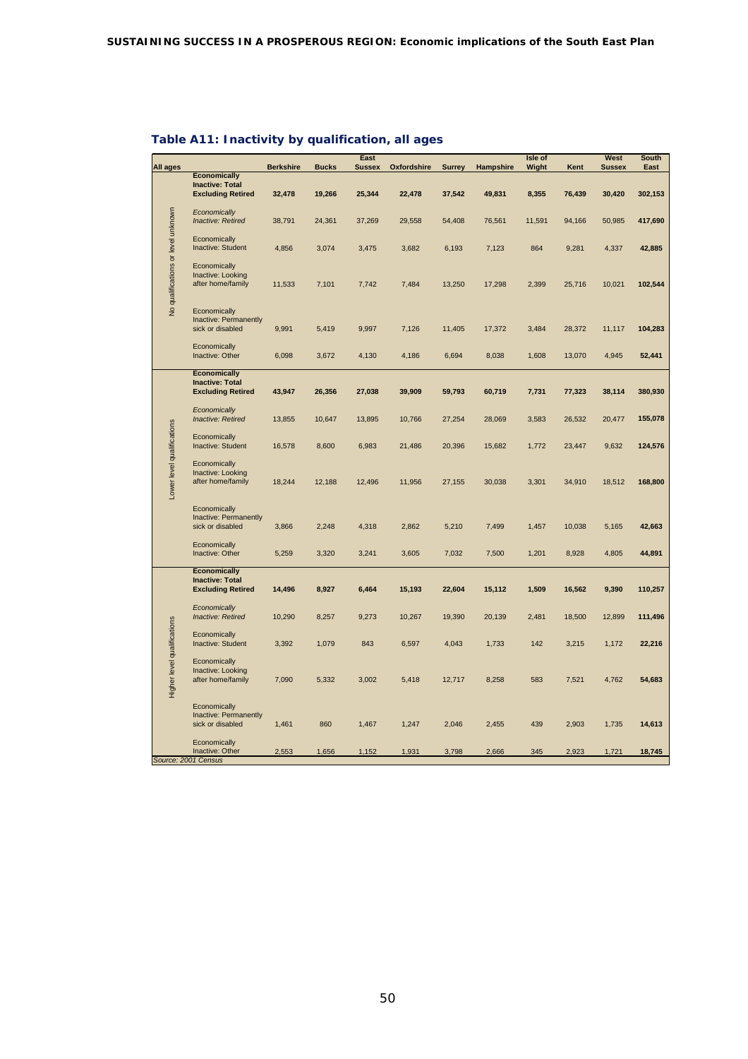## Table A11: Inactivity by qualification, all ages

| All ages | | Berkshire | Bucks | East Sussex | Oxfordshire | Surrey | Hampshire | Isle of Wight | Kent | West Sussex | South East |
|---|---|---|---|---|---|---|---|---|---|---|---|
| No qualifications or level unknown | **Economically Inactive: Total Excluding Retired** | **32,478** | **19,266** | **25,344** | **22,478** | **37,542** | **49,831** | **8,355** | **76,439** | **30,420** | **302,153** |
| | *Economically Inactive: Retired* | 38,791 | 24,361 | 37,269 | 29,558 | 54,408 | 76,561 | 11,591 | 94,166 | 50,985 | **417,690** |
| | Economically Inactive: Student | 4,856 | 3,074 | 3,475 | 3,682 | 6,193 | 7,123 | 864 | 9,281 | 4,337 | **42,885** |
| | Economically Inactive: Looking after home/family | 11,533 | 7,101 | 7,742 | 7,484 | 13,250 | 17,298 | 2,399 | 25,716 | 10,021 | **102,544** |
| | Economically Inactive: Permanently sick or disabled | 9,991 | 5,419 | 9,997 | 7,126 | 11,405 | 17,372 | 3,484 | 28,372 | 11,117 | **104,283** |
| | Economically Inactive: Other | 6,098 | 3,672 | 4,130 | 4,186 | 6,694 | 8,038 | 1,608 | 13,070 | 4,945 | **52,441** |
| Lower level qualifications | **Economically Inactive: Total Excluding Retired** | **43,947** | **26,356** | **27,038** | **39,909** | **59,793** | **60,719** | **7,731** | **77,323** | **38,114** | **380,930** |
| | *Economically Inactive: Retired* | 13,855 | 10,647 | 13,895 | 10,766 | 27,254 | 28,069 | 3,583 | 26,532 | 20,477 | **155,078** |
| | Economically Inactive: Student | 16,578 | 8,600 | 6,983 | 21,486 | 20,396 | 15,682 | 1,772 | 23,447 | 9,632 | **124,576** |
| | Economically Inactive: Looking after home/family | 18,244 | 12,188 | 12,496 | 11,956 | 27,155 | 30,038 | 3,301 | 34,910 | 18,512 | **168,800** |
| | Economically Inactive: Permanently sick or disabled | 3,866 | 2,248 | 4,318 | 2,862 | 5,210 | 7,499 | 1,457 | 10,038 | 5,165 | **42,663** |
| | Economically Inactive: Other | 5,259 | 3,320 | 3,241 | 3,605 | 7,032 | 7,500 | 1,201 | 8,928 | 4,805 | **44,891** |
| Higher level qualifications | **Economically Inactive: Total Excluding Retired** | **14,496** | **8,927** | **6,464** | **15,193** | **22,604** | **15,112** | **1,509** | **16,562** | **9,390** | **110,257** |
| | *Economically Inactive: Retired* | 10,290 | 8,257 | 9,273 | 10,267 | 19,390 | 20,139 | 2,481 | 18,500 | 12,899 | **111,496** |
| | Economically Inactive: Student | 3,392 | 1,079 | 843 | 6,597 | 4,043 | 1,733 | 142 | 3,215 | 1,172 | **22,216** |
| | Economically Inactive: Looking after home/family | 7,090 | 5,332 | 3,002 | 5,418 | 12,717 | 8,258 | 583 | 7,521 | 4,762 | **54,683** |
| | Economically Inactive: Permanently sick or disabled | 1,461 | 860 | 1,467 | 1,247 | 2,046 | 2,455 | 439 | 2,903 | 1,735 | **14,613** |
| | Economically Inactive: Other | 2,553 | 1,656 | 1,152 | 1,931 | 3,798 | 2,666 | 345 | 2,923 | 1,721 | **18,745** |

*Source: 2001 Census*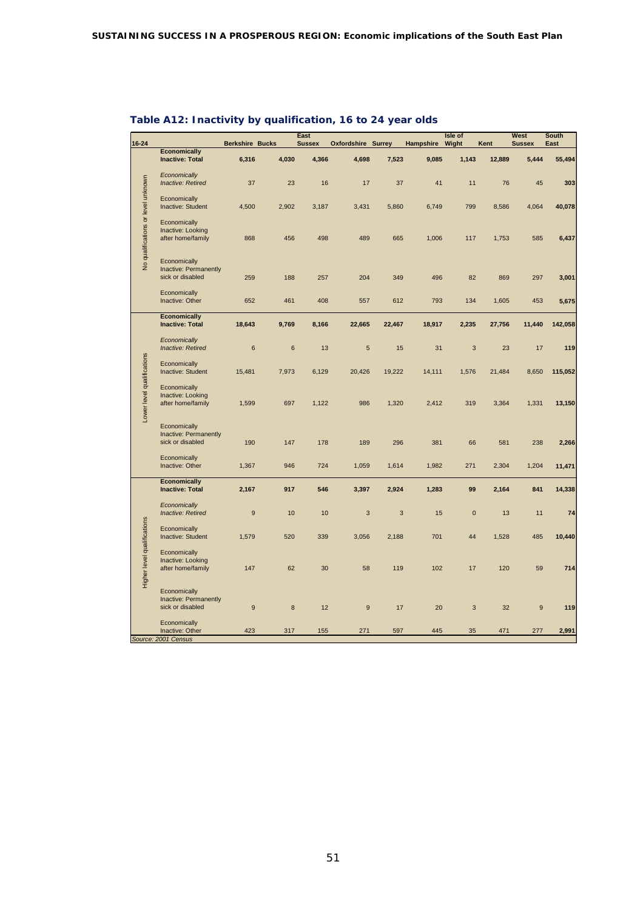## Table A12: Inactivity by qualification, 16 to 24 year olds

| 16-24 | | Berkshire | Bucks | East Sussex | Oxfordshire | Surrey | Hampshire | Isle of Wight | Kent | West Sussex | South East |
|---|---|---|---|---|---|---|---|---|---|---|---|
| No qualifications or level unknown | **Economically Inactive: Total** | **6,316** | **4,030** | **4,366** | **4,698** | **7,523** | **9,085** | **1,143** | **12,889** | **5,444** | **55,494** |
| | *Economically Inactive: Retired* | 37 | 23 | 16 | 17 | 37 | 41 | 11 | 76 | 45 | **303** |
| | Economically Inactive: Student | 4,500 | 2,902 | 3,187 | 3,431 | 5,860 | 6,749 | 799 | 8,586 | 4,064 | **40,078** |
| | Economically Inactive: Looking after home/family | 868 | 456 | 498 | 489 | 665 | 1,006 | 117 | 1,753 | 585 | **6,437** |
| | Economically Inactive: Permanently sick or disabled | 259 | 188 | 257 | 204 | 349 | 496 | 82 | 869 | 297 | **3,001** |
| | Economically Inactive: Other | 652 | 461 | 408 | 557 | 612 | 793 | 134 | 1,605 | 453 | **5,675** |
| Lower level qualifications | **Economically Inactive: Total** | **18,643** | **9,769** | **8,166** | **22,665** | **22,467** | **18,917** | **2,235** | **27,756** | **11,440** | **142,058** |
| | *Economically Inactive: Retired* | 6 | 6 | 13 | 5 | 15 | 31 | 3 | 23 | 17 | **119** |
| | Economically Inactive: Student | 15,481 | 7,973 | 6,129 | 20,426 | 19,222 | 14,111 | 1,576 | 21,484 | 8,650 | **115,052** |
| | Economically Inactive: Looking after home/family | 1,599 | 697 | 1,122 | 986 | 1,320 | 2,412 | 319 | 3,364 | 1,331 | **13,150** |
| | Economically Inactive: Permanently sick or disabled | 190 | 147 | 178 | 189 | 296 | 381 | 66 | 581 | 238 | **2,266** |
| | Economically Inactive: Other | 1,367 | 946 | 724 | 1,059 | 1,614 | 1,982 | 271 | 2,304 | 1,204 | **11,471** |
| Higher level qualifications | **Economically Inactive: Total** | **2,167** | **917** | **546** | **3,397** | **2,924** | **1,283** | **99** | **2,164** | **841** | **14,338** |
| | *Economically Inactive: Retired* | 9 | 10 | 10 | 3 | 3 | 15 | 0 | 13 | 11 | **74** |
| | Economically Inactive: Student | 1,579 | 520 | 339 | 3,056 | 2,188 | 701 | 44 | 1,528 | 485 | **10,440** |
| | Economically Inactive: Looking after home/family | 147 | 62 | 30 | 58 | 119 | 102 | 17 | 120 | 59 | **714** |
| | Economically Inactive: Permanently sick or disabled | 9 | 8 | 12 | 9 | 17 | 20 | 3 | 32 | 9 | **119** |
| | Economically Inactive: Other | 423 | 317 | 155 | 271 | 597 | 445 | 35 | 471 | 277 | **2,991** |

*Source: 2001 Census*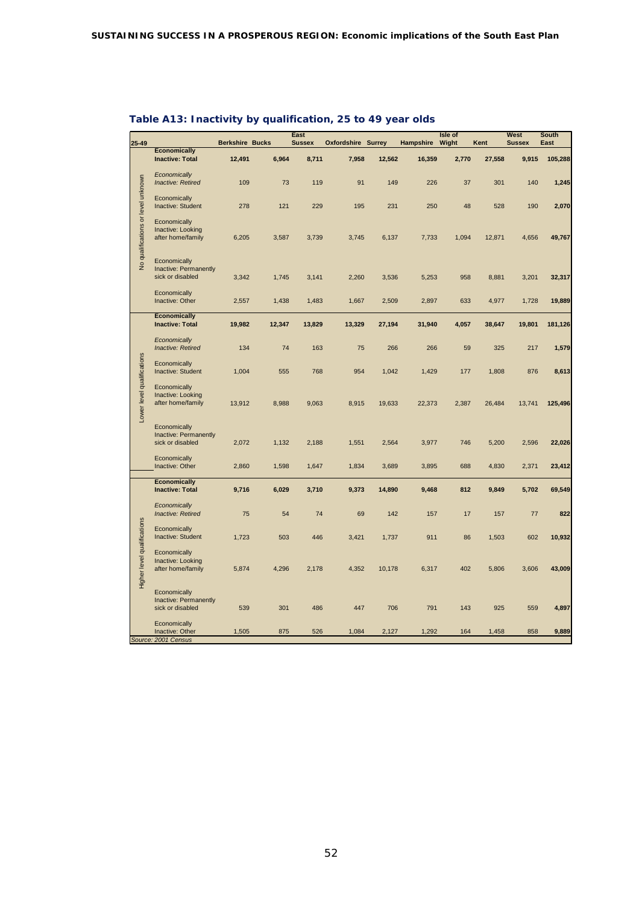## Table A13: Inactivity by qualification, 25 to 49 year olds

| 25-49 | | Berkshire | Bucks | East Sussex | Oxfordshire | Surrey | Hampshire | Isle of Wight | Kent | West Sussex | South East |
|---|---|---|---|---|---|---|---|---|---|---|---|
| No qualifications or level unknown | **Economically Inactive: Total** | **12,491** | **6,964** | **8,711** | **7,958** | **12,562** | **16,359** | **2,770** | **27,558** | **9,915** | **105,288** |
| | *Economically Inactive: Retired* | 109 | 73 | 119 | 91 | 149 | 226 | 37 | 301 | 140 | **1,245** |
| | Economically Inactive: Student | 278 | 121 | 229 | 195 | 231 | 250 | 48 | 528 | 190 | **2,070** |
| | Economically Inactive: Looking after home/family | 6,205 | 3,587 | 3,739 | 3,745 | 6,137 | 7,733 | 1,094 | 12,871 | 4,656 | **49,767** |
| | Economically Inactive: Permanently sick or disabled | 3,342 | 1,745 | 3,141 | 2,260 | 3,536 | 5,253 | 958 | 8,881 | 3,201 | **32,317** |
| | Economically Inactive: Other | 2,557 | 1,438 | 1,483 | 1,667 | 2,509 | 2,897 | 633 | 4,977 | 1,728 | **19,889** |
| Lower level qualifications | **Economically Inactive: Total** | **19,982** | **12,347** | **13,829** | **13,329** | **27,194** | **31,940** | **4,057** | **38,647** | **19,801** | **181,126** |
| | *Economically Inactive: Retired* | 134 | 74 | 163 | 75 | 266 | 266 | 59 | 325 | 217 | **1,579** |
| | Economically Inactive: Student | 1,004 | 555 | 768 | 954 | 1,042 | 1,429 | 177 | 1,808 | 876 | **8,613** |
| | Economically Inactive: Looking after home/family | 13,912 | 8,988 | 9,063 | 8,915 | 19,633 | 22,373 | 2,387 | 26,484 | 13,741 | **125,496** |
| | Economically Inactive: Permanently sick or disabled | 2,072 | 1,132 | 2,188 | 1,551 | 2,564 | 3,977 | 746 | 5,200 | 2,596 | **22,026** |
| | Economically Inactive: Other | 2,860 | 1,598 | 1,647 | 1,834 | 3,689 | 3,895 | 688 | 4,830 | 2,371 | **23,412** |
| Higher level qualifications | **Economically Inactive: Total** | **9,716** | **6,029** | **3,710** | **9,373** | **14,890** | **9,468** | **812** | **9,849** | **5,702** | **69,549** |
| | *Economically Inactive: Retired* | 75 | 54 | 74 | 69 | 142 | 157 | 17 | 157 | 77 | **822** |
| | Economically Inactive: Student | 1,723 | 503 | 446 | 3,421 | 1,737 | 911 | 86 | 1,503 | 602 | **10,932** |
| | Economically Inactive: Looking after home/family | 5,874 | 4,296 | 2,178 | 4,352 | 10,178 | 6,317 | 402 | 5,806 | 3,606 | **43,009** |
| | Economically Inactive: Permanently sick or disabled | 539 | 301 | 486 | 447 | 706 | 791 | 143 | 925 | 559 | **4,897** |
| | Economically Inactive: Other | 1,505 | 875 | 526 | 1,084 | 2,127 | 1,292 | 164 | 1,458 | 858 | **9,889** |

*Source: 2001 Census*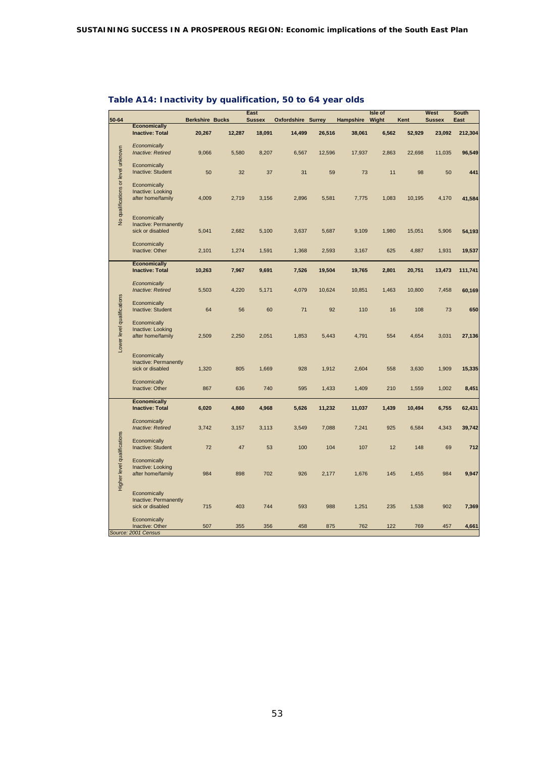## Table A14: Inactivity by qualification, 50 to 64 year olds

| 50-64 | | Berkshire | Bucks | East Sussex | Oxfordshire | Surrey | Hampshire | Isle of Wight | Kent | West Sussex | South East |
|---|---|---|---|---|---|---|---|---|---|---|---|
| No qualifications or level unknown | **Economically Inactive: Total** | **20,267** | **12,287** | **18,091** | **14,499** | **26,516** | **38,061** | **6,562** | **52,929** | **23,092** | **212,304** |
| | *Economically Inactive: Retired* | 9,066 | 5,580 | 8,207 | 6,567 | 12,596 | 17,937 | 2,863 | 22,698 | 11,035 | **96,549** |
| | Economically Inactive: Student | 50 | 32 | 37 | 31 | 59 | 73 | 11 | 98 | 50 | **441** |
| | Economically Inactive: Looking after home/family | 4,009 | 2,719 | 3,156 | 2,896 | 5,581 | 7,775 | 1,083 | 10,195 | 4,170 | **41,584** |
| | Economically Inactive: Permanently sick or disabled | 5,041 | 2,682 | 5,100 | 3,637 | 5,687 | 9,109 | 1,980 | 15,051 | 5,906 | **54,193** |
| | Economically Inactive: Other | 2,101 | 1,274 | 1,591 | 1,368 | 2,593 | 3,167 | 625 | 4,887 | 1,931 | **19,537** |
| Lower level qualifications | **Economically Inactive: Total** | **10,263** | **7,967** | **9,691** | **7,526** | **19,504** | **19,765** | **2,801** | **20,751** | **13,473** | **111,741** |
| | *Economically Inactive: Retired* | 5,503 | 4,220 | 5,171 | 4,079 | 10,624 | 10,851 | 1,463 | 10,800 | 7,458 | **60,169** |
| | Economically Inactive: Student | 64 | 56 | 60 | 71 | 92 | 110 | 16 | 108 | 73 | **650** |
| | Economically Inactive: Looking after home/family | 2,509 | 2,250 | 2,051 | 1,853 | 5,443 | 4,791 | 554 | 4,654 | 3,031 | **27,136** |
| | Economically Inactive: Permanently sick or disabled | 1,320 | 805 | 1,669 | 928 | 1,912 | 2,604 | 558 | 3,630 | 1,909 | **15,335** |
| | Economically Inactive: Other | 867 | 636 | 740 | 595 | 1,433 | 1,409 | 210 | 1,559 | 1,002 | **8,451** |
| Higher level qualifications | **Economically Inactive: Total** | **6,020** | **4,860** | **4,968** | **5,626** | **11,232** | **11,037** | **1,439** | **10,494** | **6,755** | **62,431** |
| | *Economically Inactive: Retired* | 3,742 | 3,157 | 3,113 | 3,549 | 7,088 | 7,241 | 925 | 6,584 | 4,343 | **39,742** |
| | Economically Inactive: Student | 72 | 47 | 53 | 100 | 104 | 107 | 12 | 148 | 69 | **712** |
| | Economically Inactive: Looking after home/family | 984 | 898 | 702 | 926 | 2,177 | 1,676 | 145 | 1,455 | 984 | **9,947** |
| | Economically Inactive: Permanently sick or disabled | 715 | 403 | 744 | 593 | 988 | 1,251 | 235 | 1,538 | 902 | **7,369** |
| | Economically Inactive: Other | 507 | 355 | 356 | 458 | 875 | 762 | 122 | 769 | 457 | **4,661** |

*Source: 2001 Census*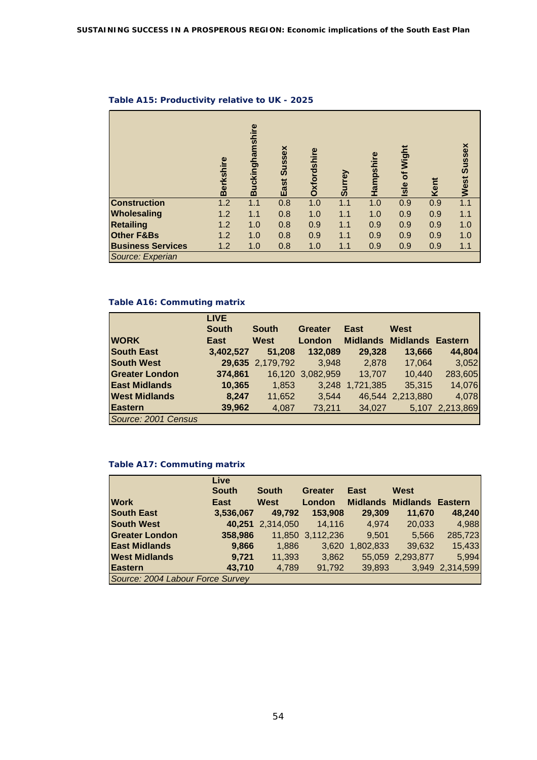**Table A15: Productivity relative to UK - 2025**

| | Berkshire | Buckinghamshire | East Sussex | Oxfordshire | Surrey | Hampshire | Isle of Wight | Kent | West Sussex |
|---|---|---|---|---|---|---|---|---|---|
| **Construction** | 1.2 | 1.1 | 0.8 | 1.0 | 1.1 | 1.0 | 0.9 | 0.9 | 1.1 |
| **Wholesaling** | 1.2 | 1.1 | 0.8 | 1.0 | 1.1 | 1.0 | 0.9 | 0.9 | 1.1 |
| **Retailing** | 1.2 | 1.0 | 0.8 | 0.9 | 1.1 | 0.9 | 0.9 | 0.9 | 1.0 |
| **Other F&Bs** | 1.2 | 1.0 | 0.8 | 0.9 | 1.1 | 0.9 | 0.9 | 0.9 | 1.0 |
| **Business Services** | 1.2 | 1.0 | 0.8 | 1.0 | 1.1 | 0.9 | 0.9 | 0.9 | 1.1 |

*Source: Experian*

**Table A16: Commuting matrix**

| | LIVE | | | | | |
|---|---|---|---|---|---|---|
| **WORK** | **South East** | **South West** | **Greater London** | **East Midlands** | **West Midlands** | **Eastern** |
| **South East** | **3,402,527** | **51,208** | **132,089** | **29,328** | **13,666** | **44,804** |
| **South West** | **29,635** | 2,179,792 | 3,948 | 2,878 | 17,064 | 3,052 |
| **Greater London** | **374,861** | 16,120 | 3,082,959 | 13,707 | 10,440 | 283,605 |
| **East Midlands** | **10,365** | 1,853 | 3,248 | 1,721,385 | 35,315 | 14,076 |
| **West Midlands** | **8,247** | 11,652 | 3,544 | 46,544 | 2,213,880 | 4,078 |
| **Eastern** | **39,962** | 4,087 | 73,211 | 34,027 | 5,107 | 2,213,869 |

*Source: 2001 Census*

**Table A17: Commuting matrix**

| | Live | | | | | |
|---|---|---|---|---|---|---|
| **Work** | **South East** | **South West** | **Greater London** | **East Midlands** | **West Midlands** | **Eastern** |
| **South East** | **3,536,067** | **49,792** | **153,908** | **29,309** | **11,670** | **48,240** |
| **South West** | **40,251** | 2,314,050 | 14,116 | 4,974 | 20,033 | 4,988 |
| **Greater London** | **358,986** | 11,850 | 3,112,236 | 9,501 | 5,566 | 285,723 |
| **East Midlands** | **9,866** | 1,886 | 3,620 | 1,802,833 | 39,632 | 15,433 |
| **West Midlands** | **9,721** | 11,393 | 3,862 | 55,059 | 2,293,877 | 5,994 |
| **Eastern** | **43,710** | 4,789 | 91,792 | 39,893 | 3,949 | 2,314,599 |

*Source: 2004 Labour Force Survey*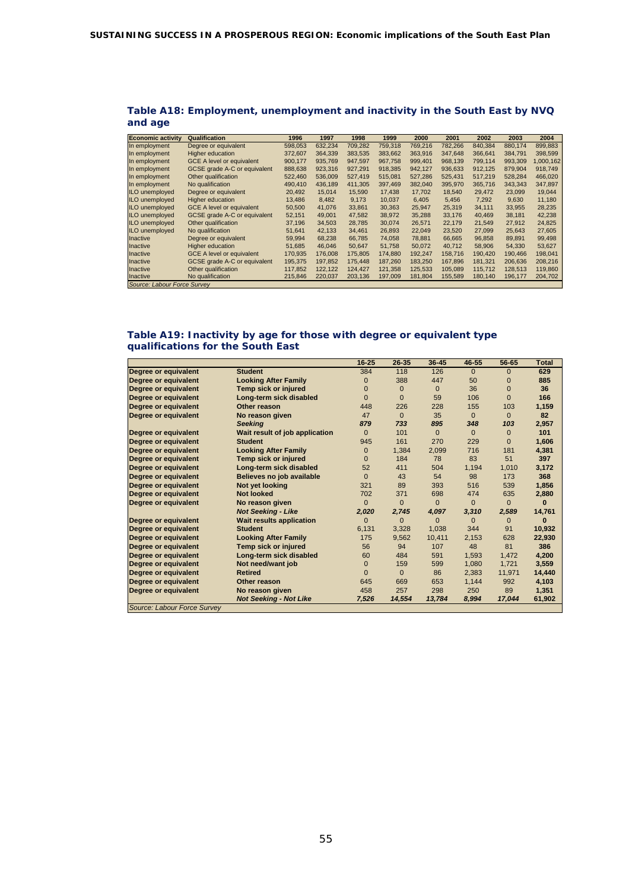### Table A18: Employment, unemployment and inactivity in the South East by NVQ and age

| Economic activity | Qualification | 1996 | 1997 | 1998 | 1999 | 2000 | 2001 | 2002 | 2003 | 2004 |
|---|---|---|---|---|---|---|---|---|---|---|
| In employment | Degree or equivalent | 598,053 | 632,234 | 709,282 | 759,318 | 769,216 | 782,266 | 840,384 | 880,174 | 899,883 |
| In employment | Higher education | 372,607 | 364,339 | 383,535 | 383,662 | 363,916 | 347,648 | 366,641 | 384,791 | 398,599 |
| In employment | GCE A level or equivalent | 900,177 | 935,769 | 947,597 | 967,758 | 999,401 | 968,139 | 799,114 | 993,309 | 1,000,162 |
| In employment | GCSE grade A-C or equivalent | 888,638 | 923,316 | 927,291 | 918,385 | 942,127 | 936,633 | 912,125 | 879,904 | 918,749 |
| In employment | Other qualification | 522,460 | 536,009 | 527,419 | 515,081 | 527,286 | 525,431 | 517,219 | 528,284 | 466,020 |
| In employment | No qualification | 490,410 | 436,189 | 411,305 | 397,469 | 382,040 | 395,970 | 365,716 | 343,343 | 347,897 |
| ILO unemployed | Degree or equivalent | 20,492 | 15,014 | 15,590 | 17,438 | 17,702 | 18,540 | 29,472 | 23,099 | 19,044 |
| ILO unemployed | Higher education | 13,486 | 8,482 | 9,173 | 10,037 | 6,405 | 5,456 | 7,292 | 9,630 | 11,180 |
| ILO unemployed | GCE A level or equivalent | 50,500 | 41,076 | 33,861 | 30,363 | 25,947 | 25,319 | 34,111 | 33,955 | 28,235 |
| ILO unemployed | GCSE grade A-C or equivalent | 52,151 | 49,001 | 47,582 | 38,972 | 35,288 | 33,176 | 40,469 | 38,181 | 42,238 |
| ILO unemployed | Other qualification | 37,196 | 34,503 | 28,785 | 30,074 | 26,571 | 22,179 | 21,549 | 27,912 | 24,825 |
| ILO unemployed | No qualification | 51,641 | 42,133 | 34,461 | 26,893 | 22,049 | 23,520 | 27,099 | 25,643 | 27,605 |
| Inactive | Degree or equivalent | 59,994 | 68,238 | 66,785 | 74,058 | 78,881 | 66,665 | 96,858 | 89,891 | 99,498 |
| Inactive | Higher education | 51,685 | 46,046 | 50,647 | 51,758 | 50,072 | 40,712 | 58,906 | 54,330 | 53,627 |
| Inactive | GCE A level or equivalent | 170,935 | 176,008 | 175,805 | 174,880 | 192,247 | 158,716 | 190,420 | 190,466 | 198,041 |
| Inactive | GCSE grade A-C or equivalent | 195,375 | 197,852 | 175,448 | 187,260 | 183,250 | 167,896 | 181,321 | 206,636 | 208,216 |
| Inactive | Other qualification | 117,852 | 122,122 | 124,427 | 121,358 | 125,533 | 105,089 | 115,712 | 128,513 | 119,860 |
| Inactive | No qualification | 215,846 | 220,037 | 203,136 | 197,009 | 181,804 | 155,589 | 180,140 | 196,177 | 204,702 |

*Source: Labour Force Survey*

### Table A19: Inactivity by age for those with degree or equivalent type qualifications for the South East

| | | 16-25 | 26-35 | 36-45 | 46-55 | 56-65 | Total |
|---|---|---|---|---|---|---|---|
| **Degree or equivalent** | **Student** | 384 | 118 | 126 | 0 | 0 | **629** |
| **Degree or equivalent** | **Looking After Family** | 0 | 388 | 447 | 50 | 0 | **885** |
| **Degree or equivalent** | **Temp sick or injured** | 0 | 0 | 0 | 36 | 0 | **36** |
| **Degree or equivalent** | **Long-term sick disabled** | 0 | 0 | 59 | 106 | 0 | **166** |
| **Degree or equivalent** | **Other reason** | 448 | 226 | 228 | 155 | 103 | **1,159** |
| **Degree or equivalent** | **No reason given** | 47 | 0 | 35 | 0 | 0 | **82** |
| | ***Seeking*** | ***879*** | ***733*** | ***895*** | ***348*** | ***103*** | **2,957** |
| **Degree or equivalent** | **Wait result of job application** | 0 | 101 | 0 | 0 | 0 | **101** |
| **Degree or equivalent** | **Student** | 945 | 161 | 270 | 229 | 0 | **1,606** |
| **Degree or equivalent** | **Looking After Family** | 0 | 1,384 | 2,099 | 716 | 181 | **4,381** |
| **Degree or equivalent** | **Temp sick or injured** | 0 | 184 | 78 | 83 | 51 | **397** |
| **Degree or equivalent** | **Long-term sick disabled** | 52 | 411 | 504 | 1,194 | 1,010 | **3,172** |
| **Degree or equivalent** | **Believes no job available** | 0 | 43 | 54 | 98 | 173 | **368** |
| **Degree or equivalent** | **Not yet looking** | 321 | 89 | 393 | 516 | 539 | **1,856** |
| **Degree or equivalent** | **Not looked** | 702 | 371 | 698 | 474 | 635 | **2,880** |
| **Degree or equivalent** | **No reason given** | 0 | 0 | 0 | 0 | 0 | **0** |
| | ***Not Seeking - Like*** | ***2,020*** | ***2,745*** | ***4,097*** | ***3,310*** | ***2,589*** | **14,761** |
| **Degree or equivalent** | **Wait results application** | 0 | 0 | 0 | 0 | 0 | **0** |
| **Degree or equivalent** | **Student** | 6,131 | 3,328 | 1,038 | 344 | 91 | **10,932** |
| **Degree or equivalent** | **Looking After Family** | 175 | 9,562 | 10,411 | 2,153 | 628 | **22,930** |
| **Degree or equivalent** | **Temp sick or injured** | 56 | 94 | 107 | 48 | 81 | **386** |
| **Degree or equivalent** | **Long-term sick disabled** | 60 | 484 | 591 | 1,593 | 1,472 | **4,200** |
| **Degree or equivalent** | **Not need/want job** | 0 | 159 | 599 | 1,080 | 1,721 | **3,559** |
| **Degree or equivalent** | **Retired** | 0 | 0 | 86 | 2,383 | 11,971 | **14,440** |
| **Degree or equivalent** | **Other reason** | 645 | 669 | 653 | 1,144 | 992 | **4,103** |
| **Degree or equivalent** | **No reason given** | 458 | 257 | 298 | 250 | 89 | **1,351** |
| | ***Not Seeking - Not Like*** | ***7,526*** | ***14,554*** | ***13,784*** | ***8,994*** | ***17,044*** | **61,902** |

*Source: Labour Force Survey*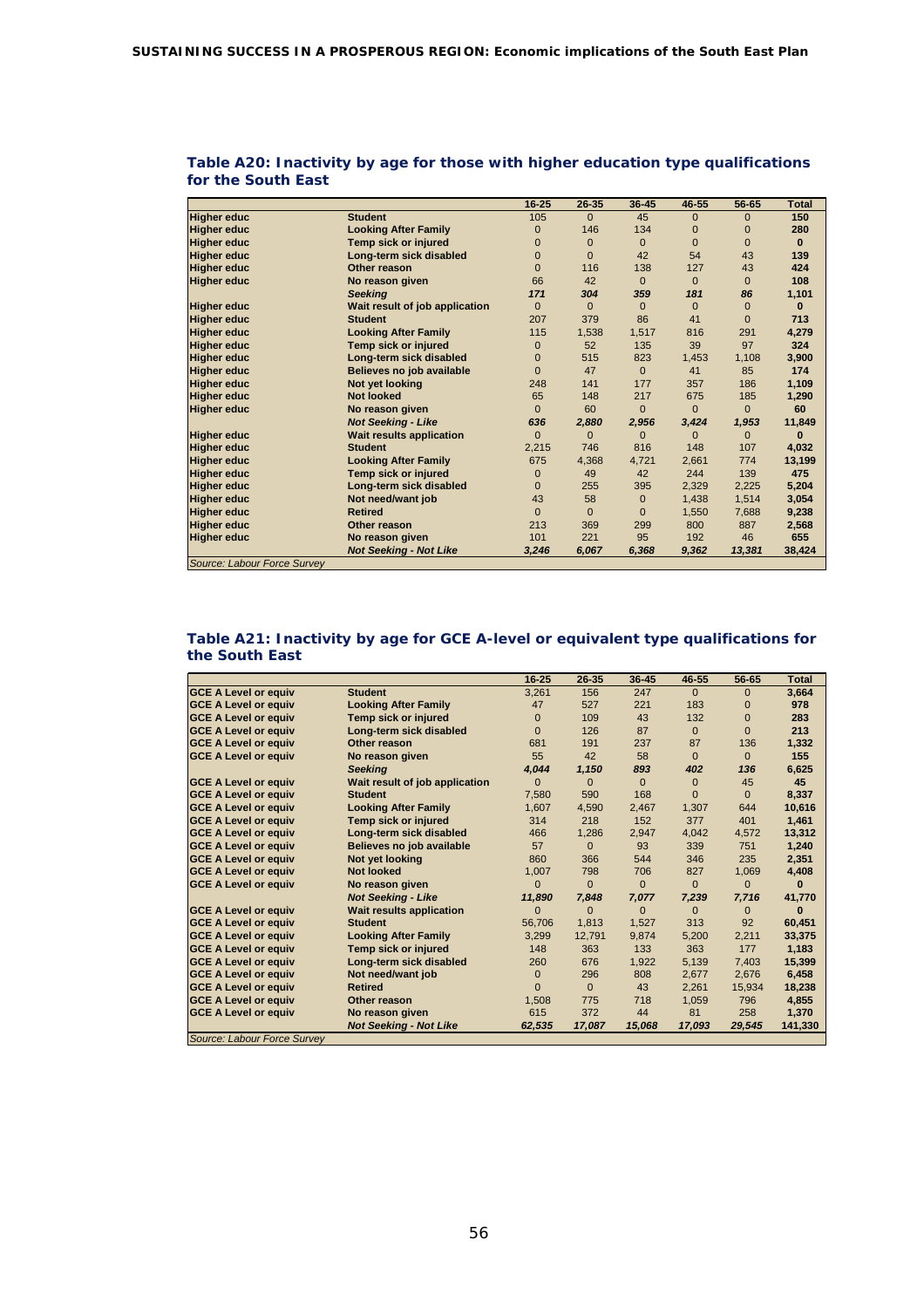**Table A20: Inactivity by age for those with higher education type qualifications for the South East**

| | | 16-25 | 26-35 | 36-45 | 46-55 | 56-65 | Total |
|---|---|---|---|---|---|---|---|
| **Higher educ** | **Student** | 105 | 0 | 45 | 0 | 0 | **150** |
| **Higher educ** | **Looking After Family** | 0 | 146 | 134 | 0 | 0 | **280** |
| **Higher educ** | **Temp sick or injured** | 0 | 0 | 0 | 0 | 0 | **0** |
| **Higher educ** | **Long-term sick disabled** | 0 | 0 | 42 | 54 | 43 | **139** |
| **Higher educ** | **Other reason** | 0 | 116 | 138 | 127 | 43 | **424** |
| **Higher educ** | **No reason given** | 66 | 42 | 0 | 0 | 0 | **108** |
| | ***Seeking*** | ***171*** | ***304*** | ***359*** | ***181*** | ***86*** | **1,101** |
| **Higher educ** | **Wait result of job application** | 0 | 0 | 0 | 0 | 0 | **0** |
| **Higher educ** | **Student** | 207 | 379 | 86 | 41 | 0 | **713** |
| **Higher educ** | **Looking After Family** | 115 | 1,538 | 1,517 | 816 | 291 | **4,279** |
| **Higher educ** | **Temp sick or injured** | 0 | 52 | 135 | 39 | 97 | **324** |
| **Higher educ** | **Long-term sick disabled** | 0 | 515 | 823 | 1,453 | 1,108 | **3,900** |
| **Higher educ** | **Believes no job available** | 0 | 47 | 0 | 41 | 85 | **174** |
| **Higher educ** | **Not yet looking** | 248 | 141 | 177 | 357 | 186 | **1,109** |
| **Higher educ** | **Not looked** | 65 | 148 | 217 | 675 | 185 | **1,290** |
| **Higher educ** | **No reason given** | 0 | 60 | 0 | 0 | 0 | **60** |
| | ***Not Seeking - Like*** | ***636*** | ***2,880*** | ***2,956*** | ***3,424*** | ***1,953*** | **11,849** |
| **Higher educ** | **Wait results application** | 0 | 0 | 0 | 0 | 0 | **0** |
| **Higher educ** | **Student** | 2,215 | 746 | 816 | 148 | 107 | **4,032** |
| **Higher educ** | **Looking After Family** | 675 | 4,368 | 4,721 | 2,661 | 774 | **13,199** |
| **Higher educ** | **Temp sick or injured** | 0 | 49 | 42 | 244 | 139 | **475** |
| **Higher educ** | **Long-term sick disabled** | 0 | 255 | 395 | 2,329 | 2,225 | **5,204** |
| **Higher educ** | **Not need/want job** | 43 | 58 | 0 | 1,438 | 1,514 | **3,054** |
| **Higher educ** | **Retired** | 0 | 0 | 0 | 1,550 | 7,688 | **9,238** |
| **Higher educ** | **Other reason** | 213 | 369 | 299 | 800 | 887 | **2,568** |
| **Higher educ** | **No reason given** | 101 | 221 | 95 | 192 | 46 | **655** |
| | ***Not Seeking - Not Like*** | ***3,246*** | ***6,067*** | ***6,368*** | ***9,362*** | ***13,381*** | **38,424** |

*Source: Labour Force Survey*

**Table A21: Inactivity by age for GCE A-level or equivalent type qualifications for the South East**

| | | 16-25 | 26-35 | 36-45 | 46-55 | 56-65 | Total |
|---|---|---|---|---|---|---|---|
| **GCE A Level or equiv** | **Student** | 3,261 | 156 | 247 | 0 | 0 | **3,664** |
| **GCE A Level or equiv** | **Looking After Family** | 47 | 527 | 221 | 183 | 0 | **978** |
| **GCE A Level or equiv** | **Temp sick or injured** | 0 | 109 | 43 | 132 | 0 | **283** |
| **GCE A Level or equiv** | **Long-term sick disabled** | 0 | 126 | 87 | 0 | 0 | **213** |
| **GCE A Level or equiv** | **Other reason** | 681 | 191 | 237 | 87 | 136 | **1,332** |
| **GCE A Level or equiv** | **No reason given** | 55 | 42 | 58 | 0 | 0 | **155** |
| | ***Seeking*** | ***4,044*** | ***1,150*** | ***893*** | ***402*** | ***136*** | **6,625** |
| **GCE A Level or equiv** | **Wait result of job application** | 0 | 0 | 0 | 0 | 45 | **45** |
| **GCE A Level or equiv** | **Student** | 7,580 | 590 | 168 | 0 | 0 | **8,337** |
| **GCE A Level or equiv** | **Looking After Family** | 1,607 | 4,590 | 2,467 | 1,307 | 644 | **10,616** |
| **GCE A Level or equiv** | **Temp sick or injured** | 314 | 218 | 152 | 377 | 401 | **1,461** |
| **GCE A Level or equiv** | **Long-term sick disabled** | 466 | 1,286 | 2,947 | 4,042 | 4,572 | **13,312** |
| **GCE A Level or equiv** | **Believes no job available** | 57 | 0 | 93 | 339 | 751 | **1,240** |
| **GCE A Level or equiv** | **Not yet looking** | 860 | 366 | 544 | 346 | 235 | **2,351** |
| **GCE A Level or equiv** | **Not looked** | 1,007 | 798 | 706 | 827 | 1,069 | **4,408** |
| **GCE A Level or equiv** | **No reason given** | 0 | 0 | 0 | 0 | 0 | **0** |
| | ***Not Seeking - Like*** | ***11,890*** | ***7,848*** | ***7,077*** | ***7,239*** | ***7,716*** | **41,770** |
| **GCE A Level or equiv** | **Wait results application** | 0 | 0 | 0 | 0 | 0 | **0** |
| **GCE A Level or equiv** | **Student** | 56,706 | 1,813 | 1,527 | 313 | 92 | **60,451** |
| **GCE A Level or equiv** | **Looking After Family** | 3,299 | 12,791 | 9,874 | 5,200 | 2,211 | **33,375** |
| **GCE A Level or equiv** | **Temp sick or injured** | 148 | 363 | 133 | 363 | 177 | **1,183** |
| **GCE A Level or equiv** | **Long-term sick disabled** | 260 | 676 | 1,922 | 5,139 | 7,403 | **15,399** |
| **GCE A Level or equiv** | **Not need/want job** | 0 | 296 | 808 | 2,677 | 2,676 | **6,458** |
| **GCE A Level or equiv** | **Retired** | 0 | 0 | 43 | 2,261 | 15,934 | **18,238** |
| **GCE A Level or equiv** | **Other reason** | 1,508 | 775 | 718 | 1,059 | 796 | **4,855** |
| **GCE A Level or equiv** | **No reason given** | 615 | 372 | 44 | 81 | 258 | **1,370** |
| | ***Not Seeking - Not Like*** | ***62,535*** | ***17,087*** | ***15,068*** | ***17,093*** | ***29,545*** | **141,330** |

*Source: Labour Force Survey*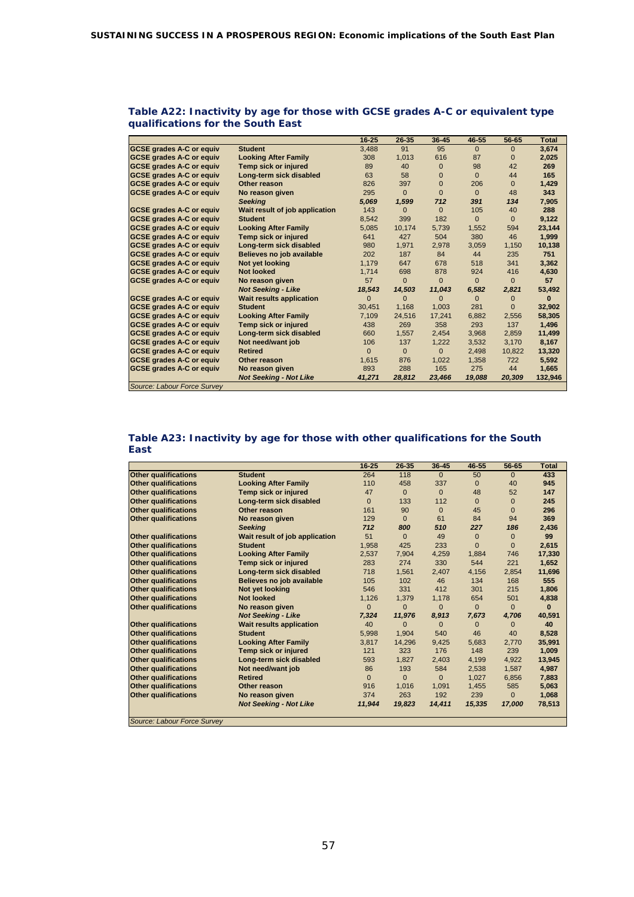### Table A22: Inactivity by age for those with GCSE grades A-C or equivalent type qualifications for the South East

| | | 16-25 | 26-35 | 36-45 | 46-55 | 56-65 | Total |
|---|---|---|---|---|---|---|---|
| **GCSE grades A-C or equiv** | **Student** | 3,488 | 91 | 95 | 0 | 0 | **3,674** |
| **GCSE grades A-C or equiv** | **Looking After Family** | 308 | 1,013 | 616 | 87 | 0 | **2,025** |
| **GCSE grades A-C or equiv** | **Temp sick or injured** | 89 | 40 | 0 | 98 | 42 | **269** |
| **GCSE grades A-C or equiv** | **Long-term sick disabled** | 63 | 58 | 0 | 0 | 44 | **165** |
| **GCSE grades A-C or equiv** | **Other reason** | 826 | 397 | 0 | 206 | 0 | **1,429** |
| **GCSE grades A-C or equiv** | **No reason given** | 295 | 0 | 0 | 0 | 48 | **343** |
| | ***Seeking*** | ***5,069*** | ***1,599*** | ***712*** | ***391*** | ***134*** | ***7,905*** |
| **GCSE grades A-C or equiv** | **Wait result of job application** | 143 | 0 | 0 | 105 | 40 | **288** |
| **GCSE grades A-C or equiv** | **Student** | 8,542 | 399 | 182 | 0 | 0 | **9,122** |
| **GCSE grades A-C or equiv** | **Looking After Family** | 5,085 | 10,174 | 5,739 | 1,552 | 594 | **23,144** |
| **GCSE grades A-C or equiv** | **Temp sick or injured** | 641 | 427 | 504 | 380 | 46 | **1,999** |
| **GCSE grades A-C or equiv** | **Long-term sick disabled** | 980 | 1,971 | 2,978 | 3,059 | 1,150 | **10,138** |
| **GCSE grades A-C or equiv** | **Believes no job available** | 202 | 187 | 84 | 44 | 235 | **751** |
| **GCSE grades A-C or equiv** | **Not yet looking** | 1,179 | 647 | 678 | 518 | 341 | **3,362** |
| **GCSE grades A-C or equiv** | **Not looked** | 1,714 | 698 | 878 | 924 | 416 | **4,630** |
| **GCSE grades A-C or equiv** | **No reason given** | 57 | 0 | 0 | 0 | 0 | **57** |
| | ***Not Seeking - Like*** | ***18,543*** | ***14,503*** | ***11,043*** | ***6,582*** | ***2,821*** | ***53,492*** |
| **GCSE grades A-C or equiv** | **Wait results application** | 0 | 0 | 0 | 0 | 0 | **0** |
| **GCSE grades A-C or equiv** | **Student** | 30,451 | 1,168 | 1,003 | 281 | 0 | **32,902** |
| **GCSE grades A-C or equiv** | **Looking After Family** | 7,109 | 24,516 | 17,241 | 6,882 | 2,556 | **58,305** |
| **GCSE grades A-C or equiv** | **Temp sick or injured** | 438 | 269 | 358 | 293 | 137 | **1,496** |
| **GCSE grades A-C or equiv** | **Long-term sick disabled** | 660 | 1,557 | 2,454 | 3,968 | 2,859 | **11,499** |
| **GCSE grades A-C or equiv** | **Not need/want job** | 106 | 137 | 1,222 | 3,532 | 3,170 | **8,167** |
| **GCSE grades A-C or equiv** | **Retired** | 0 | 0 | 0 | 2,498 | 10,822 | **13,320** |
| **GCSE grades A-C or equiv** | **Other reason** | 1,615 | 876 | 1,022 | 1,358 | 722 | **5,592** |
| **GCSE grades A-C or equiv** | **No reason given** | 893 | 288 | 165 | 275 | 44 | **1,665** |
| | ***Not Seeking - Not Like*** | ***41,271*** | ***28,812*** | ***23,466*** | ***19,088*** | ***20,309*** | ***132,946*** |

*Source: Labour Force Survey*

### Table A23: Inactivity by age for those with other qualifications for the South East

| | | 16-25 | 26-35 | 36-45 | 46-55 | 56-65 | Total |
|---|---|---|---|---|---|---|---|
| **Other qualifications** | **Student** | 264 | 118 | 0 | 50 | 0 | **433** |
| **Other qualifications** | **Looking After Family** | 110 | 458 | 337 | 0 | 40 | **945** |
| **Other qualifications** | **Temp sick or injured** | 47 | 0 | 0 | 48 | 52 | **147** |
| **Other qualifications** | **Long-term sick disabled** | 0 | 133 | 112 | 0 | 0 | **245** |
| **Other qualifications** | **Other reason** | 161 | 90 | 0 | 45 | 0 | **296** |
| **Other qualifications** | **No reason given** | 129 | 0 | 61 | 84 | 94 | **369** |
| | ***Seeking*** | ***712*** | ***800*** | ***510*** | ***227*** | ***186*** | ***2,436*** |
| **Other qualifications** | **Wait result of job application** | 51 | 0 | 49 | 0 | 0 | **99** |
| **Other qualifications** | **Student** | 1,958 | 425 | 233 | 0 | 0 | **2,615** |
| **Other qualifications** | **Looking After Family** | 2,537 | 7,904 | 4,259 | 1,884 | 746 | **17,330** |
| **Other qualifications** | **Temp sick or injured** | 283 | 274 | 330 | 544 | 221 | **1,652** |
| **Other qualifications** | **Long-term sick disabled** | 718 | 1,561 | 2,407 | 4,156 | 2,854 | **11,696** |
| **Other qualifications** | **Believes no job available** | 105 | 102 | 46 | 134 | 168 | **555** |
| **Other qualifications** | **Not yet looking** | 546 | 331 | 412 | 301 | 215 | **1,806** |
| **Other qualifications** | **Not looked** | 1,126 | 1,379 | 1,178 | 654 | 501 | **4,838** |
| **Other qualifications** | **No reason given** | 0 | 0 | 0 | 0 | 0 | **0** |
| | ***Not Seeking - Like*** | ***7,324*** | ***11,976*** | ***8,913*** | ***7,673*** | ***4,706*** | ***40,591*** |
| **Other qualifications** | **Wait results application** | 40 | 0 | 0 | 0 | 0 | **40** |
| **Other qualifications** | **Student** | 5,998 | 1,904 | 540 | 46 | 40 | **8,528** |
| **Other qualifications** | **Looking After Family** | 3,817 | 14,296 | 9,425 | 5,683 | 2,770 | **35,991** |
| **Other qualifications** | **Temp sick or injured** | 121 | 323 | 176 | 148 | 239 | **1,009** |
| **Other qualifications** | **Long-term sick disabled** | 593 | 1,827 | 2,403 | 4,199 | 4,922 | **13,945** |
| **Other qualifications** | **Not need/want job** | 86 | 193 | 584 | 2,538 | 1,587 | **4,987** |
| **Other qualifications** | **Retired** | 0 | 0 | 0 | 1,027 | 6,856 | **7,883** |
| **Other qualifications** | **Other reason** | 916 | 1,016 | 1,091 | 1,455 | 585 | **5,063** |
| **Other qualifications** | **No reason given** | 374 | 263 | 192 | 239 | 0 | **1,068** |
| | ***Not Seeking - Not Like*** | ***11,944*** | ***19,823*** | ***14,411*** | ***15,335*** | ***17,000*** | ***78,513*** |

*Source: Labour Force Survey*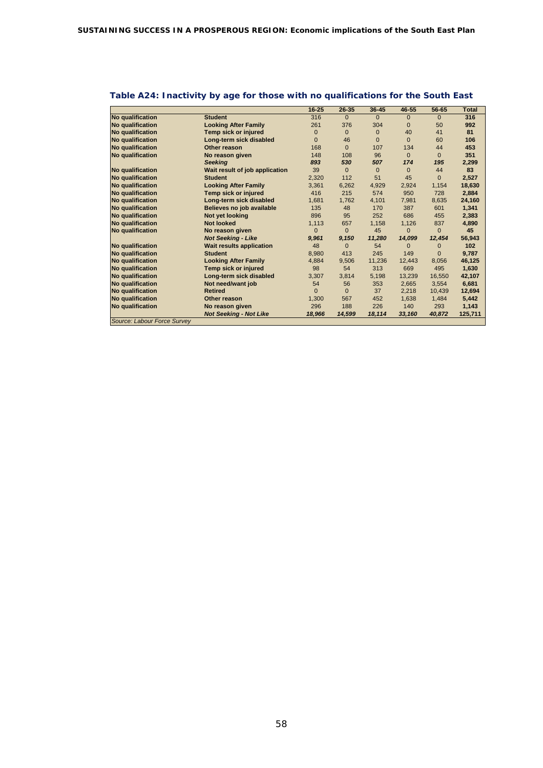## Table A24: Inactivity by age for those with no qualifications for the South East

| | | 16-25 | 26-35 | 36-45 | 46-55 | 56-65 | Total |
|---|---|---|---|---|---|---|---|
| No qualification | Student | 316 | 0 | 0 | 0 | 0 | 316 |
| No qualification | Looking After Family | 261 | 376 | 304 | 0 | 50 | 992 |
| No qualification | Temp sick or injured | 0 | 0 | 0 | 40 | 41 | 81 |
| No qualification | Long-term sick disabled | 0 | 46 | 0 | 0 | 60 | 106 |
| No qualification | Other reason | 168 | 0 | 107 | 134 | 44 | 453 |
| No qualification | No reason given | 148 | 108 | 96 | 0 | 0 | 351 |
| | *Seeking* | *893* | *530* | *507* | *174* | *195* | 2,299 |
| No qualification | Wait result of job application | 39 | 0 | 0 | 0 | 44 | 83 |
| No qualification | Student | 2,320 | 112 | 51 | 45 | 0 | 2,527 |
| No qualification | Looking After Family | 3,361 | 6,262 | 4,929 | 2,924 | 1,154 | 18,630 |
| No qualification | Temp sick or injured | 416 | 215 | 574 | 950 | 728 | 2,884 |
| No qualification | Long-term sick disabled | 1,681 | 1,762 | 4,101 | 7,981 | 8,635 | 24,160 |
| No qualification | Believes no job available | 135 | 48 | 170 | 387 | 601 | 1,341 |
| No qualification | Not yet looking | 896 | 95 | 252 | 686 | 455 | 2,383 |
| No qualification | Not looked | 1,113 | 657 | 1,158 | 1,126 | 837 | 4,890 |
| No qualification | No reason given | 0 | 0 | 45 | 0 | 0 | 45 |
| | *Not Seeking - Like* | *9,961* | *9,150* | *11,280* | *14,099* | *12,454* | 56,943 |
| No qualification | Wait results application | 48 | 0 | 54 | 0 | 0 | 102 |
| No qualification | Student | 8,980 | 413 | 245 | 149 | 0 | 9,787 |
| No qualification | Looking After Family | 4,884 | 9,506 | 11,236 | 12,443 | 8,056 | 46,125 |
| No qualification | Temp sick or injured | 98 | 54 | 313 | 669 | 495 | 1,630 |
| No qualification | Long-term sick disabled | 3,307 | 3,814 | 5,198 | 13,239 | 16,550 | 42,107 |
| No qualification | Not need/want job | 54 | 56 | 353 | 2,665 | 3,554 | 6,681 |
| No qualification | Retired | 0 | 0 | 37 | 2,218 | 10,439 | 12,694 |
| No qualification | Other reason | 1,300 | 567 | 452 | 1,638 | 1,484 | 5,442 |
| No qualification | No reason given | 296 | 188 | 226 | 140 | 293 | 1,143 |
| | *Not Seeking - Not Like* | *18,966* | *14,599* | *18,114* | *33,160* | *40,872* | 125,711 |

*Source: Labour Force Survey*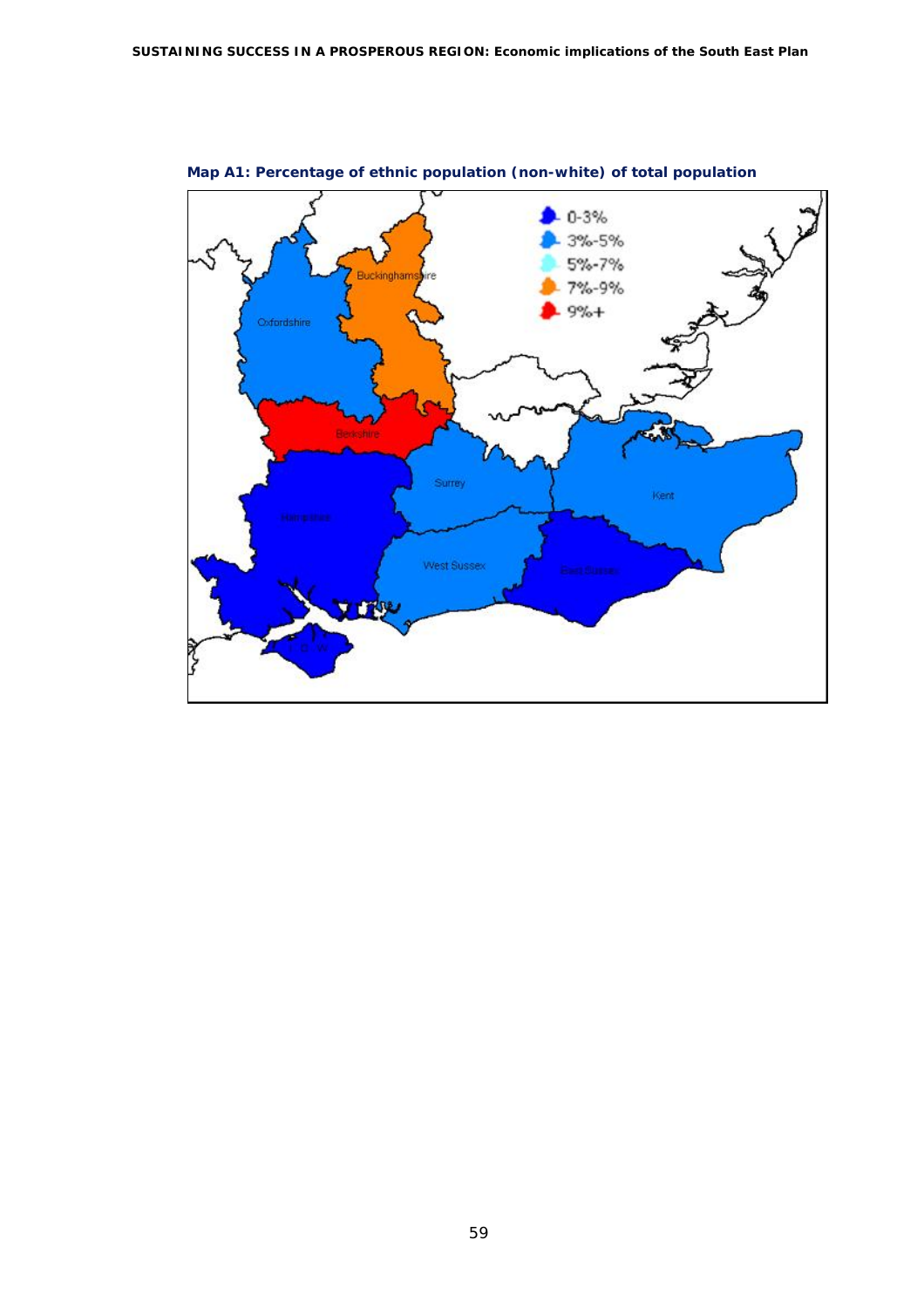**Map A1: Percentage of ethnic population (non-white) of total population**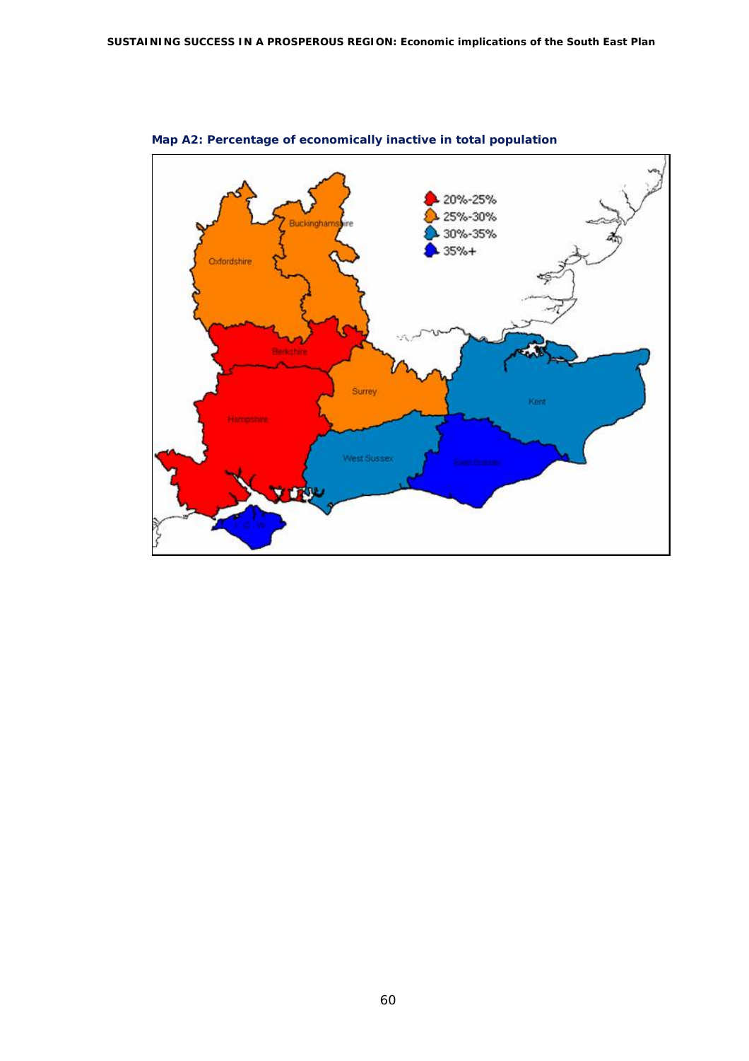**Map A2: Percentage of economically inactive in total population**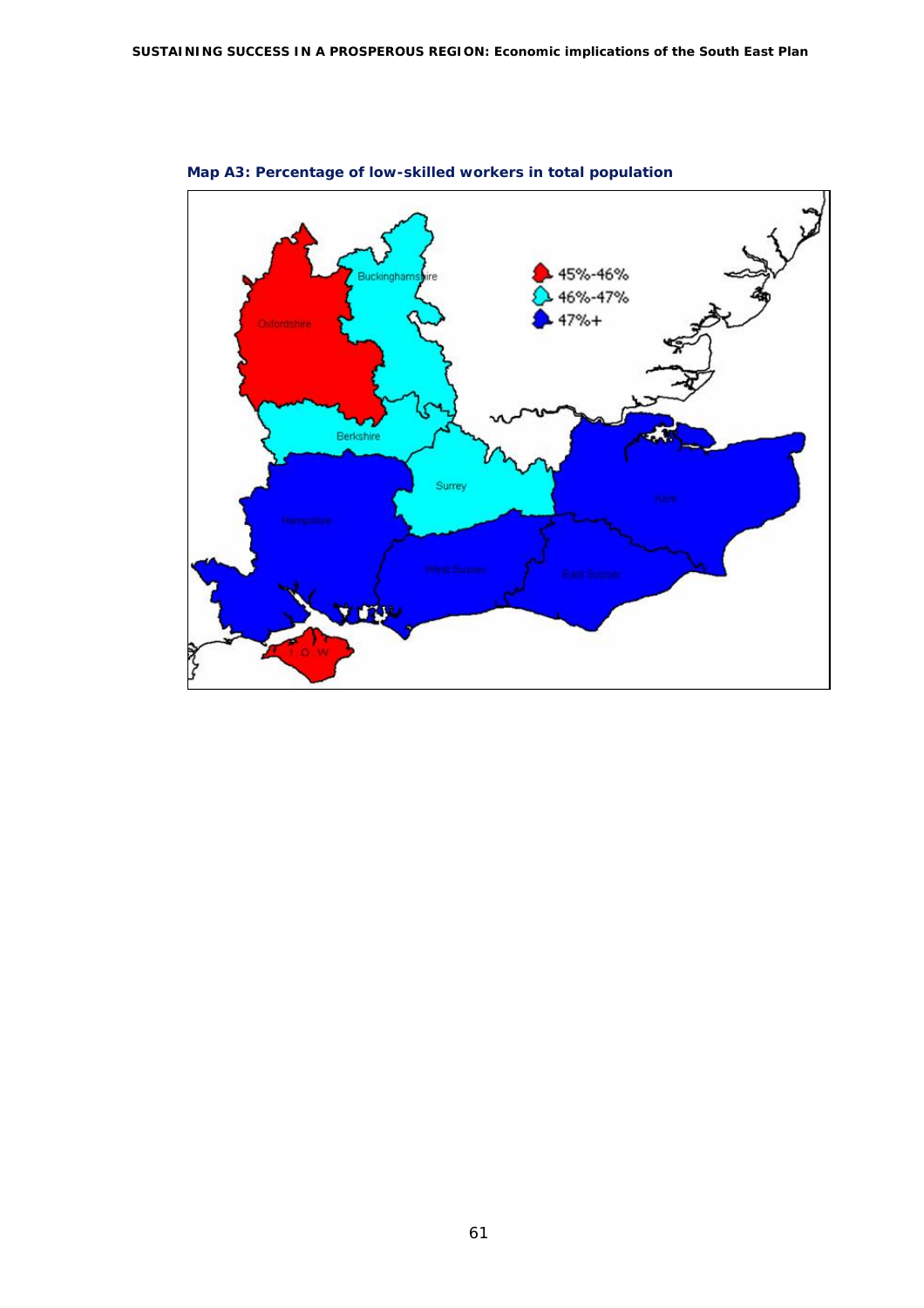**Map A3: Percentage of low-skilled workers in total population**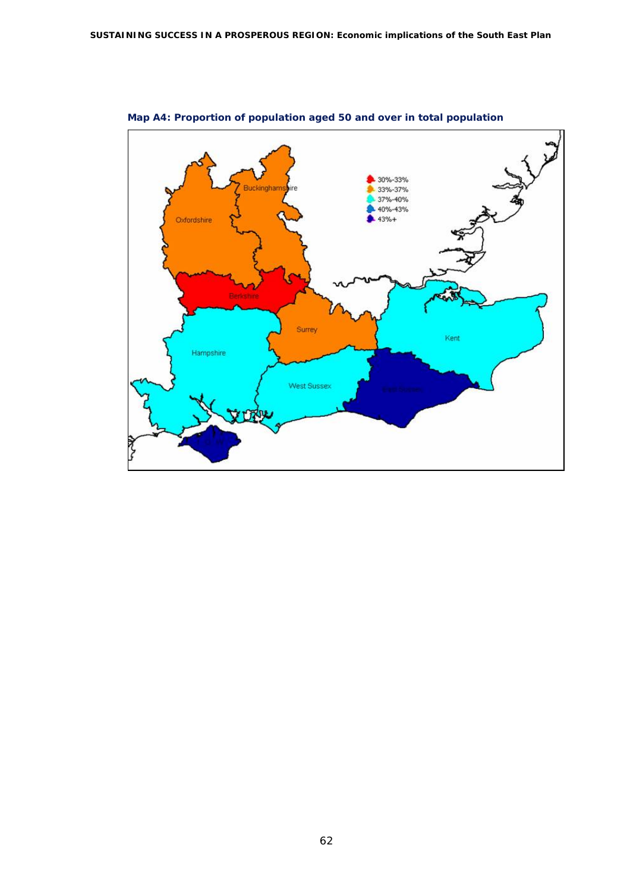**Map A4: Proportion of population aged 50 and over in total population**

30%-33%
33%-37%
37%-40%
40%-43%
43%+

Buckinghamshire
Oxfordshire
Berkshire
Surrey
Kent
Hampshire
West Sussex
East Sussex